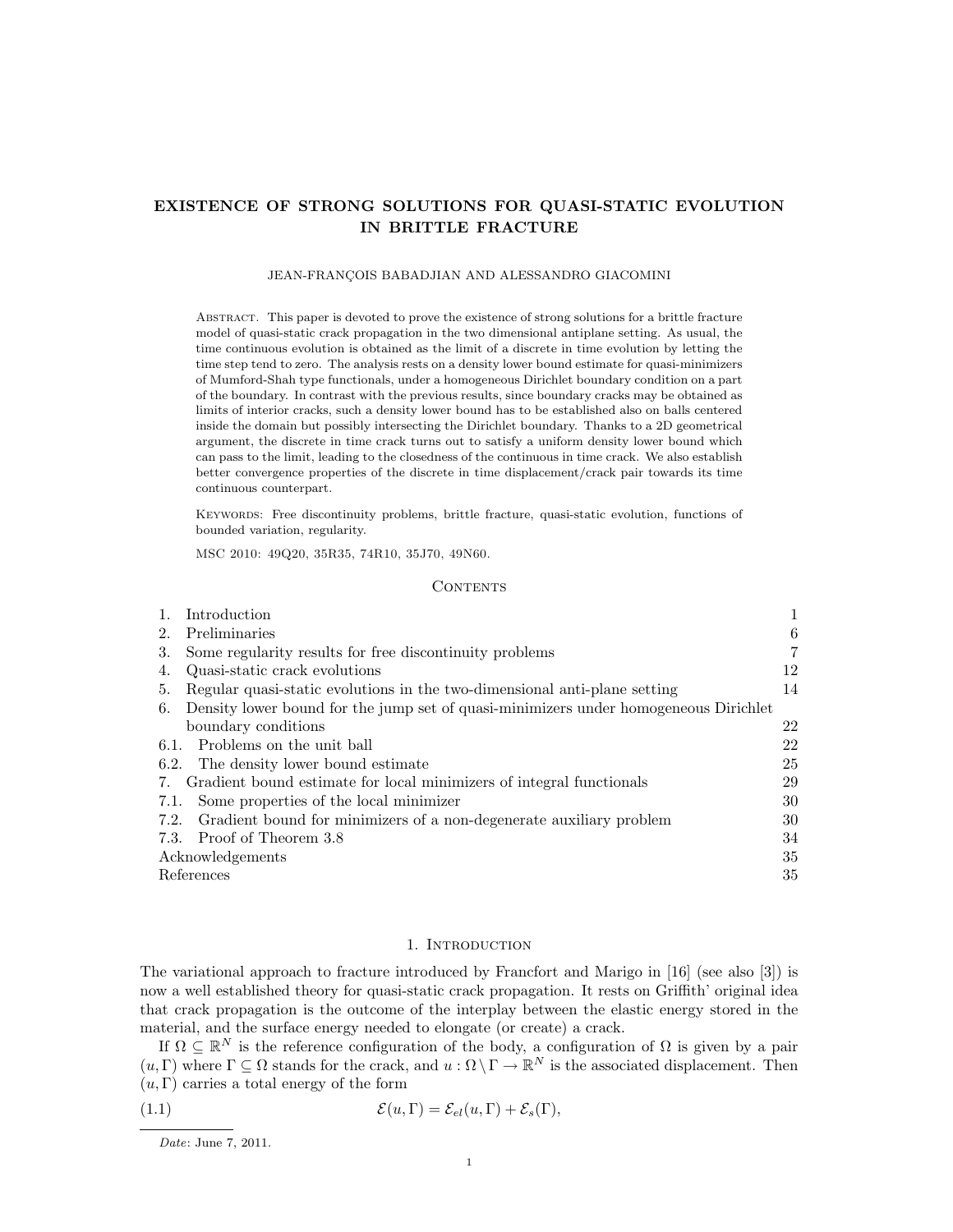# EXISTENCE OF STRONG SOLUTIONS FOR QUASI-STATIC EVOLUTION IN BRITTLE FRACTURE

JEAN-FRANÇOIS BABADJIAN AND ALESSANDRO GIACOMINI

Abstract. This paper is devoted to prove the existence of strong solutions for a brittle fracture model of quasi-static crack propagation in the two dimensional antiplane setting. As usual, the time continuous evolution is obtained as the limit of a discrete in time evolution by letting the time step tend to zero. The analysis rests on a density lower bound estimate for quasi-minimizers of Mumford-Shah type functionals, under a homogeneous Dirichlet boundary condition on a part of the boundary. In contrast with the previous results, since boundary cracks may be obtained as limits of interior cracks, such a density lower bound has to be established also on balls centered inside the domain but possibly intersecting the Dirichlet boundary. Thanks to a 2D geometrical argument, the discrete in time crack turns out to satisfy a uniform density lower bound which can pass to the limit, leading to the closedness of the continuous in time crack. We also establish better convergence properties of the discrete in time displacement/crack pair towards its time continuous counterpart.

Keywords: Free discontinuity problems, brittle fracture, quasi-static evolution, functions of bounded variation, regularity.

MSC 2010: 49Q20, 35R35, 74R10, 35J70, 49N60.

## Contents

1. Introduction — 1
2. Preliminaries — 6
3. Some regularity results for free discontinuity problems — 7
4. Quasi-static crack evolutions — 12
5. Regular quasi-static evolutions in the two-dimensional anti-plane setting — 14
6. Density lower bound for the jump set of quasi-minimizers under homogeneous Dirichlet boundary conditions — 22
   - 6.1. Problems on the unit ball — 22
   - 6.2. The density lower bound estimate — 25
7. Gradient bound estimate for local minimizers of integral functionals — 29
   - 7.1. Some properties of the local minimizer — 30
   - 7.2. Gradient bound for minimizers of a non-degenerate auxiliary problem — 30
   - 7.3. Proof of Theorem 3.8 — 34

Acknowledgements — 35
References — 35

## 1. Introduction

The variational approach to fracture introduced by Francfort and Marigo in [16] (see also [3]) is now a well established theory for quasi-static crack propagation. It rests on Griffith' original idea that crack propagation is the outcome of the interplay between the elastic energy stored in the material, and the surface energy needed to elongate (or create) a crack.

If $\Omega \subseteq \mathbb{R}^N$ is the reference configuration of the body, a configuration of $\Omega$ is given by a pair $(u, \Gamma)$ where $\Gamma \subseteq \Omega$ stands for the crack, and $u : \Omega \setminus \Gamma \to \mathbb{R}^N$ is the associated displacement. Then $(u, \Gamma)$ carries a total energy of the form

$$\mathcal{E}(u, \Gamma) = \mathcal{E}_{el}(u, \Gamma) + \mathcal{E}_s(\Gamma), \tag{1.1}$$

*Date*: June 7, 2011.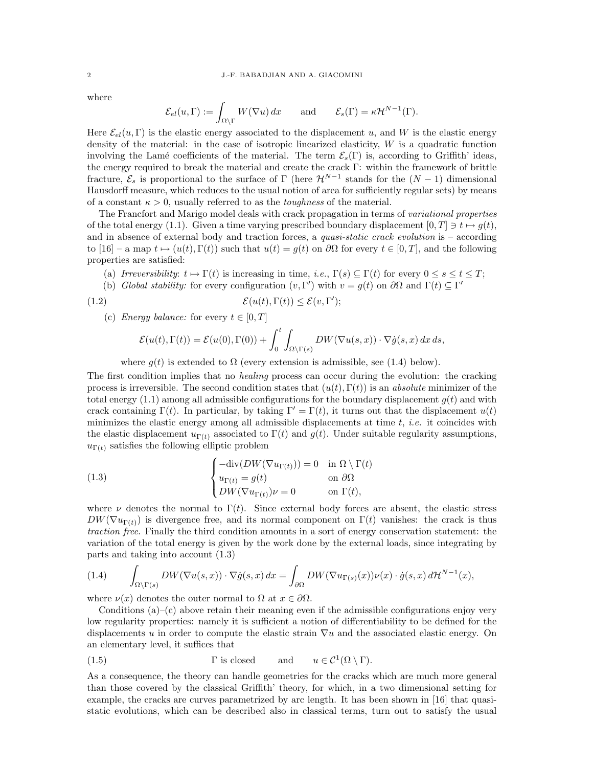where

$$\mathcal{E}_{el}(u,\Gamma) := \int_{\Omega\setminus\Gamma} W(\nabla u)\,dx \qquad \text{and} \qquad \mathcal{E}_s(\Gamma) = \kappa\mathcal{H}^{N-1}(\Gamma).$$

Here $\mathcal{E}_{el}(u,\Gamma)$ is the elastic energy associated to the displacement $u$, and $W$ is the elastic energy density of the material: in the case of isotropic linearized elasticity, $W$ is a quadratic function involving the Lamé coefficients of the material. The term $\mathcal{E}_s(\Gamma)$ is, according to Griffith' ideas, the energy required to break the material and create the crack $\Gamma$: within the framework of brittle fracture, $\mathcal{E}_s$ is proportional to the surface of $\Gamma$ (here $\mathcal{H}^{N-1}$ stands for the $(N-1)$ dimensional Hausdorff measure, which reduces to the usual notion of area for sufficiently regular sets) by means of a constant $\kappa > 0$, usually referred to as the *toughness* of the material.

The Francfort and Marigo model deals with crack propagation in terms of *variational properties* of the total energy (1.1). Given a time varying prescribed boundary displacement $[0,T] \ni t \mapsto g(t)$, and in absence of external body and traction forces, a *quasi-static crack evolution* is – according to [16] – a map $t \mapsto (u(t),\Gamma(t))$ such that $u(t) = g(t)$ on $\partial\Omega$ for every $t \in [0,T]$, and the following properties are satisfied:

(a) *Irreversibility*: $t \mapsto \Gamma(t)$ is increasing in time, *i.e.*, $\Gamma(s) \subseteq \Gamma(t)$ for every $0 \le s \le t \le T$;

(b) *Global stability:* for every configuration $(v,\Gamma')$ with $v = g(t)$ on $\partial\Omega$ and $\Gamma(t) \subseteq \Gamma'$

$$\mathcal{E}(u(t),\Gamma(t)) \le \mathcal{E}(v,\Gamma'); \tag{1.2}$$

(c) *Energy balance:* for every $t \in [0,T]$

$$\mathcal{E}(u(t),\Gamma(t)) = \mathcal{E}(u(0),\Gamma(0)) + \int_0^t \int_{\Omega\setminus\Gamma(s)} DW(\nabla u(s,x))\cdot\nabla\dot{g}(s,x)\,dx\,ds,$$

where $g(t)$ is extended to $\Omega$ (every extension is admissible, see (1.4) below).

The first condition implies that no *healing* process can occur during the evolution: the cracking process is irreversible. The second condition states that $(u(t),\Gamma(t))$ is an *absolute* minimizer of the total energy (1.1) among all admissible configurations for the boundary displacement $g(t)$ and with crack containing $\Gamma(t)$. In particular, by taking $\Gamma' = \Gamma(t)$, it turns out that the displacement $u(t)$ minimizes the elastic energy among all admissible displacements at time $t$, *i.e.* it coincides with the elastic displacement $u_{\Gamma(t)}$ associated to $\Gamma(t)$ and $g(t)$. Under suitable regularity assumptions, $u_{\Gamma(t)}$ satisfies the following elliptic problem

$$\begin{cases} -\operatorname{div}(DW(\nabla u_{\Gamma(t)})) = 0 & \text{in } \Omega\setminus\Gamma(t) \\ u_{\Gamma(t)} = g(t) & \text{on } \partial\Omega \\ DW(\nabla u_{\Gamma(t)})\nu = 0 & \text{on } \Gamma(t), \end{cases} \tag{1.3}$$

where $\nu$ denotes the normal to $\Gamma(t)$. Since external body forces are absent, the elastic stress $DW(\nabla u_{\Gamma(t)})$ is divergence free, and its normal component on $\Gamma(t)$ vanishes: the crack is thus *traction free*. Finally the third condition amounts in a sort of energy conservation statement: the variation of the total energy is given by the work done by the external loads, since integrating by parts and taking into account (1.3)

$$\int_{\Omega\setminus\Gamma(s)} DW(\nabla u(s,x))\cdot\nabla\dot{g}(s,x)\,dx = \int_{\partial\Omega} DW(\nabla u_{\Gamma(s)}(x))\nu(x)\cdot\dot{g}(s,x)\,d\mathcal{H}^{N-1}(x), \tag{1.4}$$

where $\nu(x)$ denotes the outer normal to $\Omega$ at $x \in \partial\Omega$.

Conditions (a)–(c) above retain their meaning even if the admissible configurations enjoy very low regularity properties: namely it is sufficient a notion of differentiability to be defined for the displacements $u$ in order to compute the elastic strain $\nabla u$ and the associated elastic energy. On an elementary level, it suffices that

$$\Gamma \text{ is closed} \qquad \text{and} \qquad u \in \mathcal{C}^1(\Omega\setminus\Gamma). \tag{1.5}$$

As a consequence, the theory can handle geometries for the cracks which are much more general than those covered by the classical Griffith' theory, for which, in a two dimensional setting for example, the cracks are curves parametrized by arc length. It has been shown in [16] that quasi-static evolutions, which can be described also in classical terms, turn out to satisfy the usual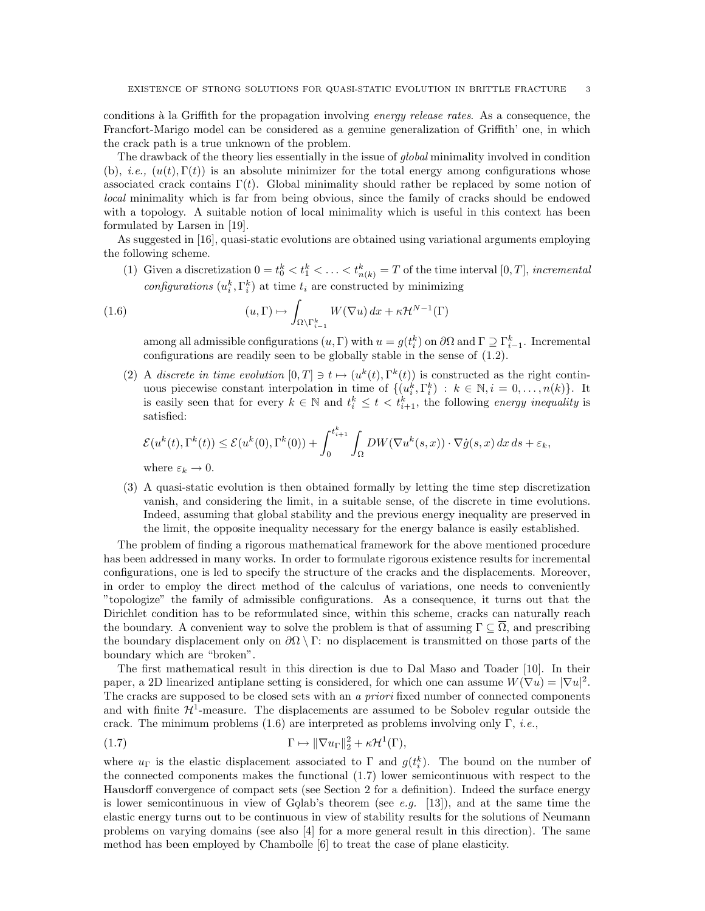conditions à la Griffith for the propagation involving *energy release rates*. As a consequence, the Francfort-Marigo model can be considered as a genuine generalization of Griffith' one, in which the crack path is a true unknown of the problem.

The drawback of the theory lies essentially in the issue of *global* minimality involved in condition (b), *i.e.,* $(u(t), \Gamma(t))$ is an absolute minimizer for the total energy among configurations whose associated crack contains $\Gamma(t)$. Global minimality should rather be replaced by some notion of *local* minimality which is far from being obvious, since the family of cracks should be endowed with a topology. A suitable notion of local minimality which is useful in this context has been formulated by Larsen in [19].

As suggested in [16], quasi-static evolutions are obtained using variational arguments employing the following scheme.

1. Given a discretization $0 = t_0^k < t_1^k < \ldots < t_{n(k)}^k = T$ of the time interval $[0, T]$, *incremental configurations* $(u_i^k, \Gamma_i^k)$ at time $t_i$ are constructed by minimizing
$$(u, \Gamma) \mapsto \int_{\Omega \setminus \Gamma_{i-1}^k} W(\nabla u)\, dx + \kappa \mathcal{H}^{N-1}(\Gamma) \tag{1.6}$$
among all admissible configurations $(u, \Gamma)$ with $u = g(t_i^k)$ on $\partial\Omega$ and $\Gamma \supseteq \Gamma_{i-1}^k$. Incremental configurations are readily seen to be globally stable in the sense of (1.2).
2. A *discrete in time evolution* $[0, T] \ni t \mapsto (u^k(t), \Gamma^k(t))$ is constructed as the right continuous piecewise constant interpolation in time of $\{(u_i^k, \Gamma_i^k) : k \in \mathbb{N}, i = 0, \ldots, n(k)\}$. It is easily seen that for every $k \in \mathbb{N}$ and $t_i^k \le t < t_{i+1}^k$, the following *energy inequality* is satisfied:
$$\mathcal{E}(u^k(t), \Gamma^k(t)) \le \mathcal{E}(u^k(0), \Gamma^k(0)) + \int_0^{t_{i+1}^k} \int_\Omega DW(\nabla u^k(s, x)) \cdot \nabla \dot{g}(s, x)\, dx\, ds + \varepsilon_k,$$
where $\varepsilon_k \to 0$.
3. A quasi-static evolution is then obtained formally by letting the time step discretization vanish, and considering the limit, in a suitable sense, of the discrete in time evolutions. Indeed, assuming that global stability and the previous energy inequality are preserved in the limit, the opposite inequality necessary for the energy balance is easily established.

The problem of finding a rigorous mathematical framework for the above mentioned procedure has been addressed in many works. In order to formulate rigorous existence results for incremental configurations, one is led to specify the structure of the cracks and the displacements. Moreover, in order to employ the direct method of the calculus of variations, one needs to conveniently "topologize" the family of admissible configurations. As a consequence, it turns out that the Dirichlet condition has to be reformulated since, within this scheme, cracks can naturally reach the boundary. A convenient way to solve the problem is that of assuming $\Gamma \subseteq \overline{\Omega}$, and prescribing the boundary displacement only on $\partial\Omega \setminus \Gamma$: no displacement is transmitted on those parts of the boundary which are "broken".

The first mathematical result in this direction is due to Dal Maso and Toader [10]. In their paper, a 2D linearized antiplane setting is considered, for which one can assume $W(\nabla u) = |\nabla u|^2$. The cracks are supposed to be closed sets with an *a priori* fixed number of connected components and with finite $\mathcal{H}^1$-measure. The displacements are assumed to be Sobolev regular outside the crack. The minimum problems (1.6) are interpreted as problems involving only $\Gamma$, *i.e.*,

$$\Gamma \mapsto \|\nabla u_\Gamma\|_2^2 + \kappa \mathcal{H}^1(\Gamma), \tag{1.7}$$

where $u_\Gamma$ is the elastic displacement associated to $\Gamma$ and $g(t_i^k)$. The bound on the number of the connected components makes the functional (1.7) lower semicontinuous with respect to the Hausdorff convergence of compact sets (see Section 2 for a definition). Indeed the surface energy is lower semicontinuous in view of Gołab's theorem (see *e.g.* [13]), and at the same time the elastic energy turns out to be continuous in view of stability results for the solutions of Neumann problems on varying domains (see also [4] for a more general result in this direction). The same method has been employed by Chambolle [6] to treat the case of plane elasticity.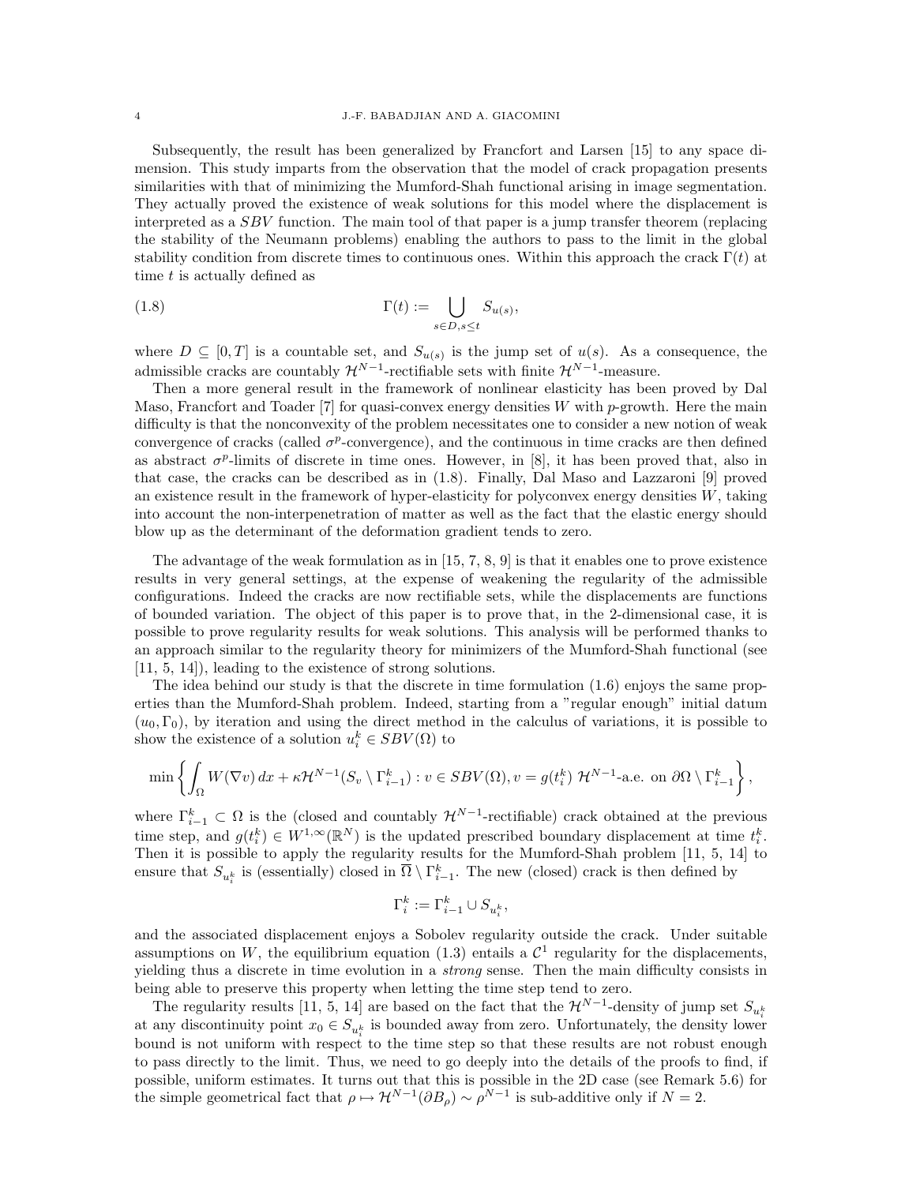Subsequently, the result has been generalized by Francfort and Larsen [15] to any space dimension. This study imparts from the observation that the model of crack propagation presents similarities with that of minimizing the Mumford-Shah functional arising in image segmentation. They actually proved the existence of weak solutions for this model where the displacement is interpreted as a $SBV$ function. The main tool of that paper is a jump transfer theorem (replacing the stability of the Neumann problems) enabling the authors to pass to the limit in the global stability condition from discrete times to continuous ones. Within this approach the crack $\Gamma(t)$ at time $t$ is actually defined as

$$\Gamma(t) := \bigcup_{s \in D, s \leq t} S_{u(s)}, \tag{1.8}$$

where $D \subseteq [0,T]$ is a countable set, and $S_{u(s)}$ is the jump set of $u(s)$. As a consequence, the admissible cracks are countably $\mathcal{H}^{N-1}$-rectifiable sets with finite $\mathcal{H}^{N-1}$-measure.

Then a more general result in the framework of nonlinear elasticity has been proved by Dal Maso, Francfort and Toader [7] for quasi-convex energy densities $W$ with $p$-growth. Here the main difficulty is that the nonconvexity of the problem necessitates one to consider a new notion of weak convergence of cracks (called $\sigma^p$-convergence), and the continuous in time cracks are then defined as abstract $\sigma^p$-limits of discrete in time ones. However, in [8], it has been proved that, also in that case, the cracks can be described as in (1.8). Finally, Dal Maso and Lazzaroni [9] proved an existence result in the framework of hyper-elasticity for polyconvex energy densities $W$, taking into account the non-interpenetration of matter as well as the fact that the elastic energy should blow up as the determinant of the deformation gradient tends to zero.

The advantage of the weak formulation as in [15, 7, 8, 9] is that it enables one to prove existence results in very general settings, at the expense of weakening the regularity of the admissible configurations. Indeed the cracks are now rectifiable sets, while the displacements are functions of bounded variation. The object of this paper is to prove that, in the 2-dimensional case, it is possible to prove regularity results for weak solutions. This analysis will be performed thanks to an approach similar to the regularity theory for minimizers of the Mumford-Shah functional (see [11, 5, 14]), leading to the existence of strong solutions.

The idea behind our study is that the discrete in time formulation (1.6) enjoys the same properties than the Mumford-Shah problem. Indeed, starting from a "regular enough" initial datum $(u_0, \Gamma_0)$, by iteration and using the direct method in the calculus of variations, it is possible to show the existence of a solution $u_i^k \in SBV(\Omega)$ to

$$\min\left\{ \int_\Omega W(\nabla v)\, dx + \kappa \mathcal{H}^{N-1}(S_v \setminus \Gamma_{i-1}^k) : v \in SBV(\Omega), v = g(t_i^k) \ \mathcal{H}^{N-1}\text{-a.e. on } \partial\Omega \setminus \Gamma_{i-1}^k \right\},$$

where $\Gamma_{i-1}^k \subset \Omega$ is the (closed and countably $\mathcal{H}^{N-1}$-rectifiable) crack obtained at the previous time step, and $g(t_i^k) \in W^{1,\infty}(\mathbb{R}^N)$ is the updated prescribed boundary displacement at time $t_i^k$. Then it is possible to apply the regularity results for the Mumford-Shah problem [11, 5, 14] to ensure that $S_{u_i^k}$ is (essentially) closed in $\overline{\Omega} \setminus \Gamma_{i-1}^k$. The new (closed) crack is then defined by

$$\Gamma_i^k := \Gamma_{i-1}^k \cup S_{u_i^k},$$

and the associated displacement enjoys a Sobolev regularity outside the crack. Under suitable assumptions on $W$, the equilibrium equation (1.3) entails a $\mathcal{C}^1$ regularity for the displacements, yielding thus a discrete in time evolution in a *strong* sense. Then the main difficulty consists in being able to preserve this property when letting the time step tend to zero.

The regularity results [11, 5, 14] are based on the fact that the $\mathcal{H}^{N-1}$-density of jump set $S_{u_i^k}$ at any discontinuity point $x_0 \in S_{u_i^k}$ is bounded away from zero. Unfortunately, the density lower bound is not uniform with respect to the time step so that these results are not robust enough to pass directly to the limit. Thus, we need to go deeply into the details of the proofs to find, if possible, uniform estimates. It turns out that this is possible in the 2D case (see Remark 5.6) for the simple geometrical fact that $\rho \mapsto \mathcal{H}^{N-1}(\partial B_\rho) \sim \rho^{N-1}$ is sub-additive only if $N = 2$.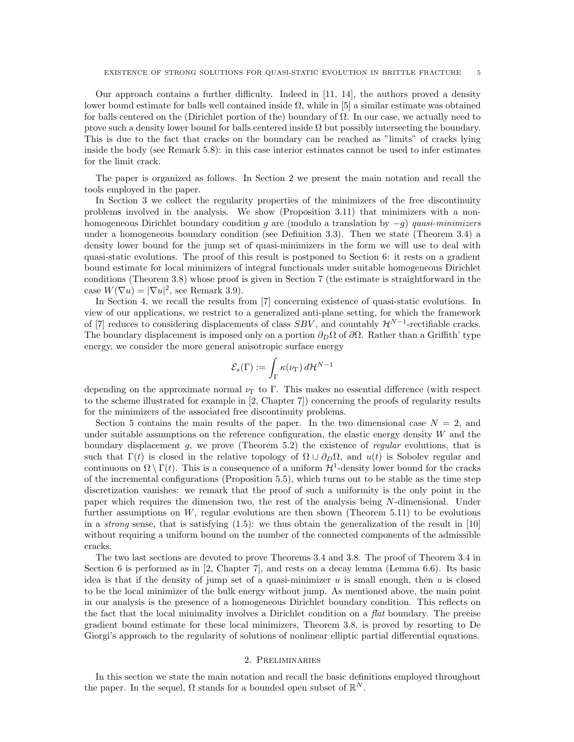Our approach contains a further difficulty. Indeed in [11, 14], the authors proved a density lower bound estimate for balls well contained inside $\Omega$, while in [5] a similar estimate was obtained for balls centered on the (Dirichlet portion of the) boundary of $\Omega$. In our case, we actually need to prove such a density lower bound for balls centered inside $\Omega$ but possibly intersecting the boundary. This is due to the fact that cracks on the boundary can be reached as "limits" of cracks lying inside the body (see Remark 5.8): in this case interior estimates cannot be used to infer estimates for the limit crack.

The paper is organized as follows. In Section 2 we present the main notation and recall the tools employed in the paper.

In Section 3 we collect the regularity properties of the minimizers of the free discontinuity problems involved in the analysis. We show (Proposition 3.11) that minimizers with a nonhomogeneous Dirichlet boundary condition $g$ are (modulo a translation by $-g$) *quasi-minimizers* under a homogeneous boundary condition (see Definition 3.3). Then we state (Theorem 3.4) a density lower bound for the jump set of quasi-minimizers in the form we will use to deal with quasi-static evolutions. The proof of this result is postponed to Section 6: it rests on a gradient bound estimate for local minimizers of integral functionals under suitable homogeneous Dirichlet conditions (Theorem 3.8) whose proof is given in Section 7 (the estimate is straightforward in the case $W(\nabla u) = |\nabla u|^2$, see Remark 3.9).

In Section 4, we recall the results from [7] concerning existence of quasi-static evolutions. In view of our applications, we restrict to a generalized anti-plane setting, for which the framework of [7] reduces to considering displacements of class $SBV$, and countably $\mathcal{H}^{N-1}$-rectifiable cracks. The boundary displacement is imposed only on a portion $\partial_D\Omega$ of $\partial\Omega$. Rather than a Griffith' type energy, we consider the more general anisotropic surface energy

$$\mathcal{E}_s(\Gamma) := \int_\Gamma \kappa(\nu_\Gamma)\, d\mathcal{H}^{N-1}$$

depending on the approximate normal $\nu_\Gamma$ to $\Gamma$. This makes no essential difference (with respect to the scheme illustrated for example in [2, Chapter 7]) concerning the proofs of regularity results for the minimizers of the associated free discontinuity problems.

Section 5 contains the main results of the paper. In the two dimensional case $N = 2$, and under suitable assumptions on the reference configuration, the elastic energy density $W$ and the boundary displacement $g$, we prove (Theorem 5.2) the existence of *regular* evolutions, that is such that $\Gamma(t)$ is closed in the relative topology of $\Omega \cup \partial_D\Omega$, and $u(t)$ is Sobolev regular and continuous on $\Omega \setminus \Gamma(t)$. This is a consequence of a uniform $\mathcal{H}^1$-density lower bound for the cracks of the incremental configurations (Proposition 5.5), which turns out to be stable as the time step discretization vanishes: we remark that the proof of such a uniformity is the only point in the paper which requires the dimension two, the rest of the analysis being $N$-dimensional. Under further assumptions on $W$, regular evolutions are then shown (Theorem 5.11) to be evolutions in a *strong* sense, that is satisfying (1.5): we thus obtain the generalization of the result in [10] without requiring a uniform bound on the number of the connected components of the admissible cracks.

The two last sections are devoted to prove Theorems 3.4 and 3.8. The proof of Theorem 3.4 in Section 6 is performed as in [2, Chapter 7], and rests on a decay lemma (Lemma 6.6). Its basic idea is that if the density of jump set of a quasi-minimizer $u$ is small enough, then $u$ is closed to be the local minimizer of the bulk energy without jump. As mentioned above, the main point in our analysis is the presence of a homogeneous Dirichlet boundary condition. This reflects on the fact that the local minimality involves a Dirichlet condition on a *flat* boundary. The precise gradient bound estimate for these local minimizers, Theorem 3.8, is proved by resorting to De Giorgi's approach to the regularity of solutions of nonlinear elliptic partial differential equations.

## 2. Preliminaries

In this section we state the main notation and recall the basic definitions employed throughout the paper. In the sequel, $\Omega$ stands for a bounded open subset of $\mathbb{R}^N$.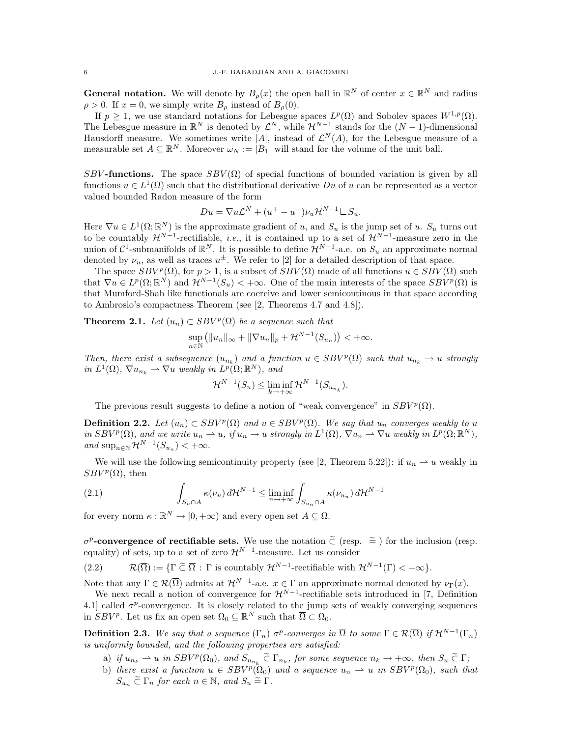**General notation.** We will denote by $B_\rho(x)$ the open ball in $\mathbb{R}^N$ of center $x \in \mathbb{R}^N$ and radius $\rho > 0$. If $x = 0$, we simply write $B_\rho$ instead of $B_\rho(0)$.

If $p \geq 1$, we use standard notations for Lebesgue spaces $L^p(\Omega)$ and Sobolev spaces $W^{1,p}(\Omega)$. The Lebesgue measure in $\mathbb{R}^N$ is denoted by $\mathcal{L}^N$, while $\mathcal{H}^{N-1}$ stands for the $(N-1)$-dimensional Hausdorff measure. We sometimes write $|A|$, instead of $\mathcal{L}^N(A)$, for the Lebesgue measure of a measurable set $A \subseteq \mathbb{R}^N$. Moreover $\omega_N := |B_1|$ will stand for the volume of the unit ball.

**$SBV$-functions.** The space $SBV(\Omega)$ of special functions of bounded variation is given by all functions $u \in L^1(\Omega)$ such that the distributional derivative $Du$ of $u$ can be represented as a vector valued bounded Radon measure of the form

$$Du = \nabla u \mathcal{L}^N + (u^+ - u^-)\nu_u \mathcal{H}^{N-1} \llcorner S_u.$$

Here $\nabla u \in L^1(\Omega; \mathbb{R}^N)$ is the approximate gradient of $u$, and $S_u$ is the jump set of $u$. $S_u$ turns out to be countably $\mathcal{H}^{N-1}$-rectifiable, *i.e.*, it is contained up to a set of $\mathcal{H}^{N-1}$-measure zero in the union of $\mathcal{C}^1$-submanifolds of $\mathbb{R}^N$. It is possible to define $\mathcal{H}^{N-1}$-a.e. on $S_u$ an approximate normal denoted by $\nu_u$, as well as traces $u^\pm$. We refer to [2] for a detailed description of that space.

The space $SBV^p(\Omega)$, for $p > 1$, is a subset of $SBV(\Omega)$ made of all functions $u \in SBV(\Omega)$ such that $\nabla u \in L^p(\Omega; \mathbb{R}^N)$ and $\mathcal{H}^{N-1}(S_u) < +\infty$. One of the main interests of the space $SBV^p(\Omega)$ is that Mumford-Shah like functionals are coercive and lower semicontinous in that space according to Ambrosio's compactness Theorem (see [2, Theorems 4.7 and 4.8]).

**Theorem 2.1.** *Let $(u_n) \subset SBV^p(\Omega)$ be a sequence such that*

$$\sup_{n\in\mathbb{N}} \left( \|u_n\|_\infty + \|\nabla u_n\|_p + \mathcal{H}^{N-1}(S_{u_n}) \right) < +\infty.$$

*Then, there exist a subsequence $(u_{n_k})$ and a function $u \in SBV^p(\Omega)$ such that $u_{n_k} \to u$ strongly in $L^1(\Omega)$, $\nabla u_{n_k} \rightharpoonup \nabla u$ weakly in $L^p(\Omega; \mathbb{R}^N)$, and*

$$\mathcal{H}^{N-1}(S_u) \leq \liminf_{k\to+\infty} \mathcal{H}^{N-1}(S_{u_{n_k}}).$$

The previous result suggests to define a notion of "weak convergence" in $SBV^p(\Omega)$.

**Definition 2.2.** *Let $(u_n) \subset SBV^p(\Omega)$ and $u \in SBV^p(\Omega)$. We say that $u_n$ converges weakly to $u$ in $SBV^p(\Omega)$, and we write $u_n \rightharpoonup u$, if $u_n \to u$ strongly in $L^1(\Omega)$, $\nabla u_n \rightharpoonup \nabla u$ weakly in $L^p(\Omega; \mathbb{R}^N)$, and $\sup_{n\in\mathbb{N}} \mathcal{H}^{N-1}(S_{u_n}) < +\infty$.*

We will use the following semicontinuity property (see [2, Theorem 5.22]): if $u_n \rightharpoonup u$ weakly in $SBV^p(\Omega)$, then

$$\int_{S_u \cap A} \kappa(\nu_u)\, d\mathcal{H}^{N-1} \leq \liminf_{n\to+\infty} \int_{S_{u_n}\cap A} \kappa(\nu_{u_n})\, d\mathcal{H}^{N-1} \tag{2.1}$$

for every norm $\kappa : \mathbb{R}^N \to [0, +\infty)$ and every open set $A \subseteq \Omega$.

**$\sigma^p$-convergence of rectifiable sets.** We use the notation $\tilde{\subset}$ (resp. $\tilde{=}$) for the inclusion (resp. equality) of sets, up to a set of zero $\mathcal{H}^{N-1}$-measure. Let us consider

$$\mathcal{R}(\overline{\Omega}) := \{\Gamma \,\tilde{\subset}\, \overline{\Omega} : \Gamma \text{ is countably } \mathcal{H}^{N-1}\text{-rectifiable with } \mathcal{H}^{N-1}(\Gamma) < +\infty\}. \tag{2.2}$$

Note that any $\Gamma \in \mathcal{R}(\overline{\Omega})$ admits at $\mathcal{H}^{N-1}$-a.e. $x \in \Gamma$ an approximate normal denoted by $\nu_\Gamma(x)$.

We next recall a notion of convergence for $\mathcal{H}^{N-1}$-rectifiable sets introduced in [7, Definition 4.1] called $\sigma^p$-convergence. It is closely related to the jump sets of weakly converging sequences in $SBV^p$. Let us fix an open set $\Omega_0 \subseteq \mathbb{R}^N$ such that $\overline{\Omega} \subset \Omega_0$.

**Definition 2.3.** *We say that a sequence $(\Gamma_n)$ $\sigma^p$-converges in $\overline{\Omega}$ to some $\Gamma \in \mathcal{R}(\overline{\Omega})$ if $\mathcal{H}^{N-1}(\Gamma_n)$ is uniformly bounded, and the following properties are satisfied:*

- a) *if $u_{n_k} \rightharpoonup u$ in $SBV^p(\Omega_0)$, and $S_{u_{n_k}} \,\tilde{\subset}\, \Gamma_{n_k}$, for some sequence $n_k \to +\infty$, then $S_u \,\tilde{\subset}\, \Gamma$;*
- b) *there exist a function $u \in SBV^p(\Omega_0)$ and a sequence $u_n \rightharpoonup u$ in $SBV^p(\Omega_0)$, such that $S_{u_n} \,\tilde{\subset}\, \Gamma_n$ for each $n \in \mathbb{N}$, and $S_u \,\tilde{=}\, \Gamma$.*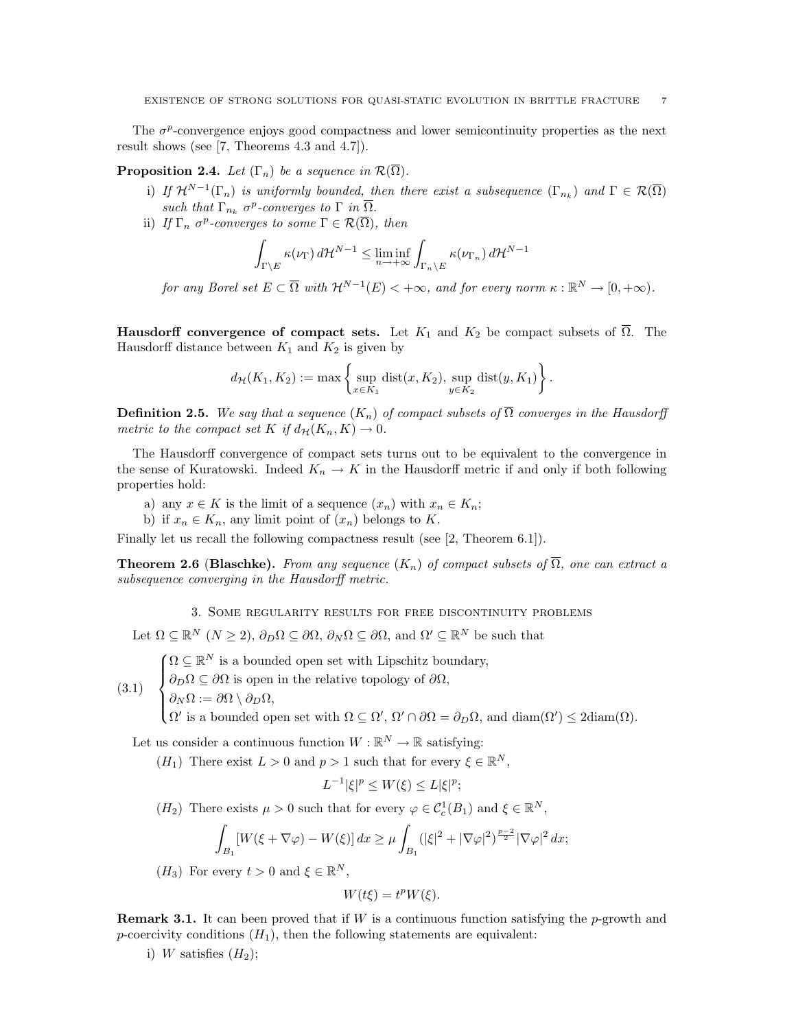The $\sigma^p$-convergence enjoys good compactness and lower semicontinuity properties as the next result shows (see [7, Theorems 4.3 and 4.7]).

**Proposition 2.4.** *Let $(\Gamma_n)$ be a sequence in $\mathcal{R}(\overline{\Omega})$.*

i) *If $\mathcal{H}^{N-1}(\Gamma_n)$ is uniformly bounded, then there exist a subsequence $(\Gamma_{n_k})$ and $\Gamma \in \mathcal{R}(\overline{\Omega})$ such that $\Gamma_{n_k}$ $\sigma^p$-converges to $\Gamma$ in $\overline{\Omega}$.*

ii) *If $\Gamma_n$ $\sigma^p$-converges to some $\Gamma \in \mathcal{R}(\overline{\Omega})$, then*

$$\int_{\Gamma \setminus E} \kappa(\nu_\Gamma)\, d\mathcal{H}^{N-1} \leq \liminf_{n \to +\infty} \int_{\Gamma_n \setminus E} \kappa(\nu_{\Gamma_n})\, d\mathcal{H}^{N-1}$$

*for any Borel set $E \subset \overline{\Omega}$ with $\mathcal{H}^{N-1}(E) < +\infty$, and for every norm $\kappa : \mathbb{R}^N \to [0, +\infty)$.*

**Hausdorff convergence of compact sets.** Let $K_1$ and $K_2$ be compact subsets of $\overline{\Omega}$. The Hausdorff distance between $K_1$ and $K_2$ is given by

$$d_{\mathcal{H}}(K_1, K_2) := \max\left\{ \sup_{x \in K_1} \operatorname{dist}(x, K_2),\ \sup_{y \in K_2} \operatorname{dist}(y, K_1) \right\}.$$

**Definition 2.5.** *We say that a sequence $(K_n)$ of compact subsets of $\overline{\Omega}$ converges in the Hausdorff metric to the compact set $K$ if $d_{\mathcal{H}}(K_n, K) \to 0$.*

The Hausdorff convergence of compact sets turns out to be equivalent to the convergence in the sense of Kuratowski. Indeed $K_n \to K$ in the Hausdorff metric if and only if both following properties hold:

a) any $x \in K$ is the limit of a sequence $(x_n)$ with $x_n \in K_n$;
b) if $x_n \in K_n$, any limit point of $(x_n)$ belongs to $K$.

Finally let us recall the following compactness result (see [2, Theorem 6.1]).

**Theorem 2.6 (Blaschke).** *From any sequence $(K_n)$ of compact subsets of $\overline{\Omega}$, one can extract a subsequence converging in the Hausdorff metric.*

## 3. Some regularity results for free discontinuity problems

Let $\Omega \subseteq \mathbb{R}^N$ $(N \geq 2)$, $\partial_D\Omega \subseteq \partial\Omega$, $\partial_N\Omega \subseteq \partial\Omega$, and $\Omega' \subseteq \mathbb{R}^N$ be such that

$$\begin{cases} \Omega \subseteq \mathbb{R}^N \text{ is a bounded open set with Lipschitz boundary,} \\ \partial_D\Omega \subseteq \partial\Omega \text{ is open in the relative topology of } \partial\Omega, \\ \partial_N\Omega := \partial\Omega \setminus \partial_D\Omega, \\ \Omega' \text{ is a bounded open set with } \Omega \subseteq \Omega',\ \Omega' \cap \partial\Omega = \partial_D\Omega, \text{ and } \operatorname{diam}(\Omega') \leq 2\operatorname{diam}(\Omega). \end{cases} \tag{3.1}$$

Let us consider a continuous function $W : \mathbb{R}^N \to \mathbb{R}$ satisfying:

$(H_1)$ There exist $L > 0$ and $p > 1$ such that for every $\xi \in \mathbb{R}^N$,

$$L^{-1}|\xi|^p \leq W(\xi) \leq L|\xi|^p;$$

$(H_2)$ There exists $\mu > 0$ such that for every $\varphi \in \mathcal{C}^1_c(B_1)$ and $\xi \in \mathbb{R}^N$,

$$\int_{B_1} [W(\xi + \nabla\varphi) - W(\xi)]\, dx \geq \mu \int_{B_1} (|\xi|^2 + |\nabla\varphi|^2)^{\frac{p-2}{2}} |\nabla\varphi|^2\, dx;$$

$(H_3)$ For every $t > 0$ and $\xi \in \mathbb{R}^N$,

$$W(t\xi) = t^p W(\xi).$$

**Remark 3.1.** It can been proved that if $W$ is a continuous function satisfying the $p$-growth and $p$-coercivity conditions $(H_1)$, then the following statements are equivalent:

i) $W$ satisfies $(H_2)$;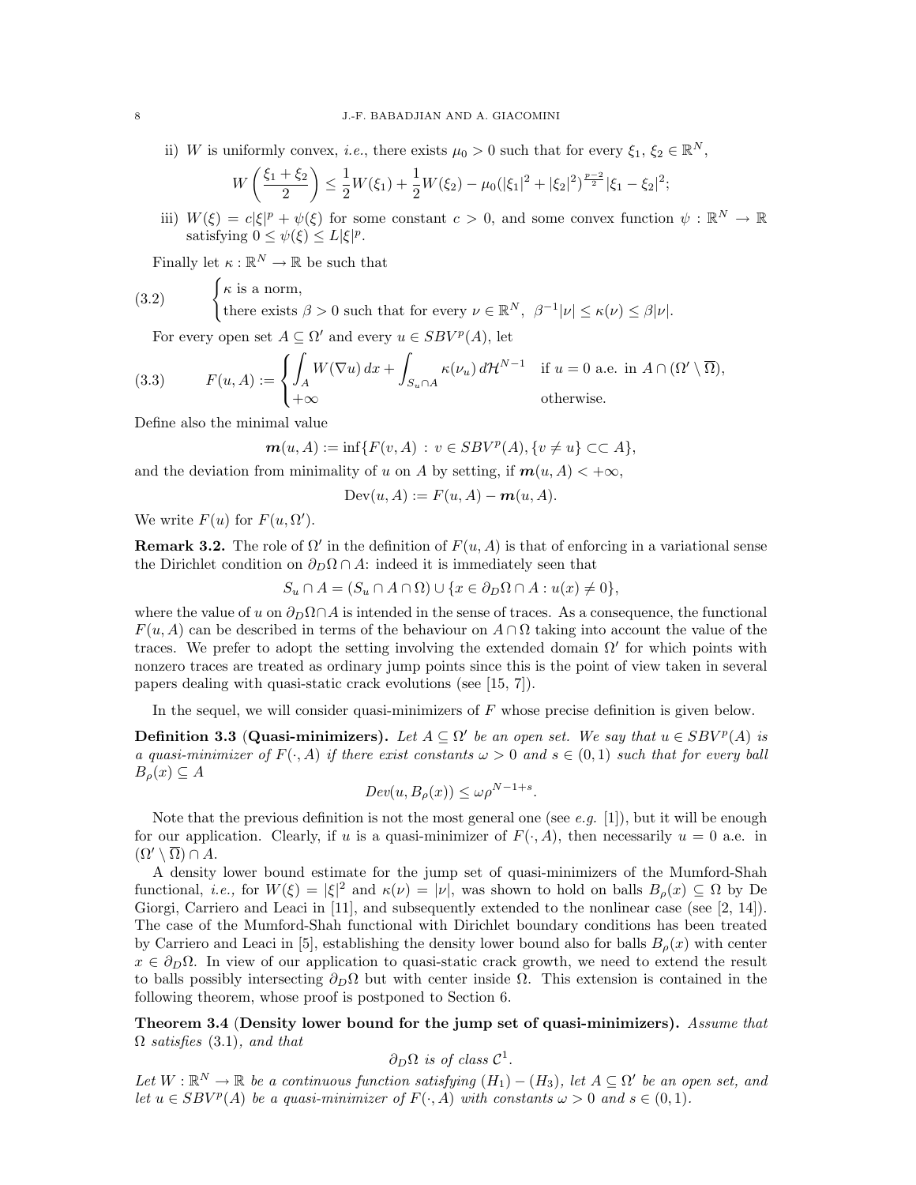ii) $W$ is uniformly convex, *i.e.*, there exists $\mu_0 > 0$ such that for every $\xi_1$, $\xi_2 \in \mathbb{R}^N$,

$$W\left(\frac{\xi_1 + \xi_2}{2}\right) \le \frac{1}{2}W(\xi_1) + \frac{1}{2}W(\xi_2) - \mu_0(|\xi_1|^2 + |\xi_2|^2)^{\frac{p-2}{2}}|\xi_1 - \xi_2|^2;$$

iii) $W(\xi) = c|\xi|^p + \psi(\xi)$ for some constant $c > 0$, and some convex function $\psi : \mathbb{R}^N \to \mathbb{R}$ satisfying $0 \le \psi(\xi) \le L|\xi|^p$.

Finally let $\kappa : \mathbb{R}^N \to \mathbb{R}$ be such that

$$\tag{3.2} \begin{cases} \kappa \text{ is a norm,} \\ \text{there exists } \beta > 0 \text{ such that for every } \nu \in \mathbb{R}^N, \ \beta^{-1}|\nu| \le \kappa(\nu) \le \beta|\nu|. \end{cases}$$

For every open set $A \subseteq \Omega'$ and every $u \in SBV^p(A)$, let

$$\tag{3.3} F(u, A) := \begin{cases} \displaystyle\int_A W(\nabla u)\,dx + \int_{S_u \cap A} \kappa(\nu_u)\,d\mathcal{H}^{N-1} & \text{if } u = 0 \text{ a.e. in } A \cap (\Omega' \setminus \overline{\Omega}), \\ +\infty & \text{otherwise.} \end{cases}$$

Define also the minimal value

$$\boldsymbol{m}(u, A) := \inf\{F(v, A) : v \in SBV^p(A), \{v \neq u\} \subset\subset A\},$$

and the deviation from minimality of $u$ on $A$ by setting, if $\boldsymbol{m}(u, A) < +\infty$,

$$\mathrm{Dev}(u, A) := F(u, A) - \boldsymbol{m}(u, A).$$

We write $F(u)$ for $F(u, \Omega')$.

**Remark 3.2.** The role of $\Omega'$ in the definition of $F(u, A)$ is that of enforcing in a variational sense the Dirichlet condition on $\partial_D\Omega \cap A$: indeed it is immediately seen that

$$S_u \cap A = (S_u \cap A \cap \Omega) \cup \{x \in \partial_D\Omega \cap A : u(x) \neq 0\},$$

where the value of $u$ on $\partial_D\Omega \cap A$ is intended in the sense of traces. As a consequence, the functional $F(u, A)$ can be described in terms of the behaviour on $A \cap \Omega$ taking into account the value of the traces. We prefer to adopt the setting involving the extended domain $\Omega'$ for which points with nonzero traces are treated as ordinary jump points since this is the point of view taken in several papers dealing with quasi-static crack evolutions (see [15, 7]).

In the sequel, we will consider quasi-minimizers of $F$ whose precise definition is given below.

**Definition 3.3** (**Quasi-minimizers).** *Let $A \subseteq \Omega'$ be an open set. We say that $u \in SBV^p(A)$ is a quasi-minimizer of $F(\cdot, A)$ if there exist constants $\omega > 0$ and $s \in (0, 1)$ such that for every ball $B_\rho(x) \subseteq A$*

$$Dev(u, B_\rho(x)) \le \omega\rho^{N-1+s}.$$

Note that the previous definition is not the most general one (see *e.g.* [1]), but it will be enough for our application. Clearly, if $u$ is a quasi-minimizer of $F(\cdot, A)$, then necessarily $u = 0$ a.e. in $(\Omega' \setminus \overline{\Omega}) \cap A$.

A density lower bound estimate for the jump set of quasi-minimizers of the Mumford-Shah functional, *i.e.,* for $W(\xi) = |\xi|^2$ and $\kappa(\nu) = |\nu|$, was shown to hold on balls $B_\rho(x) \subseteq \Omega$ by De Giorgi, Carriero and Leaci in [11], and subsequently extended to the nonlinear case (see [2, 14]). The case of the Mumford-Shah functional with Dirichlet boundary conditions has been treated by Carriero and Leaci in [5], establishing the density lower bound also for balls $B_\rho(x)$ with center $x \in \partial_D\Omega$. In view of our application to quasi-static crack growth, we need to extend the result to balls possibly intersecting $\partial_D\Omega$ but with center inside $\Omega$. This extension is contained in the following theorem, whose proof is postponed to Section 6.

**Theorem 3.4** (**Density lower bound for the jump set of quasi-minimizers).** *Assume that $\Omega$ satisfies* (3.1)*, and that*

$$\partial_D\Omega \text{ is of class } \mathcal{C}^1.$$

*Let $W : \mathbb{R}^N \to \mathbb{R}$ be a continuous function satisfying $(H_1) - (H_3)$, let $A \subseteq \Omega'$ be an open set, and let $u \in SBV^p(A)$ be a quasi-minimizer of $F(\cdot, A)$ with constants $\omega > 0$ and $s \in (0, 1)$.*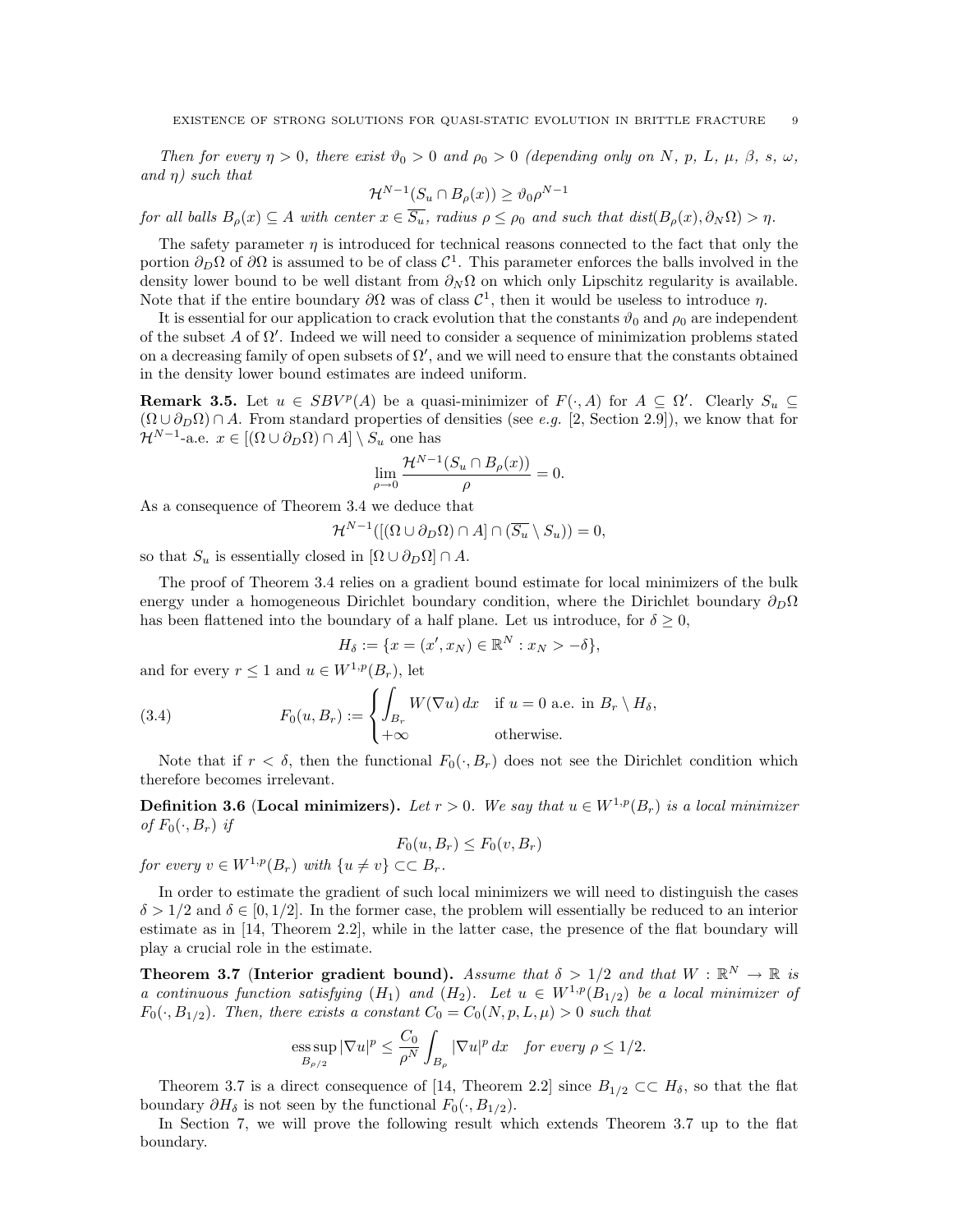*Then for every $\eta > 0$, there exist $\vartheta_0 > 0$ and $\rho_0 > 0$ (depending only on $N$, $p$, $L$, $\mu$, $\beta$, $s$, $\omega$, and $\eta$) such that*

$$\mathcal{H}^{N-1}(S_u \cap B_\rho(x)) \geq \vartheta_0 \rho^{N-1}$$

*for all balls $B_\rho(x) \subseteq A$ with center $x \in \overline{S_u}$, radius $\rho \leq \rho_0$ and such that $dist(B_\rho(x), \partial_N \Omega) > \eta$.*

The safety parameter $\eta$ is introduced for technical reasons connected to the fact that only the portion $\partial_D \Omega$ of $\partial\Omega$ is assumed to be of class $\mathcal{C}^1$. This parameter enforces the balls involved in the density lower bound to be well distant from $\partial_N \Omega$ on which only Lipschitz regularity is available. Note that if the entire boundary $\partial\Omega$ was of class $\mathcal{C}^1$, then it would be useless to introduce $\eta$.

It is essential for our application to crack evolution that the constants $\vartheta_0$ and $\rho_0$ are independent of the subset $A$ of $\Omega'$. Indeed we will need to consider a sequence of minimization problems stated on a decreasing family of open subsets of $\Omega'$, and we will need to ensure that the constants obtained in the density lower bound estimates are indeed uniform.

**Remark 3.5.** Let $u \in SBV^p(A)$ be a quasi-minimizer of $F(\cdot, A)$ for $A \subseteq \Omega'$. Clearly $S_u \subseteq (\Omega \cup \partial_D \Omega) \cap A$. From standard properties of densities (see *e.g.* [2, Section 2.9]), we know that for $\mathcal{H}^{N-1}$-a.e. $x \in [(\Omega \cup \partial_D \Omega) \cap A] \setminus S_u$ one has

$$\lim_{\rho \to 0} \frac{\mathcal{H}^{N-1}(S_u \cap B_\rho(x))}{\rho} = 0.$$

As a consequence of Theorem 3.4 we deduce that

$$\mathcal{H}^{N-1}([(\Omega \cup \partial_D \Omega) \cap A] \cap (\overline{S_u} \setminus S_u)) = 0,$$

so that $S_u$ is essentially closed in $[\Omega \cup \partial_D \Omega] \cap A$.

The proof of Theorem 3.4 relies on a gradient bound estimate for local minimizers of the bulk energy under a homogeneous Dirichlet boundary condition, where the Dirichlet boundary $\partial_D \Omega$ has been flattened into the boundary of a half plane. Let us introduce, for $\delta \geq 0$,

$$H_\delta := \{x = (x', x_N) \in \mathbb{R}^N : x_N > -\delta\},$$

and for every $r \leq 1$ and $u \in W^{1,p}(B_r)$, let

$$F_0(u, B_r) := \begin{cases} \displaystyle\int_{B_r} W(\nabla u)\, dx & \text{if } u = 0 \text{ a.e. in } B_r \setminus H_\delta, \\ +\infty & \text{otherwise.} \end{cases} \tag{3.4}$$

Note that if $r < \delta$, then the functional $F_0(\cdot, B_r)$ does not see the Dirichlet condition which therefore becomes irrelevant.

**Definition 3.6 (Local minimizers).** *Let $r > 0$. We say that $u \in W^{1,p}(B_r)$ is a local minimizer of $F_0(\cdot, B_r)$ if*

$$F_0(u, B_r) \leq F_0(v, B_r)$$

*for every $v \in W^{1,p}(B_r)$ with $\{u \neq v\} \subset\subset B_r$.*

In order to estimate the gradient of such local minimizers we will need to distinguish the cases $\delta > 1/2$ and $\delta \in [0, 1/2]$. In the former case, the problem will essentially be reduced to an interior estimate as in [14, Theorem 2.2], while in the latter case, the presence of the flat boundary will play a crucial role in the estimate.

**Theorem 3.7 (Interior gradient bound).** *Assume that $\delta > 1/2$ and that $W : \mathbb{R}^N \to \mathbb{R}$ is a continuous function satisfying $(H_1)$ and $(H_2)$. Let $u \in W^{1,p}(B_{1/2})$ be a local minimizer of $F_0(\cdot, B_{1/2})$. Then, there exists a constant $C_0 = C_0(N, p, L, \mu) > 0$ such that*

$$\operatorname*{ess\,sup}_{B_{\rho/2}} |\nabla u|^p \leq \frac{C_0}{\rho^N} \int_{B_\rho} |\nabla u|^p \, dx \quad \textit{for every } \rho \leq 1/2.$$

Theorem 3.7 is a direct consequence of [14, Theorem 2.2] since $B_{1/2} \subset\subset H_\delta$, so that the flat boundary $\partial H_\delta$ is not seen by the functional $F_0(\cdot, B_{1/2})$.

In Section 7, we will prove the following result which extends Theorem 3.7 up to the flat boundary.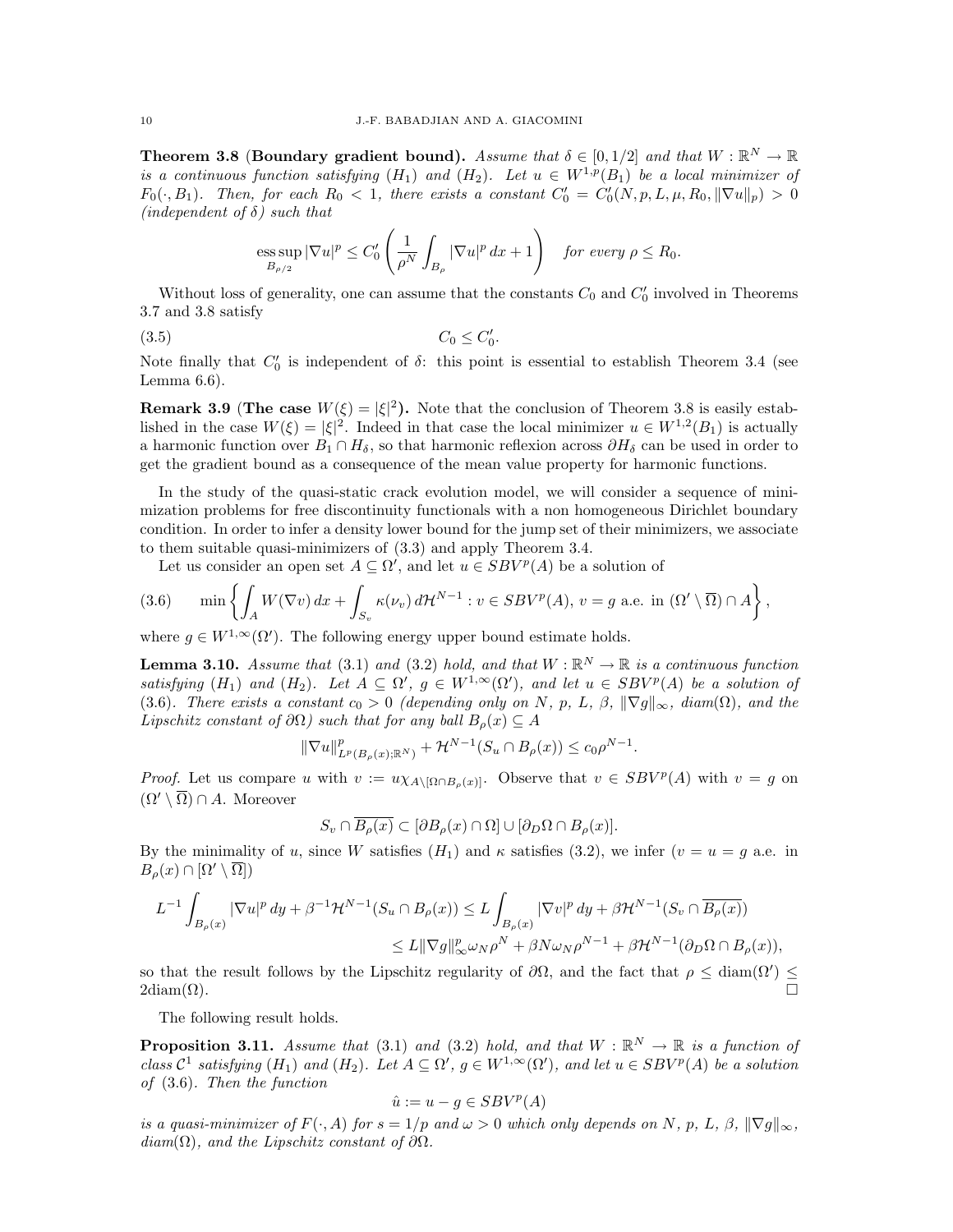**Theorem 3.8** (**Boundary gradient bound**). *Assume that $\delta \in [0, 1/2]$ and that $W : \mathbb{R}^N \to \mathbb{R}$ is a continuous function satisfying $(H_1)$ and $(H_2)$. Let $u \in W^{1,p}(B_1)$ be a local minimizer of $F_0(\cdot, B_1)$. Then, for each $R_0 < 1$, there exists a constant $C_0' = C_0'(N, p, L, \mu, R_0, \|\nabla u\|_p) > 0$ (independent of $\delta$) such that*

$$\operatorname*{ess\,sup}_{B_{\rho/2}} |\nabla u|^p \leq C_0' \left( \frac{1}{\rho^N} \int_{B_\rho} |\nabla u|^p \, dx + 1 \right) \quad \text{for every } \rho \leq R_0.$$

Without loss of generality, one can assume that the constants $C_0$ and $C_0'$ involved in Theorems 3.7 and 3.8 satisfy

$$C_0 \leq C_0'. \tag{3.5}$$

Note finally that $C_0'$ is independent of $\delta$: this point is essential to establish Theorem 3.4 (see Lemma 6.6).

**Remark 3.9** (**The case $W(\xi) = |\xi|^2$**). Note that the conclusion of Theorem 3.8 is easily established in the case $W(\xi) = |\xi|^2$. Indeed in that case the local minimizer $u \in W^{1,2}(B_1)$ is actually a harmonic function over $B_1 \cap H_\delta$, so that harmonic reflexion across $\partial H_\delta$ can be used in order to get the gradient bound as a consequence of the mean value property for harmonic functions.

In the study of the quasi-static crack evolution model, we will consider a sequence of minimization problems for free discontinuity functionals with a non homogeneous Dirichlet boundary condition. In order to infer a density lower bound for the jump set of their minimizers, we associate to them suitable quasi-minimizers of (3.3) and apply Theorem 3.4.

Let us consider an open set $A \subseteq \Omega'$, and let $u \in SBV^p(A)$ be a solution of

$$\min \left\{ \int_A W(\nabla v) \, dx + \int_{S_v} \kappa(\nu_v) \, d\mathcal{H}^{N-1} : v \in SBV^p(A), \, v = g \text{ a.e. in } (\Omega' \setminus \overline{\Omega}) \cap A \right\}, \tag{3.6}$$

where $g \in W^{1,\infty}(\Omega')$. The following energy upper bound estimate holds.

**Lemma 3.10.** *Assume that (3.1) and (3.2) hold, and that $W : \mathbb{R}^N \to \mathbb{R}$ is a continuous function satisfying $(H_1)$ and $(H_2)$. Let $A \subseteq \Omega'$, $g \in W^{1,\infty}(\Omega')$, and let $u \in SBV^p(A)$ be a solution of (3.6). There exists a constant $c_0 > 0$ (depending only on $N$, $p$, $L$, $\beta$, $\|\nabla g\|_\infty$, diam$(\Omega)$, and the Lipschitz constant of $\partial\Omega$) such that for any ball $B_\rho(x) \subseteq A$*

$$\|\nabla u\|^p_{L^p(B_\rho(x);\mathbb{R}^N)} + \mathcal{H}^{N-1}(S_u \cap B_\rho(x)) \leq c_0 \rho^{N-1}.$$

*Proof.* Let us compare $u$ with $v := u\chi_{A \setminus [\Omega \cap B_\rho(x)]}$. Observe that $v \in SBV^p(A)$ with $v = g$ on $(\Omega' \setminus \overline{\Omega}) \cap A$. Moreover

$$S_v \cap \overline{B_\rho(x)} \subset [\partial B_\rho(x) \cap \Omega] \cup [\partial_D \Omega \cap B_\rho(x)].$$

By the minimality of $u$, since $W$ satisfies $(H_1)$ and $\kappa$ satisfies (3.2), we infer ($v = u = g$ a.e. in $B_\rho(x) \cap [\Omega' \setminus \overline{\Omega}]$)

$$\begin{aligned} L^{-1} \int_{B_\rho(x)} |\nabla u|^p \, dy + \beta^{-1} \mathcal{H}^{N-1}(S_u \cap B_\rho(x)) &\leq L \int_{B_\rho(x)} |\nabla v|^p \, dy + \beta \mathcal{H}^{N-1}(S_v \cap \overline{B_\rho(x)}) \\ &\leq L \|\nabla g\|^p_\infty \omega_N \rho^N + \beta N \omega_N \rho^{N-1} + \beta \mathcal{H}^{N-1}(\partial_D \Omega \cap B_\rho(x)), \end{aligned}$$

so that the result follows by the Lipschitz regularity of $\partial\Omega$, and the fact that $\rho \leq \text{diam}(\Omega') \leq 2\text{diam}(\Omega)$. $\square$

The following result holds.

**Proposition 3.11.** *Assume that (3.1) and (3.2) hold, and that $W : \mathbb{R}^N \to \mathbb{R}$ is a function of class $\mathcal{C}^1$ satisfying $(H_1)$ and $(H_2)$. Let $A \subseteq \Omega'$, $g \in W^{1,\infty}(\Omega')$, and let $u \in SBV^p(A)$ be a solution of (3.6). Then the function*

$$\hat{u} := u - g \in SBV^p(A)$$

*is a quasi-minimizer of $F(\cdot, A)$ for $s = 1/p$ and $\omega > 0$ which only depends on $N$, $p$, $L$, $\beta$, $\|\nabla g\|_\infty$, diam$(\Omega)$, and the Lipschitz constant of $\partial\Omega$.*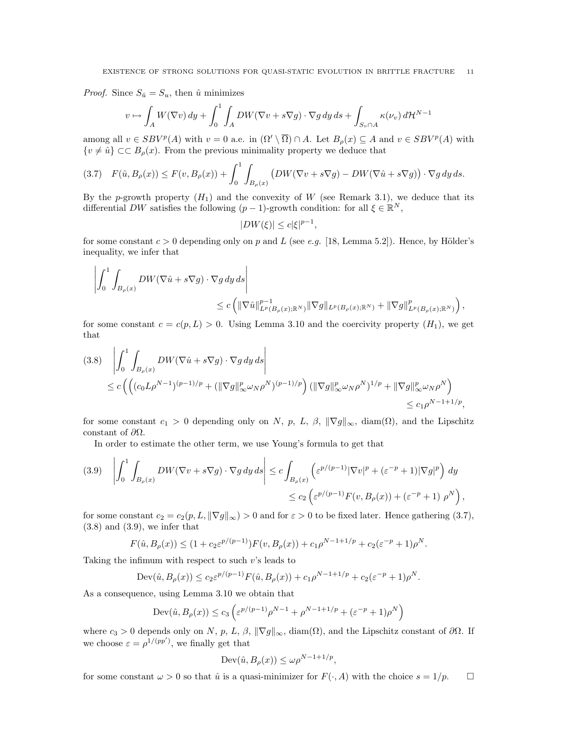*Proof.* Since $S_{\hat u} = S_u$, then $\hat u$ minimizes

$$v \mapsto \int_A W(\nabla v)\,dy + \int_0^1 \int_A DW(\nabla v + s\nabla g)\cdot \nabla g\,dy\,ds + \int_{S_v\cap A} \kappa(\nu_v)\,d\mathcal{H}^{N-1}$$

among all $v \in SBV^p(A)$ with $v = 0$ a.e. in $(\Omega' \setminus \overline{\Omega}) \cap A$. Let $B_\rho(x) \subseteq A$ and $v \in SBV^p(A)$ with $\{v \neq \hat u\} \subset\subset B_\rho(x)$. From the previous minimality property we deduce that

$$F(\hat u, B_\rho(x)) \leq F(v, B_\rho(x)) + \int_0^1 \int_{B_\rho(x)} \big(DW(\nabla v + s\nabla g) - DW(\nabla \hat u + s\nabla g)\big)\cdot \nabla g\,dy\,ds. \tag{3.7}$$

By the $p$-growth property $(H_1)$ and the convexity of $W$ (see Remark 3.1), we deduce that its differential $DW$ satisfies the following $(p-1)$-growth condition: for all $\xi \in \mathbb{R}^N$,

$$|DW(\xi)| \leq c|\xi|^{p-1},$$

for some constant $c > 0$ depending only on $p$ and $L$ (see *e.g.* [18, Lemma 5.2]). Hence, by Hölder's inequality, we infer that

$$\left| \int_0^1 \int_{B_\rho(x)} DW(\nabla \hat u + s\nabla g)\cdot\nabla g\,dy\,ds \right| \leq c\left( \|\nabla \hat u\|^{p-1}_{L^p(B_\rho(x);\mathbb{R}^N)} \|\nabla g\|_{L^p(B_\rho(x);\mathbb{R}^N)} + \|\nabla g\|^p_{L^p(B_\rho(x);\mathbb{R}^N)} \right),$$

for some constant $c = c(p, L) > 0$. Using Lemma 3.10 and the coercivity property $(H_1)$, we get that

$$\begin{aligned}
&\left| \int_0^1 \int_{B_\rho(x)} DW(\nabla \hat u + s\nabla g)\cdot\nabla g\,dy\,ds \right| \\
&\leq c\left( \left( (c_0 L\rho^{N-1})^{(p-1)/p} + (\|\nabla g\|^p_\infty \omega_N \rho^N)^{(p-1)/p} \right) (\|\nabla g\|^p_\infty \omega_N\rho^N)^{1/p} + \|\nabla g\|^p_\infty \omega_N \rho^N \right) \\
&\leq c_1 \rho^{N-1+1/p},
\end{aligned} \tag{3.8}$$

for some constant $c_1 > 0$ depending only on $N$, $p$, $L$, $\beta$, $\|\nabla g\|_\infty$, $\mathrm{diam}(\Omega)$, and the Lipschitz constant of $\partial\Omega$.

In order to estimate the other term, we use Young's formula to get that

$$\begin{aligned}
\left| \int_0^1 \int_{B_\rho(x)} DW(\nabla v + s\nabla g)\cdot\nabla g\,dy\,ds \right| &\leq c\int_{B_\rho(x)} \left( \varepsilon^{p/(p-1)}|\nabla v|^p + (\varepsilon^{-p}+1)|\nabla g|^p \right) dy \\
&\leq c_2 \left( \varepsilon^{p/(p-1)} F(v, B_\rho(x)) + (\varepsilon^{-p}+1)\ \rho^N \right),
\end{aligned} \tag{3.9}$$

for some constant $c_2 = c_2(p, L, \|\nabla g\|_\infty) > 0$ and for $\varepsilon > 0$ to be fixed later. Hence gathering (3.7), (3.8) and (3.9), we infer that

$$F(\hat u, B_\rho(x)) \leq (1 + c_2\varepsilon^{p/(p-1)}) F(v, B_\rho(x)) + c_1\rho^{N-1+1/p} + c_2(\varepsilon^{-p}+1)\rho^N.$$

Taking the infimum with respect to such $v$'s leads to

$$\mathrm{Dev}(\hat u, B_\rho(x)) \leq c_2 \varepsilon^{p/(p-1)} F(\hat u, B_\rho(x)) + c_1 \rho^{N-1+1/p} + c_2(\varepsilon^{-p}+1)\rho^N.$$

As a consequence, using Lemma 3.10 we obtain that

$$\mathrm{Dev}(\hat u, B_\rho(x)) \leq c_3 \left( \varepsilon^{p/(p-1)}\rho^{N-1} + \rho^{N-1+1/p} + (\varepsilon^{-p}+1)\rho^N \right)$$

where $c_3 > 0$ depends only on $N$, $p$, $L$, $\beta$, $\|\nabla g\|_\infty$, $\mathrm{diam}(\Omega)$, and the Lipschitz constant of $\partial\Omega$. If we choose $\varepsilon = \rho^{1/(pp')}$, we finally get that

$$\mathrm{Dev}(\hat u, B_\rho(x)) \leq \omega \rho^{N-1+1/p},$$

for some constant $\omega > 0$ so that $\hat u$ is a quasi-minimizer for $F(\cdot, A)$ with the choice $s = 1/p$. $\square$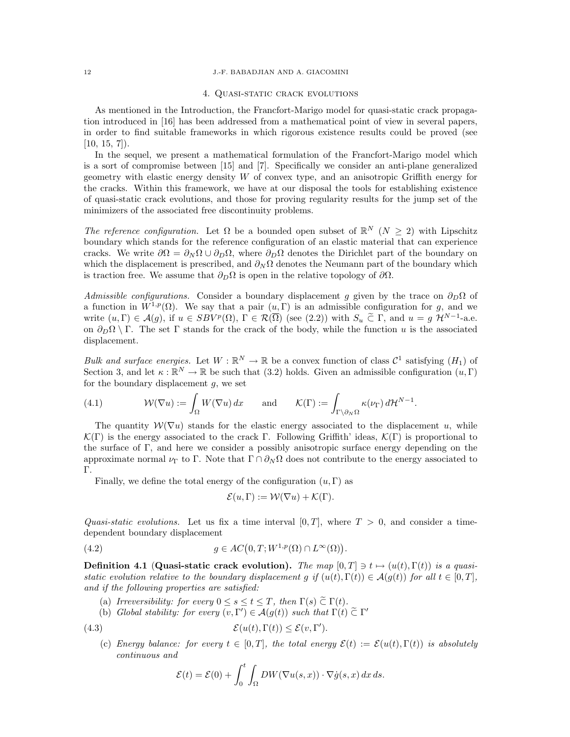## 4. Quasi-static crack evolutions

As mentioned in the Introduction, the Francfort-Marigo model for quasi-static crack propagation introduced in [16] has been addressed from a mathematical point of view in several papers, in order to find suitable frameworks in which rigorous existence results could be proved (see [10, 15, 7]).

In the sequel, we present a mathematical formulation of the Francfort-Marigo model which is a sort of compromise between [15] and [7]. Specifically we consider an anti-plane generalized geometry with elastic energy density $W$ of convex type, and an anisotropic Griffith energy for the cracks. Within this framework, we have at our disposal the tools for establishing existence of quasi-static crack evolutions, and those for proving regularity results for the jump set of the minimizers of the associated free discontinuity problems.

*The reference configuration.* Let $\Omega$ be a bounded open subset of $\mathbb{R}^N$ ($N \geq 2$) with Lipschitz boundary which stands for the reference configuration of an elastic material that can experience cracks. We write $\partial\Omega = \partial_N\Omega \cup \partial_D\Omega$, where $\partial_D\Omega$ denotes the Dirichlet part of the boundary on which the displacement is prescribed, and $\partial_N\Omega$ denotes the Neumann part of the boundary which is traction free. We assume that $\partial_D\Omega$ is open in the relative topology of $\partial\Omega$.

*Admissible configurations.* Consider a boundary displacement $g$ given by the trace on $\partial_D\Omega$ of a function in $W^{1,p}(\Omega)$. We say that a pair $(u, \Gamma)$ is an admissible configuration for $g$, and we write $(u, \Gamma) \in \mathcal{A}(g)$, if $u \in SBV^p(\Omega)$, $\Gamma \in \mathcal{R}(\overline{\Omega})$ (see (2.2)) with $S_u \,\widetilde{\subset}\, \Gamma$, and $u = g$ $\mathcal{H}^{N-1}$-a.e. on $\partial_D\Omega \setminus \Gamma$. The set $\Gamma$ stands for the crack of the body, while the function $u$ is the associated displacement.

*Bulk and surface energies.* Let $W : \mathbb{R}^N \to \mathbb{R}$ be a convex function of class $\mathcal{C}^1$ satisfying $(H_1)$ of Section 3, and let $\kappa : \mathbb{R}^N \to \mathbb{R}$ be such that (3.2) holds. Given an admissible configuration $(u, \Gamma)$ for the boundary displacement $g$, we set

$$\mathcal{W}(\nabla u) := \int_\Omega W(\nabla u)\, dx \qquad \text{and} \qquad \mathcal{K}(\Gamma) := \int_{\Gamma \setminus \partial_N\Omega} \kappa(\nu_\Gamma)\, d\mathcal{H}^{N-1}. \tag{4.1}$$

The quantity $\mathcal{W}(\nabla u)$ stands for the elastic energy associated to the displacement $u$, while $\mathcal{K}(\Gamma)$ is the energy associated to the crack $\Gamma$. Following Griffith' ideas, $\mathcal{K}(\Gamma)$ is proportional to the surface of $\Gamma$, and here we consider a possibly anisotropic surface energy depending on the approximate normal $\nu_\Gamma$ to $\Gamma$. Note that $\Gamma \cap \partial_N\Omega$ does not contribute to the energy associated to $\Gamma$.

Finally, we define the total energy of the configuration $(u, \Gamma)$ as

$$\mathcal{E}(u, \Gamma) := \mathcal{W}(\nabla u) + \mathcal{K}(\Gamma).$$

*Quasi-static evolutions.* Let us fix a time interval $[0, T]$, where $T > 0$, and consider a time-dependent boundary displacement

$$g \in AC\big(0, T; W^{1,p}(\Omega) \cap L^\infty(\Omega)\big). \tag{4.2}$$

**Definition 4.1 (Quasi-static crack evolution).** *The map $[0, T] \ni t \mapsto (u(t), \Gamma(t))$ is a quasi-static evolution relative to the boundary displacement $g$ if $(u(t), \Gamma(t)) \in \mathcal{A}(g(t))$ for all $t \in [0, T]$, and if the following properties are satisfied:*

(a) *Irreversibility: for every $0 \leq s \leq t \leq T$, then $\Gamma(s) \,\widetilde{\subset}\, \Gamma(t)$.*
(b) *Global stability: for every $(v, \Gamma') \in \mathcal{A}(g(t))$ such that $\Gamma(t) \,\widetilde{\subset}\, \Gamma'$*

$$\mathcal{E}(u(t), \Gamma(t)) \leq \mathcal{E}(v, \Gamma'). \tag{4.3}$$

(c) *Energy balance: for every $t \in [0, T]$, the total energy $\mathcal{E}(t) := \mathcal{E}(u(t), \Gamma(t))$ is absolutely continuous and*

$$\mathcal{E}(t) = \mathcal{E}(0) + \int_0^t \int_\Omega DW(\nabla u(s, x)) \cdot \nabla \dot{g}(s, x)\, dx\, ds.$$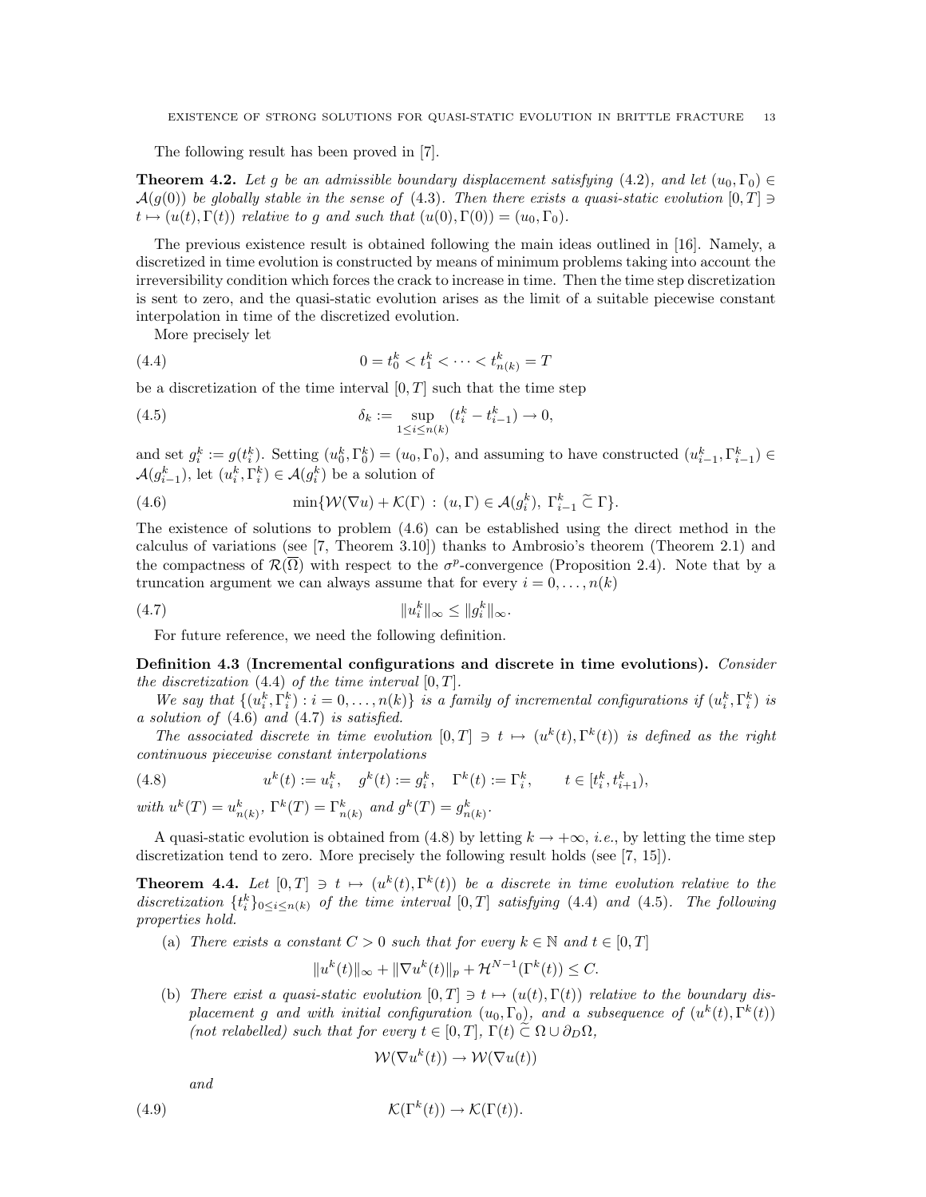The following result has been proved in [7].

**Theorem 4.2.** *Let $g$ be an admissible boundary displacement satisfying (4.2), and let $(u_0, \Gamma_0) \in \mathcal{A}(g(0))$ be globally stable in the sense of (4.3). Then there exists a quasi-static evolution $[0,T] \ni t \mapsto (u(t), \Gamma(t))$ relative to $g$ and such that $(u(0), \Gamma(0)) = (u_0, \Gamma_0)$.*

The previous existence result is obtained following the main ideas outlined in [16]. Namely, a discretized in time evolution is constructed by means of minimum problems taking into account the irreversibility condition which forces the crack to increase in time. Then the time step discretization is sent to zero, and the quasi-static evolution arises as the limit of a suitable piecewise constant interpolation in time of the discretized evolution.

More precisely let

$$0 = t_0^k < t_1^k < \cdots < t_{n(k)}^k = T \tag{4.4}$$

be a discretization of the time interval $[0,T]$ such that the time step

$$\delta_k := \sup_{1 \le i \le n(k)} (t_i^k - t_{i-1}^k) \to 0, \tag{4.5}$$

and set $g_i^k := g(t_i^k)$. Setting $(u_0^k, \Gamma_0^k) = (u_0, \Gamma_0)$, and assuming to have constructed $(u_{i-1}^k, \Gamma_{i-1}^k) \in \mathcal{A}(g_{i-1}^k)$, let $(u_i^k, \Gamma_i^k) \in \mathcal{A}(g_i^k)$ be a solution of

$$\min\{\mathcal{W}(\nabla u) + \mathcal{K}(\Gamma) \,:\, (u, \Gamma) \in \mathcal{A}(g_i^k),\ \Gamma_{i-1}^k \,\widetilde{\subset}\, \Gamma\}. \tag{4.6}$$

The existence of solutions to problem (4.6) can be established using the direct method in the calculus of variations (see [7, Theorem 3.10]) thanks to Ambrosio's theorem (Theorem 2.1) and the compactness of $\mathcal{R}(\overline{\Omega})$ with respect to the $\sigma^p$-convergence (Proposition 2.4). Note that by a truncation argument we can always assume that for every $i = 0, \dots, n(k)$

$$\|u_i^k\|_\infty \le \|g_i^k\|_\infty. \tag{4.7}$$

For future reference, we need the following definition.

**Definition 4.3** **(Incremental configurations and discrete in time evolutions).** *Consider the discretization (4.4) of the time interval $[0,T]$.*

*We say that $\{(u_i^k, \Gamma_i^k) : i = 0, \dots, n(k)\}$ is a family of incremental configurations if $(u_i^k, \Gamma_i^k)$ is a solution of (4.6) and (4.7) is satisfied.*

*The associated discrete in time evolution $[0,T] \ni t \mapsto (u^k(t), \Gamma^k(t))$ is defined as the right continuous piecewise constant interpolations*

$$u^k(t) := u_i^k, \quad g^k(t) := g_i^k, \quad \Gamma^k(t) := \Gamma_i^k, \qquad t \in [t_i^k, t_{i+1}^k), \tag{4.8}$$

*with $u^k(T) = u_{n(k)}^k$, $\Gamma^k(T) = \Gamma_{n(k)}^k$ and $g^k(T) = g_{n(k)}^k$.*

A quasi-static evolution is obtained from (4.8) by letting $k \to +\infty$, *i.e.*, by letting the time step discretization tend to zero. More precisely the following result holds (see [7, 15]).

**Theorem 4.4.** *Let $[0,T] \ni t \mapsto (u^k(t), \Gamma^k(t))$ be a discrete in time evolution relative to the discretization $\{t_i^k\}_{0 \le i \le n(k)}$ of the time interval $[0,T]$ satisfying (4.4) and (4.5). The following properties hold.*

(a) *There exists a constant $C > 0$ such that for every $k \in \mathbb{N}$ and $t \in [0,T]$*

$$\|u^k(t)\|_\infty + \|\nabla u^k(t)\|_p + \mathcal{H}^{N-1}(\Gamma^k(t)) \le C.$$

(b) *There exist a quasi-static evolution $[0,T] \ni t \mapsto (u(t), \Gamma(t))$ relative to the boundary displacement $g$ and with initial configuration $(u_0, \Gamma_0)$, and a subsequence of $(u^k(t), \Gamma^k(t))$ (not relabelled) such that for every $t \in [0,T]$, $\Gamma(t) \,\widetilde{\subset}\, \Omega \cup \partial_D \Omega$,*

$$\mathcal{W}(\nabla u^k(t)) \to \mathcal{W}(\nabla u(t))$$

*and*

$$\mathcal{K}(\Gamma^k(t)) \to \mathcal{K}(\Gamma(t)). \tag{4.9}$$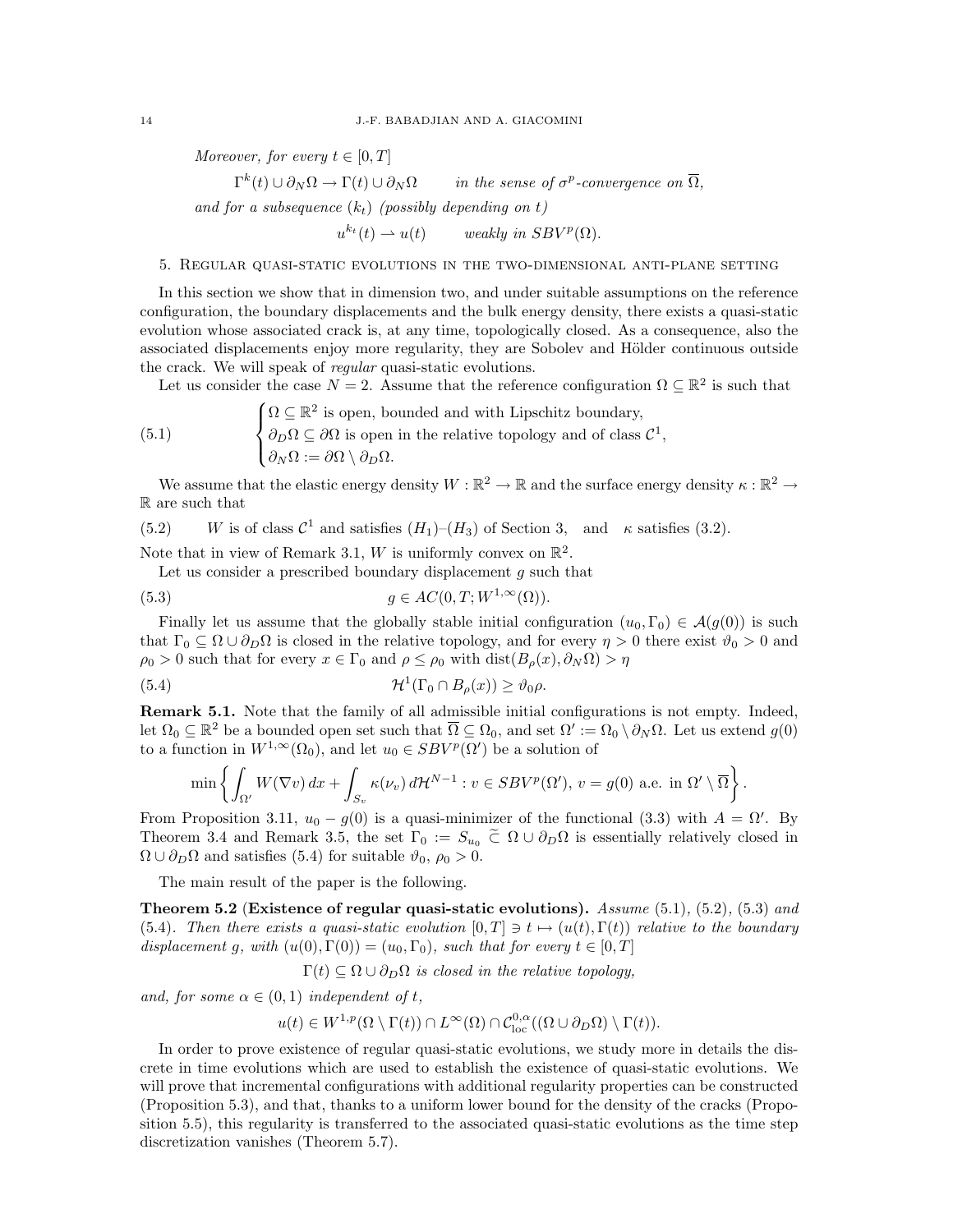*Moreover, for every $t \in [0,T]$*

$$\Gamma^k(t) \cup \partial_N\Omega \to \Gamma(t) \cup \partial_N\Omega \qquad \textit{in the sense of } \sigma^p\textit{-convergence on } \overline{\Omega},$$

*and for a subsequence $(k_t)$ (possibly depending on $t$)*

$$u^{k_t}(t) \rightharpoonup u(t) \qquad \textit{weakly in } SBV^p(\Omega).$$

## 5. Regular quasi-static evolutions in the two-dimensional anti-plane setting

In this section we show that in dimension two, and under suitable assumptions on the reference configuration, the boundary displacements and the bulk energy density, there exists a quasi-static evolution whose associated crack is, at any time, topologically closed. As a consequence, also the associated displacements enjoy more regularity, they are Sobolev and Hölder continuous outside the crack. We will speak of *regular* quasi-static evolutions.

Let us consider the case $N = 2$. Assume that the reference configuration $\Omega \subseteq \mathbb{R}^2$ is such that

$$\begin{cases} \Omega \subseteq \mathbb{R}^2 \text{ is open, bounded and with Lipschitz boundary,} \\ \partial_D\Omega \subseteq \partial\Omega \text{ is open in the relative topology and of class } \mathcal{C}^1, \\ \partial_N\Omega := \partial\Omega \setminus \partial_D\Omega. \end{cases} \tag{5.1}$$

We assume that the elastic energy density $W : \mathbb{R}^2 \to \mathbb{R}$ and the surface energy density $\kappa : \mathbb{R}^2 \to \mathbb{R}$ are such that

$$W \text{ is of class } \mathcal{C}^1 \text{ and satisfies } (H_1)\text{–}(H_3) \text{ of Section 3,} \quad \text{and} \quad \kappa \text{ satisfies (3.2).} \tag{5.2}$$

Note that in view of Remark 3.1, $W$ is uniformly convex on $\mathbb{R}^2$.

Let us consider a prescribed boundary displacement $g$ such that

$$g \in AC(0,T; W^{1,\infty}(\Omega)). \tag{5.3}$$

Finally let us assume that the globally stable initial configuration $(u_0, \Gamma_0) \in \mathcal{A}(g(0))$ is such that $\Gamma_0 \subseteq \Omega \cup \partial_D\Omega$ is closed in the relative topology, and for every $\eta > 0$ there exist $\vartheta_0 > 0$ and $\rho_0 > 0$ such that for every $x \in \Gamma_0$ and $\rho \le \rho_0$ with $\operatorname{dist}(B_\rho(x), \partial_N\Omega) > \eta$

$$\mathcal{H}^1(\Gamma_0 \cap B_\rho(x)) \ge \vartheta_0 \rho. \tag{5.4}$$

**Remark 5.1.** Note that the family of all admissible initial configurations is not empty. Indeed, let $\Omega_0 \subseteq \mathbb{R}^2$ be a bounded open set such that $\overline{\Omega} \subseteq \Omega_0$, and set $\Omega' := \Omega_0 \setminus \partial_N\Omega$. Let us extend $g(0)$ to a function in $W^{1,\infty}(\Omega_0)$, and let $u_0 \in SBV^p(\Omega')$ be a solution of

$$\min\left\{ \int_{\Omega'} W(\nabla v)\, dx + \int_{S_v} \kappa(\nu_v)\, d\mathcal{H}^{N-1} : v \in SBV^p(\Omega'),\ v = g(0) \text{ a.e. in } \Omega' \setminus \overline{\Omega} \right\}.$$

From Proposition 3.11, $u_0 - g(0)$ is a quasi-minimizer of the functional (3.3) with $A = \Omega'$. By Theorem 3.4 and Remark 3.5, the set $\Gamma_0 := S_{u_0} \,\widetilde{\subset}\, \Omega \cup \partial_D\Omega$ is essentially relatively closed in $\Omega \cup \partial_D\Omega$ and satisfies (5.4) for suitable $\vartheta_0$, $\rho_0 > 0$.

The main result of the paper is the following.

**Theorem 5.2 (Existence of regular quasi-static evolutions).** *Assume* (5.1)*,* (5.2)*,* (5.3) *and* (5.4)*. Then there exists a quasi-static evolution $[0,T] \ni t \mapsto (u(t), \Gamma(t))$ relative to the boundary displacement $g$, with $(u(0), \Gamma(0)) = (u_0, \Gamma_0)$, such that for every $t \in [0,T]$*

$$\Gamma(t) \subseteq \Omega \cup \partial_D\Omega \textit{ is closed in the relative topology,}$$

*and, for some $\alpha \in (0,1)$ independent of $t$,*

$$u(t) \in W^{1,p}(\Omega \setminus \Gamma(t)) \cap L^\infty(\Omega) \cap \mathcal{C}^{0,\alpha}_{\rm loc}((\Omega \cup \partial_D\Omega) \setminus \Gamma(t)).$$

In order to prove existence of regular quasi-static evolutions, we study more in details the discrete in time evolutions which are used to establish the existence of quasi-static evolutions. We will prove that incremental configurations with additional regularity properties can be constructed (Proposition 5.3), and that, thanks to a uniform lower bound for the density of the cracks (Proposition 5.5), this regularity is transferred to the associated quasi-static evolutions as the time step discretization vanishes (Theorem 5.7).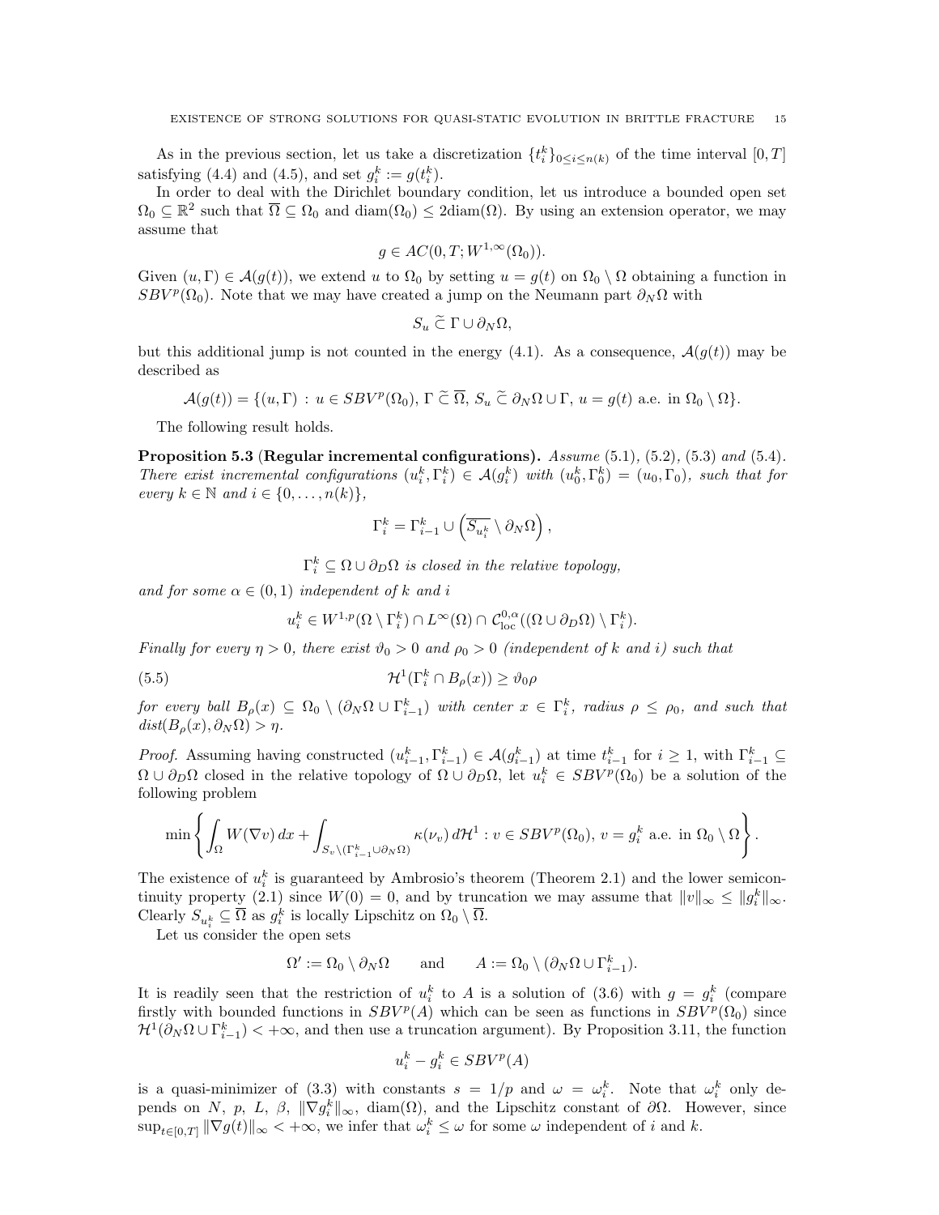As in the previous section, let us take a discretization $\{t_i^k\}_{0\le i\le n(k)}$ of the time interval $[0,T]$ satisfying (4.4) and (4.5), and set $g_i^k := g(t_i^k)$.

In order to deal with the Dirichlet boundary condition, let us introduce a bounded open set $\Omega_0 \subseteq \mathbb{R}^2$ such that $\overline{\Omega} \subseteq \Omega_0$ and $\operatorname{diam}(\Omega_0) \le 2\operatorname{diam}(\Omega)$. By using an extension operator, we may assume that

$$g \in AC(0,T; W^{1,\infty}(\Omega_0)).$$

Given $(u,\Gamma) \in \mathcal{A}(g(t))$, we extend $u$ to $\Omega_0$ by setting $u = g(t)$ on $\Omega_0 \setminus \Omega$ obtaining a function in $SBV^p(\Omega_0)$. Note that we may have created a jump on the Neumann part $\partial_N\Omega$ with

$$S_u \,\widetilde{\subset}\, \Gamma \cup \partial_N\Omega,$$

but this additional jump is not counted in the energy (4.1). As a consequence, $\mathcal{A}(g(t))$ may be described as

$$\mathcal{A}(g(t)) = \{(u,\Gamma) : u \in SBV^p(\Omega_0),\ \Gamma \,\widetilde{\subset}\, \overline{\Omega},\ S_u \,\widetilde{\subset}\, \partial_N\Omega \cup \Gamma,\ u = g(t) \text{ a.e. in } \Omega_0 \setminus \Omega\}.$$

The following result holds.

**Proposition 5.3 (Regular incremental configurations).** *Assume* (5.1)*,* (5.2)*,* (5.3) *and* (5.4)*. There exist incremental configurations $(u_i^k, \Gamma_i^k) \in \mathcal{A}(g_i^k)$ with $(u_0^k, \Gamma_0^k) = (u_0, \Gamma_0)$, such that for every $k \in \mathbb{N}$ and $i \in \{0,\dots,n(k)\}$,*

$$\Gamma_i^k = \Gamma_{i-1}^k \cup \left(\overline{S_{u_i^k}} \setminus \partial_N\Omega\right),$$

$$\Gamma_i^k \subseteq \Omega \cup \partial_D\Omega \text{ is closed in the relative topology,}$$

*and for some $\alpha \in (0,1)$ independent of $k$ and $i$*

$$u_i^k \in W^{1,p}(\Omega \setminus \Gamma_i^k) \cap L^\infty(\Omega) \cap \mathcal{C}^{0,\alpha}_{\rm loc}((\Omega \cup \partial_D\Omega) \setminus \Gamma_i^k).$$

*Finally for every $\eta > 0$, there exist $\vartheta_0 > 0$ and $\rho_0 > 0$ (independent of $k$ and $i$) such that*

$$\mathcal{H}^1(\Gamma_i^k \cap B_\rho(x)) \ge \vartheta_0 \rho \tag{5.5}$$

*for every ball $B_\rho(x) \subseteq \Omega_0 \setminus (\partial_N\Omega \cup \Gamma_{i-1}^k)$ with center $x \in \Gamma_i^k$, radius $\rho \le \rho_0$, and such that $dist(B_\rho(x), \partial_N\Omega) > \eta$.*

*Proof.* Assuming having constructed $(u_{i-1}^k, \Gamma_{i-1}^k) \in \mathcal{A}(g_{i-1}^k)$ at time $t_{i-1}^k$ for $i \ge 1$, with $\Gamma_{i-1}^k \subseteq \Omega \cup \partial_D\Omega$ closed in the relative topology of $\Omega \cup \partial_D\Omega$, let $u_i^k \in SBV^p(\Omega_0)$ be a solution of the following problem

$$\min\left\{ \int_\Omega W(\nabla v)\,dx + \int_{S_v \setminus (\Gamma_{i-1}^k \cup \partial_N\Omega)} \kappa(\nu_v)\,d\mathcal{H}^1 : v \in SBV^p(\Omega_0),\ v = g_i^k \text{ a.e. in } \Omega_0 \setminus \Omega \right\}.$$

The existence of $u_i^k$ is guaranteed by Ambrosio's theorem (Theorem 2.1) and the lower semicontinuity property (2.1) since $W(0) = 0$, and by truncation we may assume that $\|v\|_\infty \le \|g_i^k\|_\infty$. Clearly $S_{u_i^k} \subseteq \overline{\Omega}$ as $g_i^k$ is locally Lipschitz on $\Omega_0 \setminus \overline{\Omega}$.

Let us consider the open sets

$$\Omega' := \Omega_0 \setminus \partial_N\Omega \qquad \text{and} \qquad A := \Omega_0 \setminus (\partial_N\Omega \cup \Gamma_{i-1}^k).$$

It is readily seen that the restriction of $u_i^k$ to $A$ is a solution of (3.6) with $g = g_i^k$ (compare firstly with bounded functions in $SBV^p(A)$ which can be seen as functions in $SBV^p(\Omega_0)$ since $\mathcal{H}^1(\partial_N\Omega \cup \Gamma_{i-1}^k) < +\infty$, and then use a truncation argument). By Proposition 3.11, the function

$$u_i^k - g_i^k \in SBV^p(A)$$

is a quasi-minimizer of (3.3) with constants $s = 1/p$ and $\omega = \omega_i^k$. Note that $\omega_i^k$ only depends on $N$, $p$, $L$, $\beta$, $\|\nabla g_i^k\|_\infty$, $\operatorname{diam}(\Omega)$, and the Lipschitz constant of $\partial\Omega$. However, since $\sup_{t\in[0,T]} \|\nabla g(t)\|_\infty < +\infty$, we infer that $\omega_i^k \le \omega$ for some $\omega$ independent of $i$ and $k$.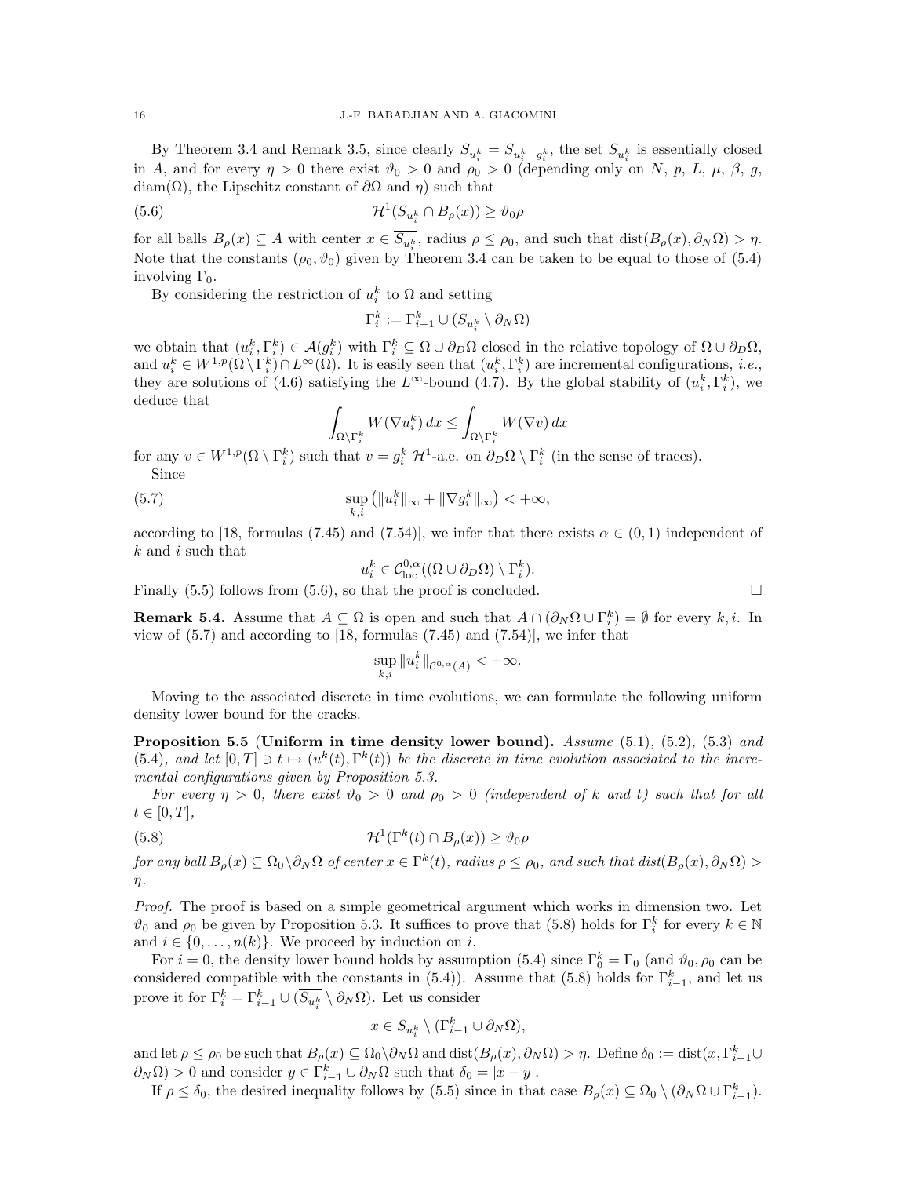By Theorem 3.4 and Remark 3.5, since clearly $S_{u_i^k} = S_{u_i^k - g_i^k}$, the set $S_{u_i^k}$ is essentially closed in $A$, and for every $\eta > 0$ there exist $\vartheta_0 > 0$ and $\rho_0 > 0$ (depending only on $N$, $p$, $L$, $\mu$, $\beta$, $g$, $\mathrm{diam}(\Omega)$, the Lipschitz constant of $\partial\Omega$ and $\eta$) such that

$$\mathcal{H}^1(S_{u_i^k} \cap B_\rho(x)) \geq \vartheta_0 \rho \tag{5.6}$$

for all balls $B_\rho(x) \subseteq A$ with center $x \in \overline{S_{u_i^k}}$, radius $\rho \leq \rho_0$, and such that $\mathrm{dist}(B_\rho(x), \partial_N\Omega) > \eta$. Note that the constants $(\rho_0, \vartheta_0)$ given by Theorem 3.4 can be taken to be equal to those of (5.4) involving $\Gamma_0$.

By considering the restriction of $u_i^k$ to $\Omega$ and setting

$$\Gamma_i^k := \Gamma_{i-1}^k \cup (\overline{S_{u_i^k}} \setminus \partial_N\Omega)$$

we obtain that $(u_i^k, \Gamma_i^k) \in \mathcal{A}(g_i^k)$ with $\Gamma_i^k \subseteq \Omega \cup \partial_D\Omega$ closed in the relative topology of $\Omega \cup \partial_D\Omega$, and $u_i^k \in W^{1,p}(\Omega \setminus \Gamma_i^k) \cap L^\infty(\Omega)$. It is easily seen that $(u_i^k, \Gamma_i^k)$ are incremental configurations, *i.e.*, they are solutions of (4.6) satisfying the $L^\infty$-bound (4.7). By the global stability of $(u_i^k, \Gamma_i^k)$, we deduce that

$$\int_{\Omega\setminus\Gamma_i^k} W(\nabla u_i^k)\,dx \leq \int_{\Omega\setminus\Gamma_i^k} W(\nabla v)\,dx$$

for any $v \in W^{1,p}(\Omega \setminus \Gamma_i^k)$ such that $v = g_i^k$ $\mathcal{H}^1$-a.e. on $\partial_D\Omega \setminus \Gamma_i^k$ (in the sense of traces).

Since

$$\sup_{k,i} \left( \|u_i^k\|_\infty + \|\nabla g_i^k\|_\infty \right) < +\infty, \tag{5.7}$$

according to [18, formulas (7.45) and (7.54)], we infer that there exists $\alpha \in (0,1)$ independent of $k$ and $i$ such that

$$u_i^k \in \mathcal{C}^{0,\alpha}_{\mathrm{loc}}((\Omega \cup \partial_D\Omega) \setminus \Gamma_i^k).$$

Finally (5.5) follows from (5.6), so that the proof is concluded. $\square$

**Remark 5.4.** Assume that $A \subseteq \Omega$ is open and such that $\overline{A} \cap (\partial_N\Omega \cup \Gamma_i^k) = \emptyset$ for every $k, i$. In view of (5.7) and according to [18, formulas (7.45) and (7.54)], we infer that

$$\sup_{k,i} \|u_i^k\|_{\mathcal{C}^{0,\alpha}(\overline{A})} < +\infty.$$

Moving to the associated discrete in time evolutions, we can formulate the following uniform density lower bound for the cracks.

**Proposition 5.5** (**Uniform in time density lower bound).** *Assume* (5.1), (5.2), (5.3) *and* (5.4)*, and let* $[0,T] \ni t \mapsto (u^k(t), \Gamma^k(t))$ *be the discrete in time evolution associated to the incremental configurations given by Proposition 5.3.*

*For every* $\eta > 0$*, there exist* $\vartheta_0 > 0$ *and* $\rho_0 > 0$ *(independent of* $k$ *and* $t$*) such that for all* $t \in [0,T]$*,*

$$\mathcal{H}^1(\Gamma^k(t) \cap B_\rho(x)) \geq \vartheta_0\rho \tag{5.8}$$

*for any ball* $B_\rho(x) \subseteq \Omega_0 \setminus \partial_N\Omega$ *of center* $x \in \Gamma^k(t)$*, radius* $\rho \leq \rho_0$*, and such that dist*$(B_\rho(x), \partial_N\Omega) > \eta$*.*

*Proof.* The proof is based on a simple geometrical argument which works in dimension two. Let $\vartheta_0$ and $\rho_0$ be given by Proposition 5.3. It suffices to prove that (5.8) holds for $\Gamma_i^k$ for every $k \in \mathbb{N}$ and $i \in \{0, \dots, n(k)\}$. We proceed by induction on $i$.

For $i = 0$, the density lower bound holds by assumption (5.4) since $\Gamma_0^k = \Gamma_0$ (and $\vartheta_0, \rho_0$ can be considered compatible with the constants in (5.4)). Assume that (5.8) holds for $\Gamma_{i-1}^k$, and let us prove it for $\Gamma_i^k = \Gamma_{i-1}^k \cup (\overline{S_{u_i^k}} \setminus \partial_N\Omega)$. Let us consider

$$x \in \overline{S_{u_i^k}} \setminus (\Gamma_{i-1}^k \cup \partial_N\Omega),$$

and let $\rho \leq \rho_0$ be such that $B_\rho(x) \subseteq \Omega_0 \setminus \partial_N\Omega$ and $\mathrm{dist}(B_\rho(x), \partial_N\Omega) > \eta$. Define $\delta_0 := \mathrm{dist}(x, \Gamma_{i-1}^k \cup \partial_N\Omega) > 0$ and consider $y \in \Gamma_{i-1}^k \cup \partial_N\Omega$ such that $\delta_0 = |x - y|$.

If $\rho \leq \delta_0$, the desired inequality follows by (5.5) since in that case $B_\rho(x) \subseteq \Omega_0 \setminus (\partial_N\Omega \cup \Gamma_{i-1}^k)$.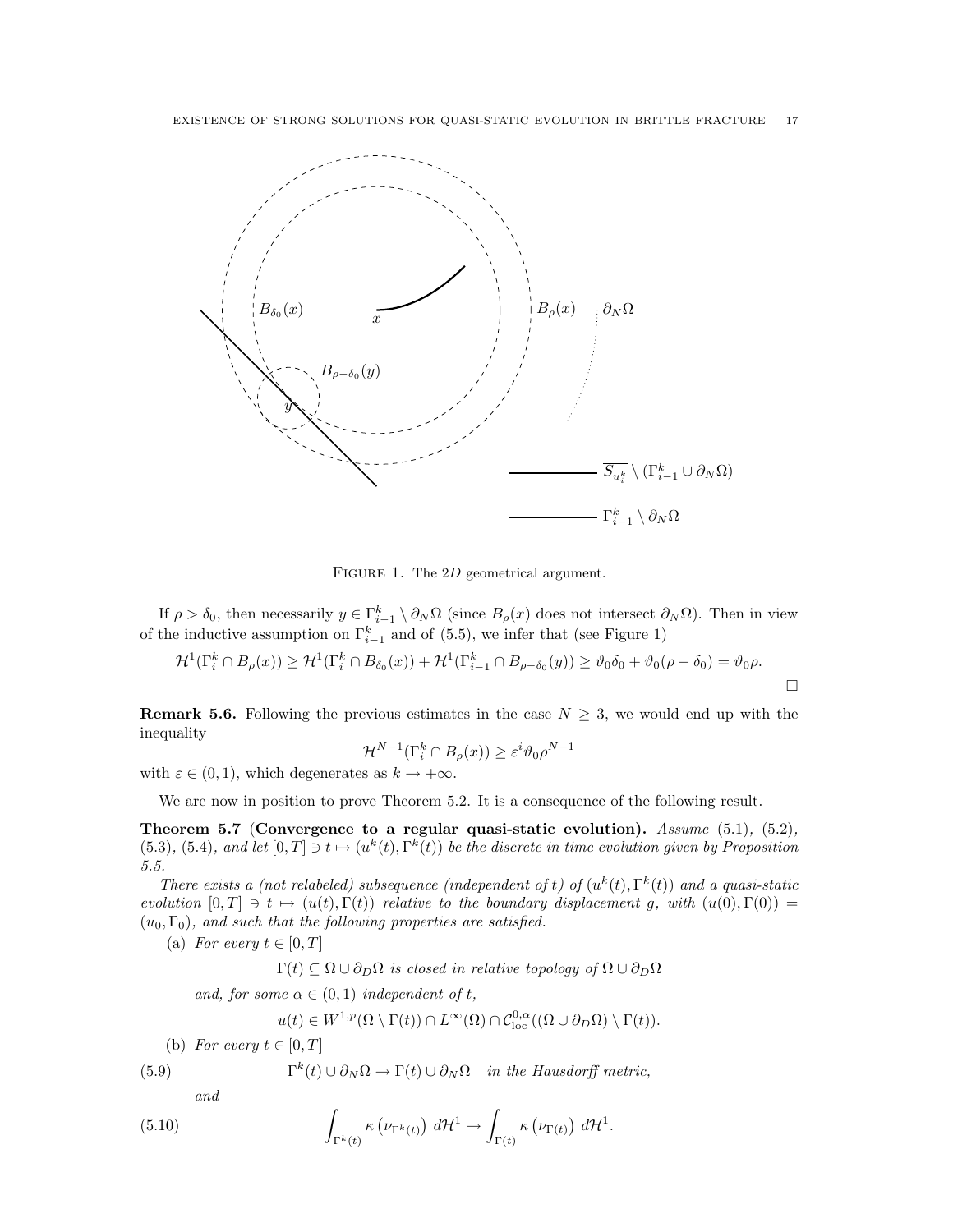Figure 1. The 2D geometrical argument.

If $\rho > \delta_0$, then necessarily $y \in \Gamma_{i-1}^k \setminus \partial_N\Omega$ (since $B_\rho(x)$ does not intersect $\partial_N\Omega$). Then in view of the inductive assumption on $\Gamma_{i-1}^k$ and of (5.5), we infer that (see Figure 1)

$$\mathcal{H}^1(\Gamma_i^k \cap B_\rho(x)) \geq \mathcal{H}^1(\Gamma_i^k \cap B_{\delta_0}(x)) + \mathcal{H}^1(\Gamma_{i-1}^k \cap B_{\rho-\delta_0}(y)) \geq \vartheta_0\delta_0 + \vartheta_0(\rho - \delta_0) = \vartheta_0\rho.$$

$\square$

**Remark 5.6.** Following the previous estimates in the case $N \geq 3$, we would end up with the inequality

$$\mathcal{H}^{N-1}(\Gamma_i^k \cap B_\rho(x)) \geq \varepsilon^i\vartheta_0\rho^{N-1}$$

with $\varepsilon \in (0,1)$, which degenerates as $k \to +\infty$.

We are now in position to prove Theorem 5.2. It is a consequence of the following result.

**Theorem 5.7** (**Convergence to a regular quasi-static evolution).** *Assume* (5.1)*,* (5.2)*,* (5.3)*,* (5.4)*, and let* $[0,T] \ni t \mapsto (u^k(t), \Gamma^k(t))$ *be the discrete in time evolution given by Proposition 5.5.*

*There exists a (not relabeled) subsequence (independent of* $t$*) of* $(u^k(t), \Gamma^k(t))$ *and a quasi-static evolution* $[0,T] \ni t \mapsto (u(t), \Gamma(t))$ *relative to the boundary displacement* $g$*, with* $(u(0), \Gamma(0)) = (u_0, \Gamma_0)$*, and such that the following properties are satisfied.*

(a) *For every* $t \in [0,T]$

$$\Gamma(t) \subseteq \Omega \cup \partial_D\Omega \text{ is closed in relative topology of } \Omega \cup \partial_D\Omega$$

*and, for some* $\alpha \in (0,1)$ *independent of* $t$*,*

$$u(t) \in W^{1,p}(\Omega \setminus \Gamma(t)) \cap L^\infty(\Omega) \cap \mathcal{C}^{0,\alpha}_{\mathrm{loc}}((\Omega \cup \partial_D\Omega) \setminus \Gamma(t)).$$

(b) *For every* $t \in [0,T]$

$$\Gamma^k(t) \cup \partial_N\Omega \to \Gamma(t) \cup \partial_N\Omega \quad \text{in the Hausdorff metric,} \tag{5.9}$$

*and*

$$\int_{\Gamma^k(t)} \kappa\left(\nu_{\Gamma^k(t)}\right) \, d\mathcal{H}^1 \to \int_{\Gamma(t)} \kappa\left(\nu_{\Gamma(t)}\right) \, d\mathcal{H}^1. \tag{5.10}$$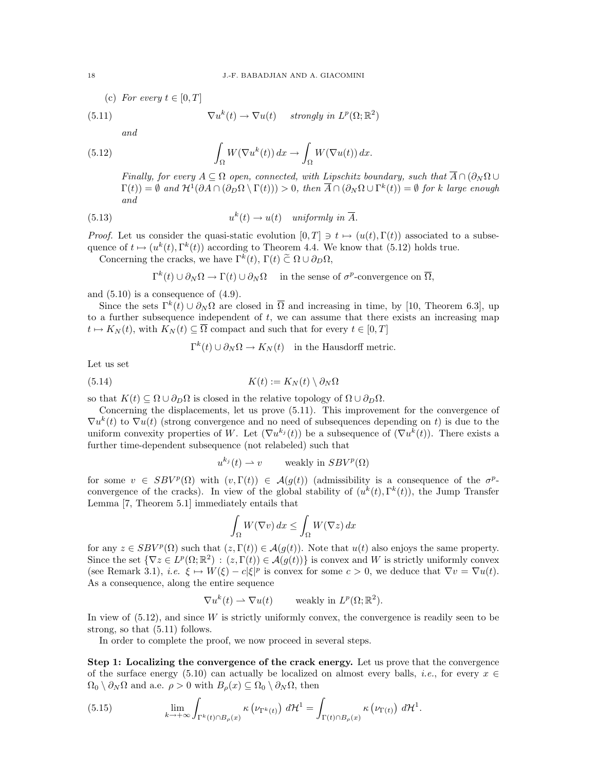(c) *For every $t \in [0,T]$*

$$\nabla u^k(t) \to \nabla u(t) \quad \text{strongly in } L^p(\Omega;\mathbb{R}^2) \tag{5.11}$$

*and*

$$\int_\Omega W(\nabla u^k(t))\,dx \to \int_\Omega W(\nabla u(t))\,dx. \tag{5.12}$$

*Finally, for every $A \subseteq \Omega$ open, connected, with Lipschitz boundary, such that $\overline{A} \cap (\partial_N\Omega \cup \Gamma(t)) = \emptyset$ and $\mathcal{H}^1(\partial A \cap (\partial_D\Omega \setminus \Gamma(t))) > 0$, then $\overline{A} \cap (\partial_N\Omega \cup \Gamma^k(t)) = \emptyset$ for $k$ large enough and*

$$u^k(t) \to u(t) \quad \text{uniformly in } \overline{A}. \tag{5.13}$$

*Proof.* Let us consider the quasi-static evolution $[0,T] \ni t \mapsto (u(t),\Gamma(t))$ associated to a subsequence of $t \mapsto (u^k(t),\Gamma^k(t))$ according to Theorem 4.4. We know that (5.12) holds true.

Concerning the cracks, we have $\Gamma^k(t),\, \Gamma(t) \,\widetilde{\subset}\, \Omega \cup \partial_D\Omega$,

$$\Gamma^k(t) \cup \partial_N\Omega \to \Gamma(t) \cup \partial_N\Omega \quad \text{in the sense of } \sigma^p\text{-convergence on } \overline{\Omega},$$

and (5.10) is a consequence of (4.9).

Since the sets $\Gamma^k(t) \cup \partial_N\Omega$ are closed in $\overline{\Omega}$ and increasing in time, by [10, Theorem 6.3], up to a further subsequence independent of $t$, we can assume that there exists an increasing map $t \mapsto K_N(t)$, with $K_N(t) \subseteq \overline{\Omega}$ compact and such that for every $t \in [0,T]$

$$\Gamma^k(t) \cup \partial_N\Omega \to K_N(t) \quad \text{in the Hausdorff metric.}$$

Let us set

$$K(t) := K_N(t) \setminus \partial_N\Omega \tag{5.14}$$

so that $K(t) \subseteq \Omega \cup \partial_D\Omega$ is closed in the relative topology of $\Omega \cup \partial_D\Omega$.

Concerning the displacements, let us prove (5.11). This improvement for the convergence of $\nabla u^k(t)$ to $\nabla u(t)$ (strong convergence and no need of subsequences depending on $t$) is due to the uniform convexity properties of $W$. Let $(\nabla u^{k_j}(t))$ be a subsequence of $(\nabla u^k(t))$. There exists a further time-dependent subsequence (not relabeled) such that

$$u^{k_j}(t) \rightharpoonup v \qquad \text{weakly in } SBV^p(\Omega)$$

for some $v \in SBV^p(\Omega)$ with $(v,\Gamma(t)) \in \mathcal{A}(g(t))$ (admissibility is a consequence of the $\sigma^p$-convergence of the cracks). In view of the global stability of $(u^k(t),\Gamma^k(t))$, the Jump Transfer Lemma [7, Theorem 5.1] immediately entails that

$$\int_\Omega W(\nabla v)\,dx \le \int_\Omega W(\nabla z)\,dx$$

for any $z \in SBV^p(\Omega)$ such that $(z,\Gamma(t)) \in \mathcal{A}(g(t))$. Note that $u(t)$ also enjoys the same property. Since the set $\{\nabla z \in L^p(\Omega;\mathbb{R}^2) : (z,\Gamma(t)) \in \mathcal{A}(g(t))\}$ is convex and $W$ is strictly uniformly convex (see Remark 3.1), *i.e.* $\xi \mapsto W(\xi) - c|\xi|^p$ is convex for some $c > 0$, we deduce that $\nabla v = \nabla u(t)$. As a consequence, along the entire sequence

$$\nabla u^k(t) \rightharpoonup \nabla u(t) \qquad \text{weakly in } L^p(\Omega;\mathbb{R}^2).$$

In view of (5.12), and since $W$ is strictly uniformly convex, the convergence is readily seen to be strong, so that (5.11) follows.

In order to complete the proof, we now proceed in several steps.

**Step 1: Localizing the convergence of the crack energy.** Let us prove that the convergence of the surface energy (5.10) can actually be localized on almost every balls, *i.e.*, for every $x \in \Omega_0 \setminus \partial_N\Omega$ and a.e. $\rho > 0$ with $B_\rho(x) \subseteq \Omega_0 \setminus \partial_N\Omega$, then

$$\lim_{k\to+\infty} \int_{\Gamma^k(t)\cap B_\rho(x)} \kappa\left(\nu_{\Gamma^k(t)}\right)\,d\mathcal{H}^1 = \int_{\Gamma(t)\cap B_\rho(x)} \kappa\left(\nu_{\Gamma(t)}\right)\,d\mathcal{H}^1. \tag{5.15}$$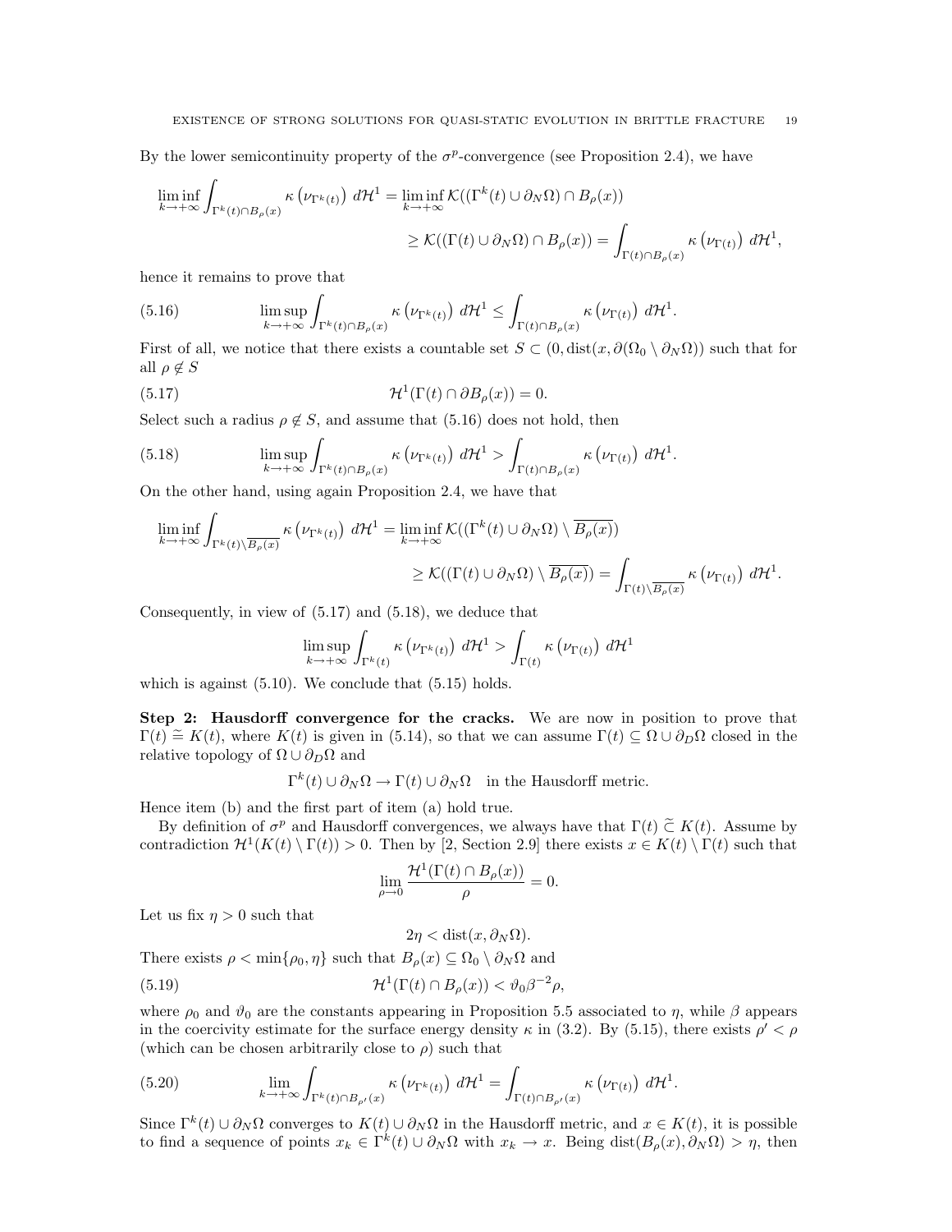By the lower semicontinuity property of the $\sigma^p$-convergence (see Proposition 2.4), we have

$$\liminf_{k\to+\infty} \int_{\Gamma^k(t)\cap B_\rho(x)} \kappa\left(\nu_{\Gamma^k(t)}\right)\, d\mathcal{H}^1 = \liminf_{k\to+\infty} \mathcal{K}((\Gamma^k(t)\cup\partial_N\Omega)\cap B_\rho(x))$$
$$\geq \mathcal{K}((\Gamma(t)\cup\partial_N\Omega)\cap B_\rho(x)) = \int_{\Gamma(t)\cap B_\rho(x)} \kappa\left(\nu_{\Gamma(t)}\right)\, d\mathcal{H}^1,$$

hence it remains to prove that

$$\limsup_{k\to+\infty} \int_{\Gamma^k(t)\cap B_\rho(x)} \kappa\left(\nu_{\Gamma^k(t)}\right)\, d\mathcal{H}^1 \leq \int_{\Gamma(t)\cap B_\rho(x)} \kappa\left(\nu_{\Gamma(t)}\right)\, d\mathcal{H}^1. \tag{5.16}$$

First of all, we notice that there exists a countable set $S \subset (0, \mathrm{dist}(x, \partial(\Omega_0 \setminus \partial_N\Omega))$ such that for all $\rho \notin S$

$$\mathcal{H}^1(\Gamma(t)\cap\partial B_\rho(x)) = 0. \tag{5.17}$$

Select such a radius $\rho \notin S$, and assume that (5.16) does not hold, then

$$\limsup_{k\to+\infty} \int_{\Gamma^k(t)\cap B_\rho(x)} \kappa\left(\nu_{\Gamma^k(t)}\right)\, d\mathcal{H}^1 > \int_{\Gamma(t)\cap B_\rho(x)} \kappa\left(\nu_{\Gamma(t)}\right)\, d\mathcal{H}^1. \tag{5.18}$$

On the other hand, using again Proposition 2.4, we have that

$$\liminf_{k\to+\infty} \int_{\Gamma^k(t)\setminus\overline{B_\rho(x)}} \kappa\left(\nu_{\Gamma^k(t)}\right)\, d\mathcal{H}^1 = \liminf_{k\to+\infty} \mathcal{K}((\Gamma^k(t)\cup\partial_N\Omega)\setminus\overline{B_\rho(x)})$$
$$\geq \mathcal{K}((\Gamma(t)\cup\partial_N\Omega)\setminus\overline{B_\rho(x)}) = \int_{\Gamma(t)\setminus\overline{B_\rho(x)}} \kappa\left(\nu_{\Gamma(t)}\right)\, d\mathcal{H}^1.$$

Consequently, in view of (5.17) and (5.18), we deduce that

$$\limsup_{k\to+\infty} \int_{\Gamma^k(t)} \kappa\left(\nu_{\Gamma^k(t)}\right)\, d\mathcal{H}^1 > \int_{\Gamma(t)} \kappa\left(\nu_{\Gamma(t)}\right)\, d\mathcal{H}^1$$

which is against (5.10). We conclude that (5.15) holds.

**Step 2: Hausdorff convergence for the cracks.** We are now in position to prove that $\Gamma(t) \cong K(t)$, where $K(t)$ is given in (5.14), so that we can assume $\Gamma(t) \subseteq \Omega \cup \partial_D\Omega$ closed in the relative topology of $\Omega\cup\partial_D\Omega$ and

$$\Gamma^k(t)\cup\partial_N\Omega \to \Gamma(t)\cup\partial_N\Omega \quad \text{in the Hausdorff metric.}$$

Hence item (b) and the first part of item (a) hold true.

By definition of $\sigma^p$ and Hausdorff convergences, we always have that $\Gamma(t) \,\widetilde{\subset}\, K(t)$. Assume by contradiction $\mathcal{H}^1(K(t)\setminus\Gamma(t)) > 0$. Then by [2, Section 2.9] there exists $x \in K(t)\setminus\Gamma(t)$ such that

$$\lim_{\rho\to 0} \frac{\mathcal{H}^1(\Gamma(t)\cap B_\rho(x))}{\rho} = 0.$$

Let us fix $\eta > 0$ such that

$$2\eta < \mathrm{dist}(x, \partial_N\Omega).$$

There exists $\rho < \min\{\rho_0, \eta\}$ such that $B_\rho(x) \subseteq \Omega_0 \setminus \partial_N\Omega$ and

$$\mathcal{H}^1(\Gamma(t)\cap B_\rho(x)) < \vartheta_0\beta^{-2}\rho, \tag{5.19}$$

where $\rho_0$ and $\vartheta_0$ are the constants appearing in Proposition 5.5 associated to $\eta$, while $\beta$ appears in the coercivity estimate for the surface energy density $\kappa$ in (3.2). By (5.15), there exists $\rho' < \rho$ (which can be chosen arbitrarily close to $\rho$) such that

$$\lim_{k\to+\infty} \int_{\Gamma^k(t)\cap B_{\rho'}(x)} \kappa\left(\nu_{\Gamma^k(t)}\right)\, d\mathcal{H}^1 = \int_{\Gamma(t)\cap B_{\rho'}(x)} \kappa\left(\nu_{\Gamma(t)}\right)\, d\mathcal{H}^1. \tag{5.20}$$

Since $\Gamma^k(t)\cup\partial_N\Omega$ converges to $K(t)\cup\partial_N\Omega$ in the Hausdorff metric, and $x \in K(t)$, it is possible to find a sequence of points $x_k \in \Gamma^k(t)\cup\partial_N\Omega$ with $x_k \to x$. Being $\mathrm{dist}(B_\rho(x), \partial_N\Omega) > \eta$, then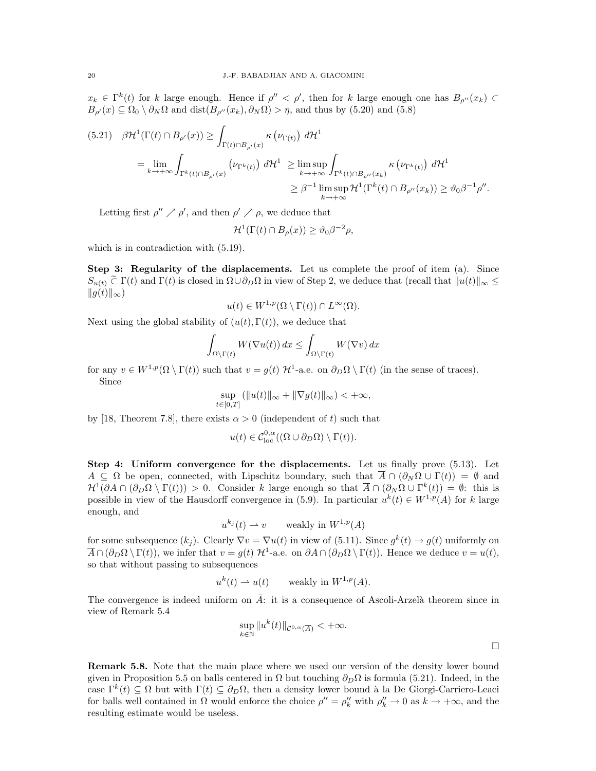$x_k \in \Gamma^k(t)$ for $k$ large enough. Hence if $\rho'' < \rho'$, then for $k$ large enough one has $B_{\rho''}(x_k) \subset B_{\rho'}(x) \subseteq \Omega_0 \setminus \partial_N\Omega$ and $\mathrm{dist}(B_{\rho''}(x_k), \partial_N\Omega) > \eta$, and thus by (5.20) and (5.8)

$$
\begin{aligned}
(5.21)\quad \beta\mathcal{H}^1(\Gamma(t) \cap B_{\rho'}(x)) &\geq \int_{\Gamma(t)\cap B_{\rho'}(x)} \kappa\left(\nu_{\Gamma(t)}\right)\, d\mathcal{H}^1 \\
&= \lim_{k\to+\infty} \int_{\Gamma^k(t)\cap B_{\rho'}(x)} \left(\nu_{\Gamma^k(t)}\right)\, d\mathcal{H}^1 \;\geq \limsup_{k\to+\infty} \int_{\Gamma^k(t)\cap B_{\rho''}(x_k)} \kappa\left(\nu_{\Gamma^k(t)}\right)\, d\mathcal{H}^1 \\
&\geq \beta^{-1} \limsup_{k\to+\infty} \mathcal{H}^1(\Gamma^k(t) \cap B_{\rho''}(x_k)) \geq \vartheta_0\beta^{-1}\rho''.
\end{aligned}
$$

Letting first $\rho'' \nearrow \rho'$, and then $\rho' \nearrow \rho$, we deduce that

$$
\mathcal{H}^1(\Gamma(t) \cap B_\rho(x)) \geq \vartheta_0\beta^{-2}\rho,
$$

which is in contradiction with (5.19).

**Step 3: Regularity of the displacements.** Let us complete the proof of item (a). Since $S_{u(t)} \,\widetilde{\subset}\, \Gamma(t)$ and $\Gamma(t)$ is closed in $\Omega \cup \partial_D\Omega$ in view of Step 2, we deduce that (recall that $\|u(t)\|_\infty \leq \|g(t)\|_\infty$)

$$
u(t) \in W^{1,p}(\Omega \setminus \Gamma(t)) \cap L^\infty(\Omega).
$$

Next using the global stability of $(u(t), \Gamma(t))$, we deduce that

$$
\int_{\Omega\setminus\Gamma(t)} W(\nabla u(t))\, dx \leq \int_{\Omega\setminus\Gamma(t)} W(\nabla v)\, dx
$$

for any $v \in W^{1,p}(\Omega \setminus \Gamma(t))$ such that $v = g(t)$ $\mathcal{H}^1$-a.e. on $\partial_D\Omega \setminus \Gamma(t)$ (in the sense of traces).

Since

$$
\sup_{t\in[0,T]} (\|u(t)\|_\infty + \|\nabla g(t)\|_\infty) < +\infty,
$$

by [18, Theorem 7.8], there exists $\alpha > 0$ (independent of $t$) such that

$$
u(t) \in \mathcal{C}^{0,\alpha}_{\mathrm{loc}}((\Omega \cup \partial_D\Omega) \setminus \Gamma(t)).
$$

**Step 4: Uniform convergence for the displacements.** Let us finally prove (5.13). Let $A \subseteq \Omega$ be open, connected, with Lipschitz boundary, such that $\overline{A} \cap (\partial_N\Omega \cup \Gamma(t)) = \emptyset$ and $\mathcal{H}^1(\partial A \cap (\partial_D\Omega \setminus \Gamma(t))) > 0$. Consider $k$ large enough so that $\overline{A} \cap (\partial_N\Omega \cup \Gamma^k(t)) = \emptyset$: this is possible in view of the Hausdorff convergence in (5.9). In particular $u^k(t) \in W^{1,p}(A)$ for $k$ large enough, and

$$
u^{k_j}(t) \rightharpoonup v \qquad \text{weakly in } W^{1,p}(A)
$$

for some subsequence $(k_j)$. Clearly $\nabla v = \nabla u(t)$ in view of (5.11). Since $g^k(t) \to g(t)$ uniformly on $\overline{A} \cap (\partial_D\Omega \setminus \Gamma(t))$, we infer that $v = g(t)$ $\mathcal{H}^1$-a.e. on $\partial A \cap (\partial_D\Omega \setminus \Gamma(t))$. Hence we deduce $v = u(t)$, so that without passing to subsequences

$$
u^k(t) \rightharpoonup u(t) \qquad \text{weakly in } W^{1,p}(A).
$$

The convergence is indeed uniform on $\bar{A}$: it is a consequence of Ascoli-Arzelà theorem since in view of Remark 5.4

$$
\sup_{k\in\mathbb{N}} \|u^k(t)\|_{\mathcal{C}^{0,\alpha}(\overline{A})} < +\infty.
$$

$\square$

**Remark 5.8.** Note that the main place where we used our version of the density lower bound given in Proposition 5.5 on balls centered in $\Omega$ but touching $\partial_D\Omega$ is formula (5.21). Indeed, in the case $\Gamma^k(t) \subseteq \Omega$ but with $\Gamma(t) \subseteq \partial_D\Omega$, then a density lower bound à la De Giorgi-Carriero-Leaci for balls well contained in $\Omega$ would enforce the choice $\rho'' = \rho''_k$ with $\rho''_k \to 0$ as $k \to +\infty$, and the resulting estimate would be useless.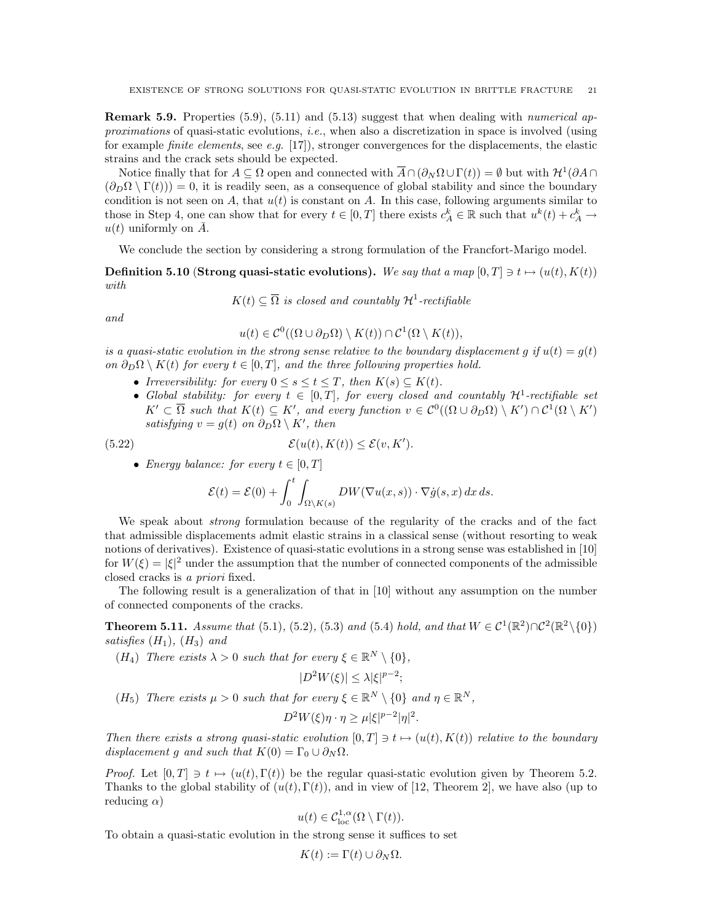**Remark 5.9.** Properties (5.9), (5.11) and (5.13) suggest that when dealing with *numerical approximations* of quasi-static evolutions, *i.e.*, when also a discretization in space is involved (using for example *finite elements*, see *e.g.* [17]), stronger convergences for the displacements, the elastic strains and the crack sets should be expected.

Notice finally that for $A \subseteq \Omega$ open and connected with $\overline{A} \cap (\partial_N\Omega \cup \Gamma(t)) = \emptyset$ but with $\mathcal{H}^1(\partial A \cap (\partial_D\Omega \setminus \Gamma(t))) = 0$, it is readily seen, as a consequence of global stability and since the boundary condition is not seen on $A$, that $u(t)$ is constant on $A$. In this case, following arguments similar to those in Step 4, one can show that for every $t \in [0,T]$ there exists $c_A^k \in \mathbb{R}$ such that $u^k(t) + c_A^k \to u(t)$ uniformly on $\bar{A}$.

We conclude the section by considering a strong formulation of the Francfort-Marigo model.

**Definition 5.10 (Strong quasi-static evolutions).** *We say that a map $[0,T] \ni t \mapsto (u(t), K(t))$ with*

$$K(t) \subseteq \overline{\Omega} \text{ is closed and countably } \mathcal{H}^1\text{-rectifiable}$$

*and*

$$u(t) \in \mathcal{C}^0((\Omega \cup \partial_D\Omega) \setminus K(t)) \cap \mathcal{C}^1(\Omega \setminus K(t)),$$

*is a quasi-static evolution in the strong sense relative to the boundary displacement $g$ if $u(t) = g(t)$ on $\partial_D\Omega \setminus K(t)$ for every $t \in [0,T]$, and the three following properties hold.*

- *Irreversibility: for $0 \le s \le t \le T$, then $K(s) \subseteq K(t)$.*
- *Global stability: for every $t \in [0,T]$, for every closed and countably $\mathcal{H}^1$-rectifiable set $K' \subset \overline{\Omega}$ such that $K(t) \subseteq K'$, and every function $v \in \mathcal{C}^0((\Omega \cup \partial_D\Omega) \setminus K') \cap \mathcal{C}^1(\Omega \setminus K')$ satisfying $v = g(t)$ on $\partial_D\Omega \setminus K'$, then*

$$\mathcal{E}(u(t), K(t)) \le \mathcal{E}(v, K'). \tag{5.22}$$

- *Energy balance: for every $t \in [0,T]$*

$$\mathcal{E}(t) = \mathcal{E}(0) + \int_0^t \int_{\Omega \setminus K(s)} DW(\nabla u(x,s)) \cdot \nabla \dot{g}(s,x)\, dx\, ds.$$

We speak about *strong* formulation because of the regularity of the cracks and of the fact that admissible displacements admit elastic strains in a classical sense (without resorting to weak notions of derivatives). Existence of quasi-static evolutions in a strong sense was established in [10] for $W(\xi) = |\xi|^2$ under the assumption that the number of connected components of the admissible closed cracks is *a priori* fixed.

The following result is a generalization of that in [10] without any assumption on the number of connected components of the cracks.

**Theorem 5.11.** *Assume that (5.1), (5.2), (5.3) and (5.4) hold, and that $W \in \mathcal{C}^1(\mathbb{R}^2) \cap \mathcal{C}^2(\mathbb{R}^2 \setminus \{0\})$ satisfies $(H_1)$, $(H_3)$ and*

$(H_4)$ *There exists $\lambda > 0$ such that for every $\xi \in \mathbb{R}^N \setminus \{0\}$,*

$$|D^2W(\xi)| \le \lambda |\xi|^{p-2};$$

$(H_5)$ *There exists $\mu > 0$ such that for every $\xi \in \mathbb{R}^N \setminus \{0\}$ and $\eta \in \mathbb{R}^N$,*

$$D^2W(\xi)\eta \cdot \eta \ge \mu |\xi|^{p-2} |\eta|^2.$$

*Then there exists a strong quasi-static evolution $[0,T] \ni t \mapsto (u(t), K(t))$ relative to the boundary displacement $g$ and such that $K(0) = \Gamma_0 \cup \partial_N\Omega$.*

*Proof.* Let $[0,T] \ni t \mapsto (u(t), \Gamma(t))$ be the regular quasi-static evolution given by Theorem 5.2. Thanks to the global stability of $(u(t), \Gamma(t))$, and in view of [12, Theorem 2], we have also (up to reducing $\alpha$)

$$u(t) \in \mathcal{C}^{1,\alpha}_{\text{loc}}(\Omega \setminus \Gamma(t)).$$

To obtain a quasi-static evolution in the strong sense it suffices to set

$$K(t) := \Gamma(t) \cup \partial_N\Omega.$$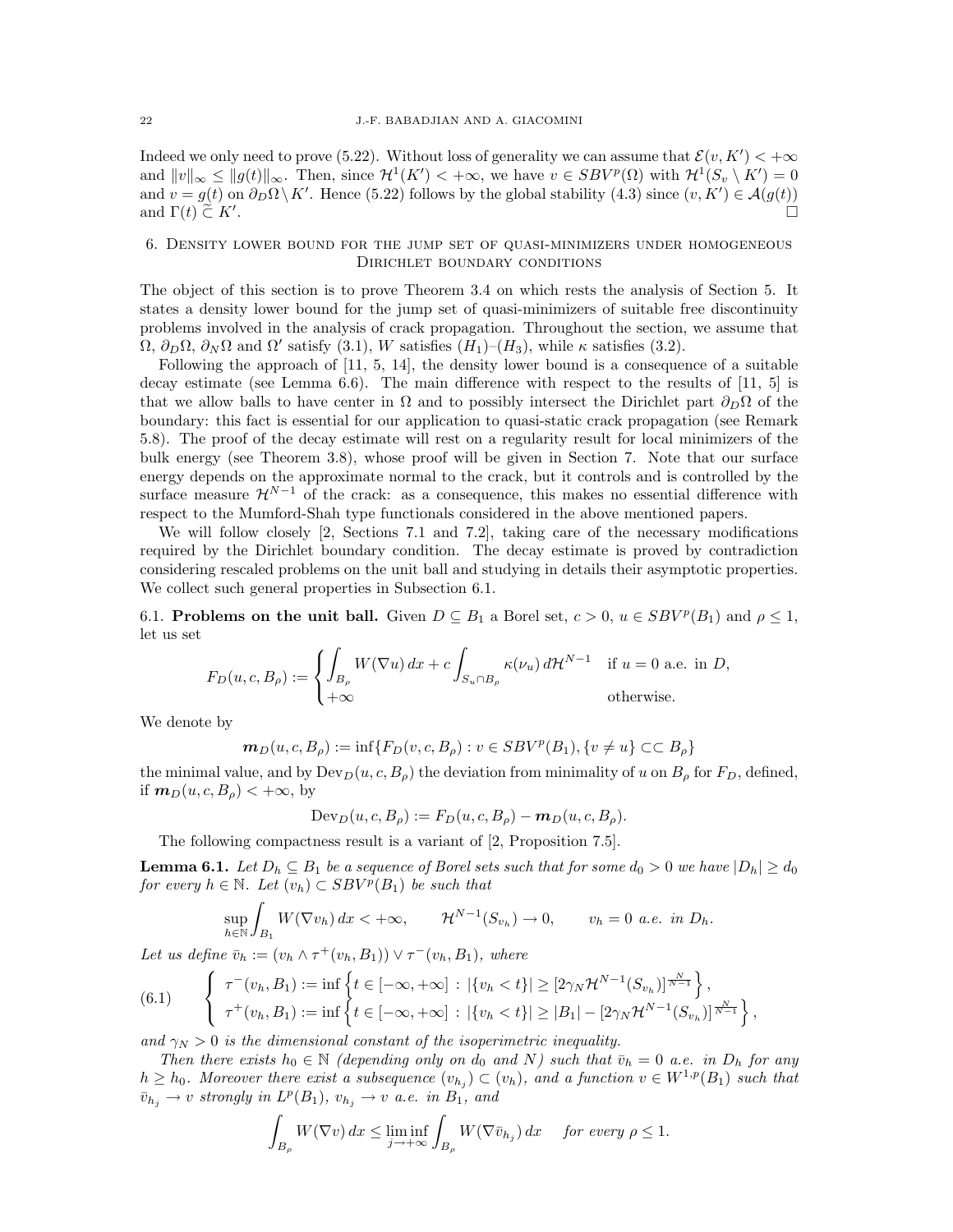Indeed we only need to prove (5.22). Without loss of generality we can assume that $\mathcal{E}(v, K') < +\infty$ and $\|v\|_\infty \le \|g(t)\|_\infty$. Then, since $\mathcal{H}^1(K') < +\infty$, we have $v \in SBV^p(\Omega)$ with $\mathcal{H}^1(S_v \setminus K') = 0$ and $v = g(t)$ on $\partial_D\Omega \setminus K'$. Hence (5.22) follows by the global stability (4.3) since $(v, K') \in \mathcal{A}(g(t))$ and $\Gamma(t) \,\widetilde{\subset}\, K'$. □

## 6. Density lower bound for the jump set of quasi-minimizers under homogeneous Dirichlet boundary conditions

The object of this section is to prove Theorem 3.4 on which rests the analysis of Section 5. It states a density lower bound for the jump set of quasi-minimizers of suitable free discontinuity problems involved in the analysis of crack propagation. Throughout the section, we assume that $\Omega$, $\partial_D\Omega$, $\partial_N\Omega$ and $\Omega'$ satisfy (3.1), $W$ satisfies $(H_1)$–$(H_3)$, while $\kappa$ satisfies (3.2).

Following the approach of [11, 5, 14], the density lower bound is a consequence of a suitable decay estimate (see Lemma 6.6). The main difference with respect to the results of [11, 5] is that we allow balls to have center in $\Omega$ and to possibly intersect the Dirichlet part $\partial_D\Omega$ of the boundary: this fact is essential for our application to quasi-static crack propagation (see Remark 5.8). The proof of the decay estimate will rest on a regularity result for local minimizers of the bulk energy (see Theorem 3.8), whose proof will be given in Section 7. Note that our surface energy depends on the approximate normal to the crack, but it controls and is controlled by the surface measure $\mathcal{H}^{N-1}$ of the crack: as a consequence, this makes no essential difference with respect to the Mumford-Shah type functionals considered in the above mentioned papers.

We will follow closely [2, Sections 7.1 and 7.2], taking care of the necessary modifications required by the Dirichlet boundary condition. The decay estimate is proved by contradiction considering rescaled problems on the unit ball and studying in details their asymptotic properties. We collect such general properties in Subsection 6.1.

### 6.1. Problems on the unit ball.

Given $D \subseteq B_1$ a Borel set, $c > 0$, $u \in SBV^p(B_1)$ and $\rho \le 1$, let us set

$$F_D(u, c, B_\rho) := \begin{cases} \displaystyle\int_{B_\rho} W(\nabla u)\,dx + c\int_{S_u \cap B_\rho} \kappa(\nu_u)\,d\mathcal{H}^{N-1} & \text{if } u = 0 \text{ a.e. in } D, \\ +\infty & \text{otherwise.} \end{cases}$$

We denote by

$$\boldsymbol{m}_D(u, c, B_\rho) := \inf\{F_D(v, c, B_\rho) : v \in SBV^p(B_1), \{v \ne u\} \subset\subset B_\rho\}$$

the minimal value, and by $\mathrm{Dev}_D(u, c, B_\rho)$ the deviation from minimality of $u$ on $B_\rho$ for $F_D$, defined, if $\boldsymbol{m}_D(u, c, B_\rho) < +\infty$, by

$$\mathrm{Dev}_D(u, c, B_\rho) := F_D(u, c, B_\rho) - \boldsymbol{m}_D(u, c, B_\rho).$$

The following compactness result is a variant of [2, Proposition 7.5].

**Lemma 6.1.** *Let $D_h \subseteq B_1$ be a sequence of Borel sets such that for some $d_0 > 0$ we have $|D_h| \ge d_0$ for every $h \in \mathbb{N}$. Let $(v_h) \subset SBV^p(B_1)$ be such that*

$$\sup_{h \in \mathbb{N}} \int_{B_1} W(\nabla v_h)\,dx < +\infty, \qquad \mathcal{H}^{N-1}(S_{v_h}) \to 0, \qquad v_h = 0 \text{ a.e. in } D_h.$$

*Let us define $\bar v_h := (v_h \wedge \tau^+(v_h, B_1)) \vee \tau^-(v_h, B_1)$, where*

$$(6.1) \qquad \begin{cases} \tau^-(v_h, B_1) := \inf\left\{t \in [-\infty, +\infty] \,:\, |\{v_h < t\}| \ge [2\gamma_N \mathcal{H}^{N-1}(S_{v_h})]^{\frac{N}{N-1}}\right\}, \\ \tau^+(v_h, B_1) := \inf\left\{t \in [-\infty, +\infty] \,:\, |\{v_h < t\}| \ge |B_1| - [2\gamma_N \mathcal{H}^{N-1}(S_{v_h})]^{\frac{N}{N-1}}\right\}, \end{cases}$$

*and $\gamma_N > 0$ is the dimensional constant of the isoperimetric inequality.*

*Then there exists $h_0 \in \mathbb{N}$ (depending only on $d_0$ and $N$) such that $\bar v_h = 0$ a.e. in $D_h$ for any $h \ge h_0$. Moreover there exist a subsequence $(v_{h_j}) \subset (v_h)$, and a function $v \in W^{1,p}(B_1)$ such that $\bar v_{h_j} \to v$ strongly in $L^p(B_1)$, $v_{h_j} \to v$ a.e. in $B_1$, and*

$$\int_{B_\rho} W(\nabla v)\,dx \le \liminf_{j \to +\infty} \int_{B_\rho} W(\nabla \bar v_{h_j})\,dx \quad \text{ for every } \rho \le 1.$$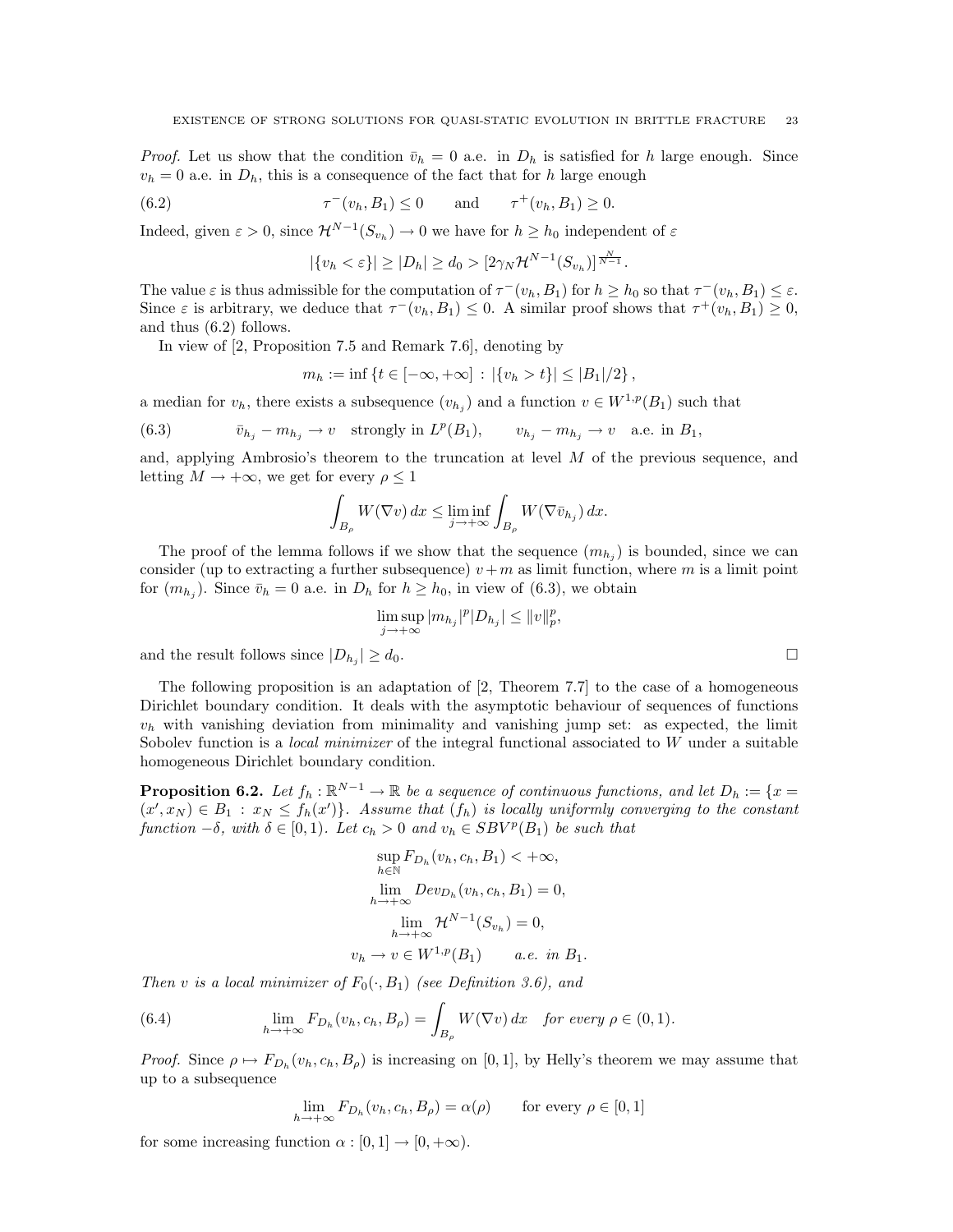*Proof.* Let us show that the condition $\bar{v}_h = 0$ a.e. in $D_h$ is satisfied for $h$ large enough. Since $v_h = 0$ a.e. in $D_h$, this is a consequence of the fact that for $h$ large enough

$$\tau^-(v_h, B_1) \leq 0 \qquad \text{and} \qquad \tau^+(v_h, B_1) \geq 0. \tag{6.2}$$

Indeed, given $\varepsilon > 0$, since $\mathcal{H}^{N-1}(S_{v_h}) \to 0$ we have for $h \geq h_0$ independent of $\varepsilon$

$$|\{v_h < \varepsilon\}| \geq |D_h| \geq d_0 > [2\gamma_N \mathcal{H}^{N-1}(S_{v_h})]^{\frac{N}{N-1}}.$$

The value $\varepsilon$ is thus admissible for the computation of $\tau^-(v_h, B_1)$ for $h \geq h_0$ so that $\tau^-(v_h, B_1) \leq \varepsilon$. Since $\varepsilon$ is arbitrary, we deduce that $\tau^-(v_h, B_1) \leq 0$. A similar proof shows that $\tau^+(v_h, B_1) \geq 0$, and thus (6.2) follows.

In view of [2, Proposition 7.5 and Remark 7.6], denoting by

$$m_h := \inf \{t \in [-\infty, +\infty] \,:\, |\{v_h > t\}| \leq |B_1|/2\},$$

a median for $v_h$, there exists a subsequence $(v_{h_j})$ and a function $v \in W^{1,p}(B_1)$ such that

$$\bar{v}_{h_j} - m_{h_j} \to v \quad \text{strongly in } L^p(B_1), \qquad v_{h_j} - m_{h_j} \to v \quad \text{a.e. in } B_1, \tag{6.3}$$

and, applying Ambrosio's theorem to the truncation at level $M$ of the previous sequence, and letting $M \to +\infty$, we get for every $\rho \leq 1$

$$\int_{B_\rho} W(\nabla v)\, dx \leq \liminf_{j \to +\infty} \int_{B_\rho} W(\nabla \bar{v}_{h_j})\, dx.$$

The proof of the lemma follows if we show that the sequence $(m_{h_j})$ is bounded, since we can consider (up to extracting a further subsequence) $v + m$ as limit function, where $m$ is a limit point for $(m_{h_j})$. Since $\bar{v}_h = 0$ a.e. in $D_h$ for $h \geq h_0$, in view of (6.3), we obtain

$$\limsup_{j \to +\infty} |m_{h_j}|^p |D_{h_j}| \leq \|v\|_p^p,$$

and the result follows since $|D_{h_j}| \geq d_0$. $\square$

The following proposition is an adaptation of [2, Theorem 7.7] to the case of a homogeneous Dirichlet boundary condition. It deals with the asymptotic behaviour of sequences of functions $v_h$ with vanishing deviation from minimality and vanishing jump set: as expected, the limit Sobolev function is a *local minimizer* of the integral functional associated to $W$ under a suitable homogeneous Dirichlet boundary condition.

**Proposition 6.2.** *Let $f_h : \mathbb{R}^{N-1} \to \mathbb{R}$ be a sequence of continuous functions, and let $D_h := \{x = (x', x_N) \in B_1 \,:\, x_N \leq f_h(x')\}$. Assume that $(f_h)$ is locally uniformly converging to the constant function $-\delta$, with $\delta \in [0, 1)$. Let $c_h > 0$ and $v_h \in SBV^p(B_1)$ be such that*

$$\sup_{h \in \mathbb{N}} F_{D_h}(v_h, c_h, B_1) < +\infty,$$
$$\lim_{h \to +\infty} Dev_{D_h}(v_h, c_h, B_1) = 0,$$
$$\lim_{h \to +\infty} \mathcal{H}^{N-1}(S_{v_h}) = 0,$$
$$v_h \to v \in W^{1,p}(B_1) \qquad \text{a.e. in } B_1.$$

*Then $v$ is a local minimizer of $F_0(\cdot, B_1)$ (see Definition 3.6), and*

$$\lim_{h \to +\infty} F_{D_h}(v_h, c_h, B_\rho) = \int_{B_\rho} W(\nabla v)\, dx \quad \text{for every } \rho \in (0, 1). \tag{6.4}$$

*Proof.* Since $\rho \mapsto F_{D_h}(v_h, c_h, B_\rho)$ is increasing on $[0, 1]$, by Helly's theorem we may assume that up to a subsequence

$$\lim_{h \to +\infty} F_{D_h}(v_h, c_h, B_\rho) = \alpha(\rho) \qquad \text{for every } \rho \in [0, 1]$$

for some increasing function $\alpha : [0, 1] \to [0, +\infty)$.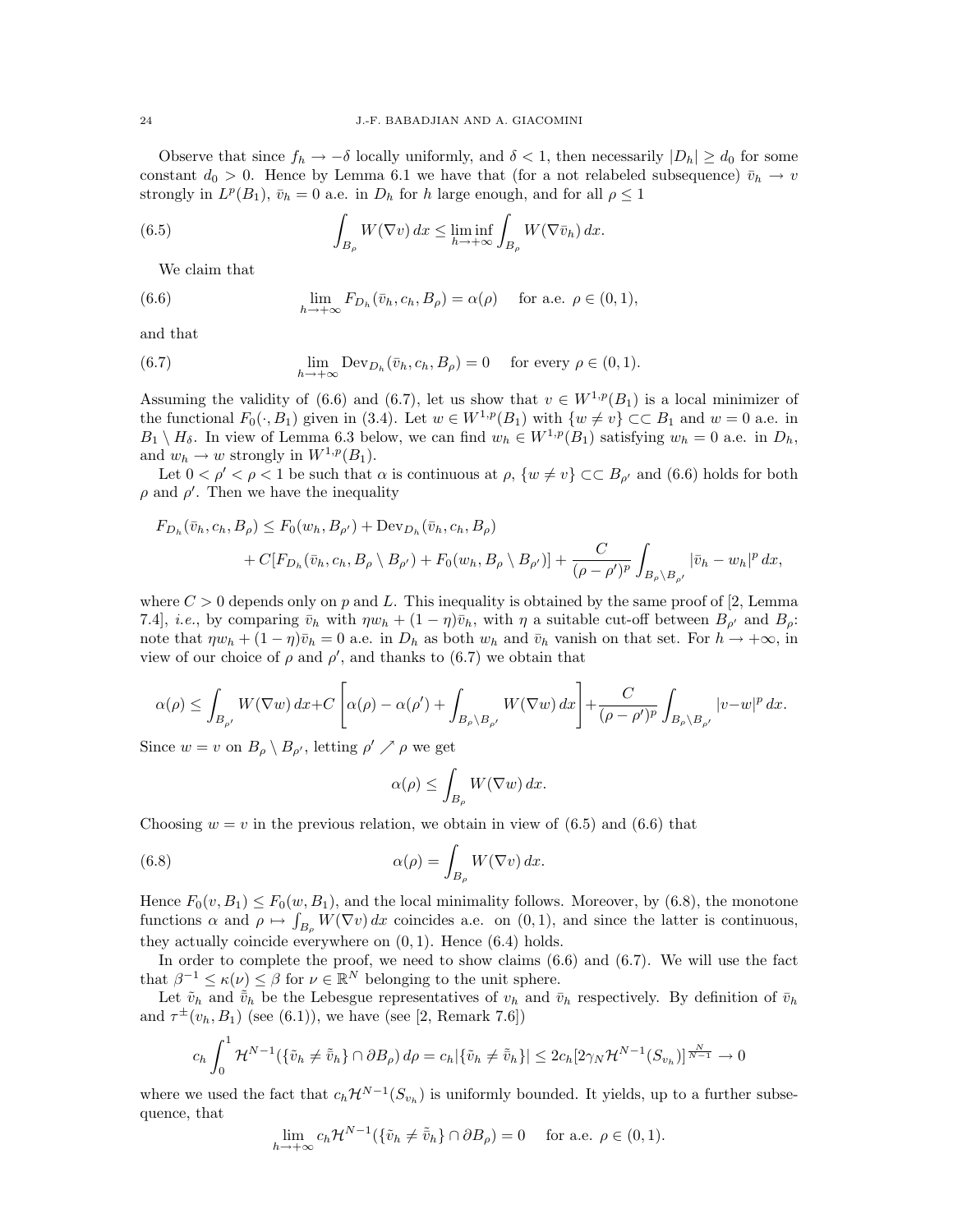Observe that since $f_h \to -\delta$ locally uniformly, and $\delta < 1$, then necessarily $|D_h| \geq d_0$ for some constant $d_0 > 0$. Hence by Lemma 6.1 we have that (for a not relabeled subsequence) $\bar{v}_h \to v$ strongly in $L^p(B_1)$, $\bar{v}_h = 0$ a.e. in $D_h$ for $h$ large enough, and for all $\rho \leq 1$

$$\int_{B_\rho} W(\nabla v)\,dx \leq \liminf_{h\to+\infty} \int_{B_\rho} W(\nabla \bar{v}_h)\,dx. \tag{6.5}$$

We claim that

$$\lim_{h\to+\infty} F_{D_h}(\bar{v}_h, c_h, B_\rho) = \alpha(\rho) \quad \text{ for a.e. } \rho \in (0,1), \tag{6.6}$$

and that

$$\lim_{h\to+\infty} \mathrm{Dev}_{D_h}(\bar{v}_h, c_h, B_\rho) = 0 \quad \text{ for every } \rho \in (0,1). \tag{6.7}$$

Assuming the validity of (6.6) and (6.7), let us show that $v \in W^{1,p}(B_1)$ is a local minimizer of the functional $F_0(\cdot, B_1)$ given in (3.4). Let $w \in W^{1,p}(B_1)$ with $\{w \neq v\} \subset\subset B_1$ and $w = 0$ a.e. in $B_1 \setminus H_\delta$. In view of Lemma 6.3 below, we can find $w_h \in W^{1,p}(B_1)$ satisfying $w_h = 0$ a.e. in $D_h$, and $w_h \to w$ strongly in $W^{1,p}(B_1)$.

Let $0 < \rho' < \rho < 1$ be such that $\alpha$ is continuous at $\rho$, $\{w \neq v\} \subset\subset B_{\rho'}$ and (6.6) holds for both $\rho$ and $\rho'$. Then we have the inequality

$$\begin{aligned} F_{D_h}(\bar{v}_h, c_h, B_\rho) &\leq F_0(w_h, B_{\rho'}) + \mathrm{Dev}_{D_h}(\bar{v}_h, c_h, B_\rho) \\ &\quad + C[F_{D_h}(\bar{v}_h, c_h, B_\rho \setminus B_{\rho'}) + F_0(w_h, B_\rho \setminus B_{\rho'})] + \frac{C}{(\rho-\rho')^p} \int_{B_\rho \setminus B_{\rho'}} |\bar{v}_h - w_h|^p\,dx, \end{aligned}$$

where $C > 0$ depends only on $p$ and $L$. This inequality is obtained by the same proof of [2, Lemma 7.4], *i.e.*, by comparing $\bar{v}_h$ with $\eta w_h + (1-\eta)\bar{v}_h$, with $\eta$ a suitable cut-off between $B_{\rho'}$ and $B_\rho$: note that $\eta w_h + (1-\eta)\bar{v}_h = 0$ a.e. in $D_h$ as both $w_h$ and $\bar{v}_h$ vanish on that set. For $h \to +\infty$, in view of our choice of $\rho$ and $\rho'$, and thanks to (6.7) we obtain that

$$\alpha(\rho) \leq \int_{B_{\rho'}} W(\nabla w)\,dx + C\left[\alpha(\rho) - \alpha(\rho') + \int_{B_\rho \setminus B_{\rho'}} W(\nabla w)\,dx\right] + \frac{C}{(\rho-\rho')^p} \int_{B_\rho \setminus B_{\rho'}} |v - w|^p\,dx.$$

Since $w = v$ on $B_\rho \setminus B_{\rho'}$, letting $\rho' \nearrow \rho$ we get

$$\alpha(\rho) \leq \int_{B_\rho} W(\nabla w)\,dx.$$

Choosing $w = v$ in the previous relation, we obtain in view of (6.5) and (6.6) that

$$\alpha(\rho) = \int_{B_\rho} W(\nabla v)\,dx. \tag{6.8}$$

Hence $F_0(v, B_1) \leq F_0(w, B_1)$, and the local minimality follows. Moreover, by (6.8), the monotone functions $\alpha$ and $\rho \mapsto \int_{B_\rho} W(\nabla v)\,dx$ coincides a.e. on $(0,1)$, and since the latter is continuous, they actually coincide everywhere on $(0,1)$. Hence (6.4) holds.

In order to complete the proof, we need to show claims (6.6) and (6.7). We will use the fact that $\beta^{-1} \leq \kappa(\nu) \leq \beta$ for $\nu \in \mathbb{R}^N$ belonging to the unit sphere.

Let $\tilde{v}_h$ and $\tilde{\bar{v}}_h$ be the Lebesgue representatives of $v_h$ and $\bar{v}_h$ respectively. By definition of $\bar{v}_h$ and $\tau^\pm(v_h, B_1)$ (see (6.1)), we have (see [2, Remark 7.6])

$$c_h \int_0^1 \mathcal{H}^{N-1}(\{\tilde{v}_h \neq \tilde{\bar{v}}_h\} \cap \partial B_\rho)\,d\rho = c_h|\{\tilde{v}_h \neq \tilde{\bar{v}}_h\}| \leq 2c_h[2\gamma_N \mathcal{H}^{N-1}(S_{v_h})]^{\frac{N}{N-1}} \to 0$$

where we used the fact that $c_h \mathcal{H}^{N-1}(S_{v_h})$ is uniformly bounded. It yields, up to a further subsequence, that

$$\lim_{h\to+\infty} c_h \mathcal{H}^{N-1}(\{\tilde{v}_h \neq \tilde{\bar{v}}_h\} \cap \partial B_\rho) = 0 \quad \text{ for a.e. } \rho \in (0,1).$$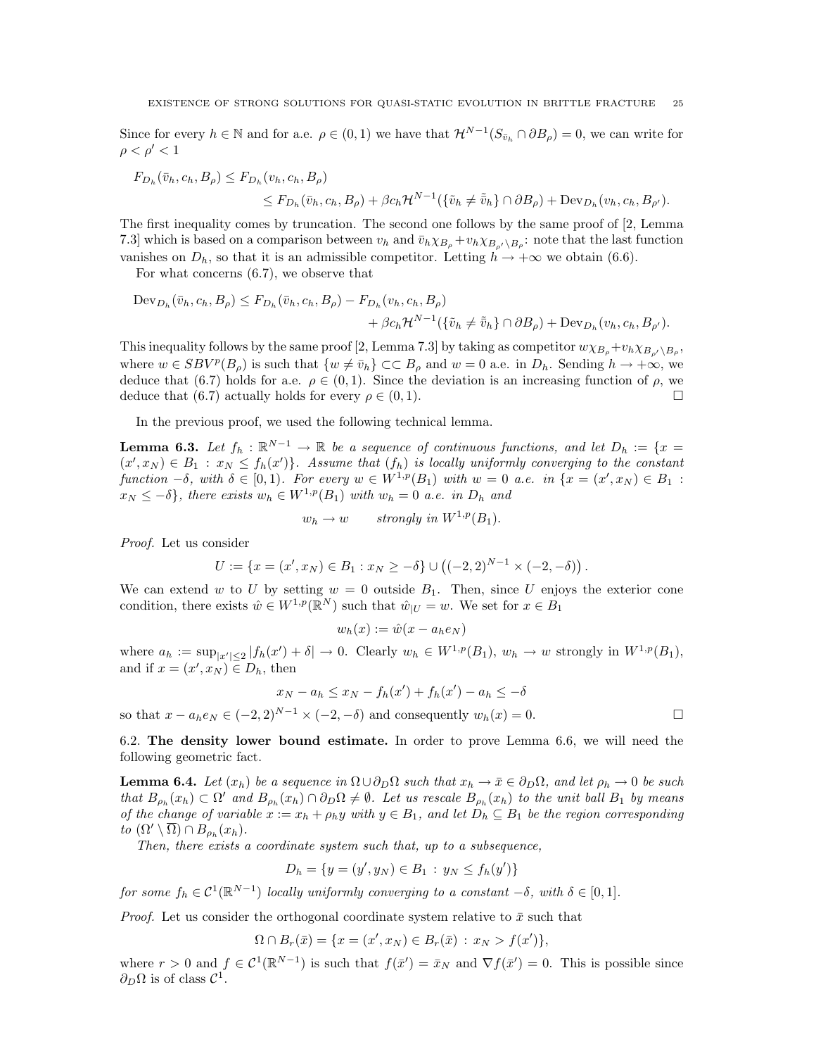Since for every $h \in \mathbb{N}$ and for a.e. $\rho \in (0,1)$ we have that $\mathcal{H}^{N-1}(S_{\bar{v}_h} \cap \partial B_\rho) = 0$, we can write for $\rho < \rho' < 1$

$$
\begin{aligned}
F_{D_h}(\bar{v}_h, c_h, B_\rho) &\le F_{D_h}(v_h, c_h, B_\rho) \\
&\le F_{D_h}(\bar{v}_h, c_h, B_\rho) + \beta c_h \mathcal{H}^{N-1}(\{\tilde{v}_h \neq \tilde{\bar{v}}_h\} \cap \partial B_\rho) + \mathrm{Dev}_{D_h}(v_h, c_h, B_{\rho'}).
\end{aligned}
$$

The first inequality comes by truncation. The second one follows by the same proof of [2, Lemma 7.3] which is based on a comparison between $v_h$ and $\bar{v}_h \chi_{B_\rho} + v_h \chi_{B_{\rho'} \setminus B_\rho}$: note that the last function vanishes on $D_h$, so that it is an admissible competitor. Letting $h \to +\infty$ we obtain (6.6).

For what concerns (6.7), we observe that

$$
\begin{aligned}
\mathrm{Dev}_{D_h}(\bar{v}_h, c_h, B_\rho) \le F_{D_h}(\bar{v}_h, c_h, B_\rho) &- F_{D_h}(v_h, c_h, B_\rho) \\
&+ \beta c_h \mathcal{H}^{N-1}(\{\tilde{v}_h \neq \tilde{\bar{v}}_h\} \cap \partial B_\rho) + \mathrm{Dev}_{D_h}(v_h, c_h, B_{\rho'}).
\end{aligned}
$$

This inequality follows by the same proof [2, Lemma 7.3] by taking as competitor $w \chi_{B_\rho} + v_h \chi_{B_{\rho'} \setminus B_\rho}$, where $w \in SBV^p(B_\rho)$ is such that $\{w \neq \bar{v}_h\} \subset\subset B_\rho$ and $w = 0$ a.e. in $D_h$. Sending $h \to +\infty$, we deduce that (6.7) holds for a.e. $\rho \in (0,1)$. Since the deviation is an increasing function of $\rho$, we deduce that (6.7) actually holds for every $\rho \in (0,1)$. □

In the previous proof, we used the following technical lemma.

**Lemma 6.3.** *Let $f_h : \mathbb{R}^{N-1} \to \mathbb{R}$ be a sequence of continuous functions, and let $D_h := \{x = (x', x_N) \in B_1 : x_N \le f_h(x')\}$. Assume that $(f_h)$ is locally uniformly converging to the constant function $-\delta$, with $\delta \in [0,1)$. For every $w \in W^{1,p}(B_1)$ with $w = 0$ a.e. in $\{x = (x', x_N) \in B_1 : x_N \le -\delta\}$, there exists $w_h \in W^{1,p}(B_1)$ with $w_h = 0$ a.e. in $D_h$ and*

$$
w_h \to w \qquad \textit{strongly in } W^{1,p}(B_1).
$$

*Proof.* Let us consider

$$
U := \{x = (x', x_N) \in B_1 : x_N \ge -\delta\} \cup \left((-2,2)^{N-1} \times (-2, -\delta)\right).
$$

We can extend $w$ to $U$ by setting $w = 0$ outside $B_1$. Then, since $U$ enjoys the exterior cone condition, there exists $\hat{w} \in W^{1,p}(\mathbb{R}^N)$ such that $\hat{w}_{|U} = w$. We set for $x \in B_1$

$$
w_h(x) := \hat{w}(x - a_h e_N)
$$

where $a_h := \sup_{|x'| \le 2} |f_h(x') + \delta| \to 0$. Clearly $w_h \in W^{1,p}(B_1)$, $w_h \to w$ strongly in $W^{1,p}(B_1)$, and if $x = (x', x_N) \in D_h$, then

$$
x_N - a_h \le x_N - f_h(x') + f_h(x') - a_h \le -\delta
$$

so that $x - a_h e_N \in (-2,2)^{N-1} \times (-2, -\delta)$ and consequently $w_h(x) = 0$. □

6.2. **The density lower bound estimate.** In order to prove Lemma 6.6, we will need the following geometric fact.

**Lemma 6.4.** *Let $(x_h)$ be a sequence in $\Omega \cup \partial_D \Omega$ such that $x_h \to \bar{x} \in \partial_D \Omega$, and let $\rho_h \to 0$ be such that $B_{\rho_h}(x_h) \subset \Omega'$ and $B_{\rho_h}(x_h) \cap \partial_D \Omega \neq \emptyset$. Let us rescale $B_{\rho_h}(x_h)$ to the unit ball $B_1$ by means of the change of variable $x := x_h + \rho_h y$ with $y \in B_1$, and let $D_h \subseteq B_1$ be the region corresponding to $(\Omega' \setminus \overline{\Omega}) \cap B_{\rho_h}(x_h)$.*

*Then, there exists a coordinate system such that, up to a subsequence,*

$$
D_h = \{y = (y', y_N) \in B_1 : y_N \le f_h(y')\}
$$

*for some $f_h \in \mathcal{C}^1(\mathbb{R}^{N-1})$ locally uniformly converging to a constant $-\delta$, with $\delta \in [0,1]$.*

*Proof.* Let us consider the orthogonal coordinate system relative to $\bar{x}$ such that

$$
\Omega \cap B_r(\bar{x}) = \{x = (x', x_N) \in B_r(\bar{x}) : x_N > f(x')\},
$$

where $r > 0$ and $f \in \mathcal{C}^1(\mathbb{R}^{N-1})$ is such that $f(\bar{x}') = \bar{x}_N$ and $\nabla f(\bar{x}') = 0$. This is possible since $\partial_D \Omega$ is of class $\mathcal{C}^1$.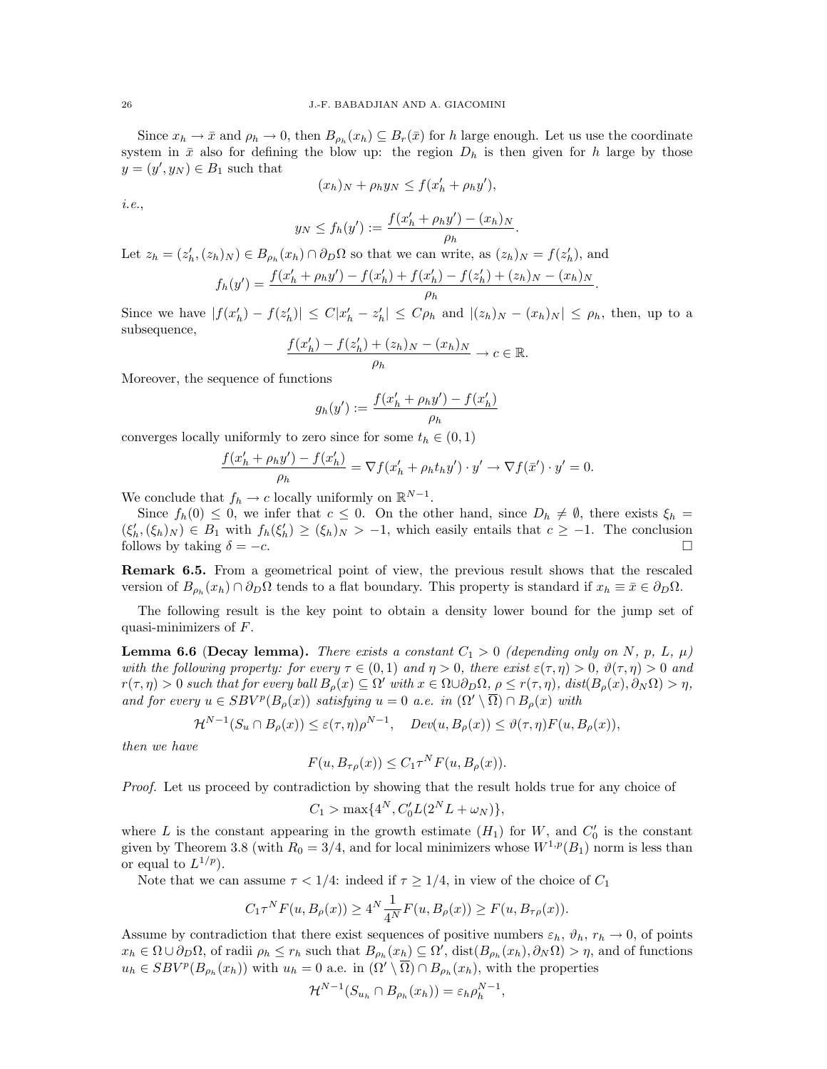Since $x_h \to \bar{x}$ and $\rho_h \to 0$, then $B_{\rho_h}(x_h) \subseteq B_r(\bar{x})$ for $h$ large enough. Let us use the coordinate system in $\bar{x}$ also for defining the blow up: the region $D_h$ is then given for $h$ large by those $y = (y', y_N) \in B_1$ such that

$$(x_h)_N + \rho_h y_N \le f(x'_h + \rho_h y'),$$

*i.e.*,

$$y_N \le f_h(y') := \frac{f(x'_h + \rho_h y') - (x_h)_N}{\rho_h}.$$

Let $z_h = (z'_h, (z_h)_N) \in B_{\rho_h}(x_h) \cap \partial_D \Omega$ so that we can write, as $(z_h)_N = f(z'_h)$, and

$$f_h(y') = \frac{f(x'_h + \rho_h y') - f(x'_h) + f(x'_h) - f(z'_h) + (z_h)_N - (x_h)_N}{\rho_h}.$$

Since we have $|f(x'_h) - f(z'_h)| \le C|x'_h - z'_h| \le C\rho_h$ and $|(z_h)_N - (x_h)_N| \le \rho_h$, then, up to a subsequence,

$$\frac{f(x'_h) - f(z'_h) + (z_h)_N - (x_h)_N}{\rho_h} \to c \in \mathbb{R}.$$

Moreover, the sequence of functions

$$g_h(y') := \frac{f(x'_h + \rho_h y') - f(x'_h)}{\rho_h}$$

converges locally uniformly to zero since for some $t_h \in (0,1)$

$$\frac{f(x'_h + \rho_h y') - f(x'_h)}{\rho_h} = \nabla f(x'_h + \rho_h t_h y') \cdot y' \to \nabla f(\bar{x}') \cdot y' = 0.$$

We conclude that $f_h \to c$ locally uniformly on $\mathbb{R}^{N-1}$.

Since $f_h(0) \le 0$, we infer that $c \le 0$. On the other hand, since $D_h \neq \emptyset$, there exists $\xi_h = (\xi'_h, (\xi_h)_N) \in B_1$ with $f_h(\xi'_h) \ge (\xi_h)_N > -1$, which easily entails that $c \ge -1$. The conclusion follows by taking $\delta = -c$. $\square$

**Remark 6.5.** From a geometrical point of view, the previous result shows that the rescaled version of $B_{\rho_h}(x_h) \cap \partial_D \Omega$ tends to a flat boundary. This property is standard if $x_h \equiv \bar{x} \in \partial_D \Omega$.

The following result is the key point to obtain a density lower bound for the jump set of quasi-minimizers of $F$.

**Lemma 6.6 (Decay lemma).** *There exists a constant $C_1 > 0$ (depending only on $N$, $p$, $L$, $\mu$) with the following property: for every $\tau \in (0,1)$ and $\eta > 0$, there exist $\varepsilon(\tau,\eta) > 0$, $\vartheta(\tau,\eta) > 0$ and $r(\tau,\eta) > 0$ such that for every ball $B_\rho(x) \subseteq \Omega'$ with $x \in \Omega \cup \partial_D \Omega$, $\rho \le r(\tau,\eta)$, $dist(B_\rho(x), \partial_N \Omega) > \eta$, and for every $u \in SBV^p(B_\rho(x))$ satisfying $u = 0$ a.e. in $(\Omega' \setminus \overline{\Omega}) \cap B_\rho(x)$ with*

$$\mathcal{H}^{N-1}(S_u \cap B_\rho(x)) \le \varepsilon(\tau,\eta)\rho^{N-1}, \quad Dev(u, B_\rho(x)) \le \vartheta(\tau,\eta) F(u, B_\rho(x)),$$

*then we have*

$$F(u, B_{\tau\rho}(x)) \le C_1 \tau^N F(u, B_\rho(x)).$$

*Proof.* Let us proceed by contradiction by showing that the result holds true for any choice of

$$C_1 > \max\{4^N, C'_0 L(2^N L + \omega_N)\},$$

where $L$ is the constant appearing in the growth estimate $(H_1)$ for $W$, and $C'_0$ is the constant given by Theorem 3.8 (with $R_0 = 3/4$, and for local minimizers whose $W^{1,p}(B_1)$ norm is less than or equal to $L^{1/p}$).

Note that we can assume $\tau < 1/4$: indeed if $\tau \ge 1/4$, in view of the choice of $C_1$

$$C_1 \tau^N F(u, B_\rho(x)) \ge 4^N \frac{1}{4^N} F(u, B_\rho(x)) \ge F(u, B_{\tau\rho}(x)).$$

Assume by contradiction that there exist sequences of positive numbers $\varepsilon_h$, $\vartheta_h$, $r_h \to 0$, of points $x_h \in \Omega \cup \partial_D \Omega$, of radii $\rho_h \le r_h$ such that $B_{\rho_h}(x_h) \subseteq \Omega'$, $\mathrm{dist}(B_{\rho_h}(x_h), \partial_N \Omega) > \eta$, and of functions $u_h \in SBV^p(B_{\rho_h}(x_h))$ with $u_h = 0$ a.e. in $(\Omega' \setminus \overline{\Omega}) \cap B_{\rho_h}(x_h)$, with the properties

$$\mathcal{H}^{N-1}(S_{u_h} \cap B_{\rho_h}(x_h)) = \varepsilon_h \rho_h^{N-1},$$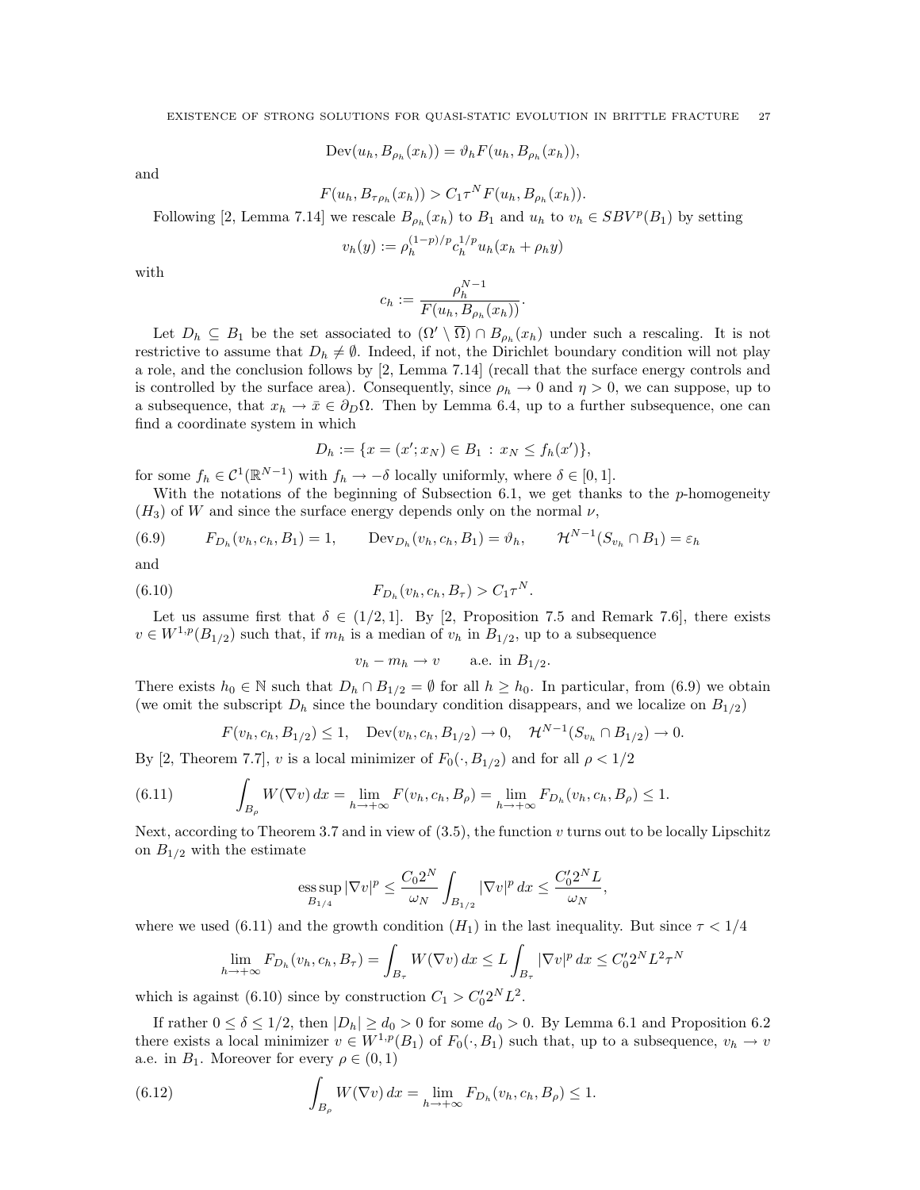$$\mathrm{Dev}(u_h, B_{\rho_h}(x_h)) = \vartheta_h F(u_h, B_{\rho_h}(x_h)),$$

and

$$F(u_h, B_{\tau\rho_h}(x_h)) > C_1 \tau^N F(u_h, B_{\rho_h}(x_h)).$$

Following [2, Lemma 7.14] we rescale $B_{\rho_h}(x_h)$ to $B_1$ and $u_h$ to $v_h \in SBV^p(B_1)$ by setting

$$v_h(y) := \rho_h^{(1-p)/p} c_h^{1/p} u_h(x_h + \rho_h y)$$

with

$$c_h := \frac{\rho_h^{N-1}}{F(u_h, B_{\rho_h}(x_h))}.$$

Let $D_h \subseteq B_1$ be the set associated to $(\Omega' \setminus \overline{\Omega}) \cap B_{\rho_h}(x_h)$ under such a rescaling. It is not restrictive to assume that $D_h \neq \emptyset$. Indeed, if not, the Dirichlet boundary condition will not play a role, and the conclusion follows by [2, Lemma 7.14] (recall that the surface energy controls and is controlled by the surface area). Consequently, since $\rho_h \to 0$ and $\eta > 0$, we can suppose, up to a subsequence, that $x_h \to \bar{x} \in \partial_D \Omega$. Then by Lemma 6.4, up to a further subsequence, one can find a coordinate system in which

$$D_h := \{x = (x'; x_N) \in B_1 \, : \, x_N \leq f_h(x')\},$$

for some $f_h \in \mathcal{C}^1(\mathbb{R}^{N-1})$ with $f_h \to -\delta$ locally uniformly, where $\delta \in [0, 1]$.

With the notations of the beginning of Subsection 6.1, we get thanks to the $p$-homogeneity $(H_3)$ of $W$ and since the surface energy depends only on the normal $\nu$,

$$F_{D_h}(v_h, c_h, B_1) = 1, \qquad \mathrm{Dev}_{D_h}(v_h, c_h, B_1) = \vartheta_h, \qquad \mathcal{H}^{N-1}(S_{v_h} \cap B_1) = \varepsilon_h \tag{6.9}$$

and

$$F_{D_h}(v_h, c_h, B_\tau) > C_1 \tau^N. \tag{6.10}$$

Let us assume first that $\delta \in (1/2, 1]$. By [2, Proposition 7.5 and Remark 7.6], there exists $v \in W^{1,p}(B_{1/2})$ such that, if $m_h$ is a median of $v_h$ in $B_{1/2}$, up to a subsequence

$$v_h - m_h \to v \qquad \text{a.e. in } B_{1/2}.$$

There exists $h_0 \in \mathbb{N}$ such that $D_h \cap B_{1/2} = \emptyset$ for all $h \geq h_0$. In particular, from (6.9) we obtain (we omit the subscript $D_h$ since the boundary condition disappears, and we localize on $B_{1/2}$)

$$F(v_h, c_h, B_{1/2}) \leq 1, \quad \mathrm{Dev}(v_h, c_h, B_{1/2}) \to 0, \quad \mathcal{H}^{N-1}(S_{v_h} \cap B_{1/2}) \to 0.$$

By [2, Theorem 7.7], $v$ is a local minimizer of $F_0(\cdot, B_{1/2})$ and for all $\rho < 1/2$

$$\int_{B_\rho} W(\nabla v)\, dx = \lim_{h \to +\infty} F(v_h, c_h, B_\rho) = \lim_{h \to +\infty} F_{D_h}(v_h, c_h, B_\rho) \leq 1. \tag{6.11}$$

Next, according to Theorem 3.7 and in view of (3.5), the function $v$ turns out to be locally Lipschitz on $B_{1/2}$ with the estimate

$$\operatorname*{ess\,sup}_{B_{1/4}} |\nabla v|^p \leq \frac{C_0 2^N}{\omega_N} \int_{B_{1/2}} |\nabla v|^p \, dx \leq \frac{C_0' 2^N L}{\omega_N},$$

where we used (6.11) and the growth condition $(H_1)$ in the last inequality. But since $\tau < 1/4$

$$\lim_{h \to +\infty} F_{D_h}(v_h, c_h, B_\tau) = \int_{B_\tau} W(\nabla v)\, dx \leq L \int_{B_\tau} |\nabla v|^p \, dx \leq C_0' 2^N L^2 \tau^N$$

which is against (6.10) since by construction $C_1 > C_0' 2^N L^2$.

If rather $0 \leq \delta \leq 1/2$, then $|D_h| \geq d_0 > 0$ for some $d_0 > 0$. By Lemma 6.1 and Proposition 6.2 there exists a local minimizer $v \in W^{1,p}(B_1)$ of $F_0(\cdot, B_1)$ such that, up to a subsequence, $v_h \to v$ a.e. in $B_1$. Moreover for every $\rho \in (0, 1)$

$$\int_{B_\rho} W(\nabla v)\, dx = \lim_{h \to +\infty} F_{D_h}(v_h, c_h, B_\rho) \leq 1. \tag{6.12}$$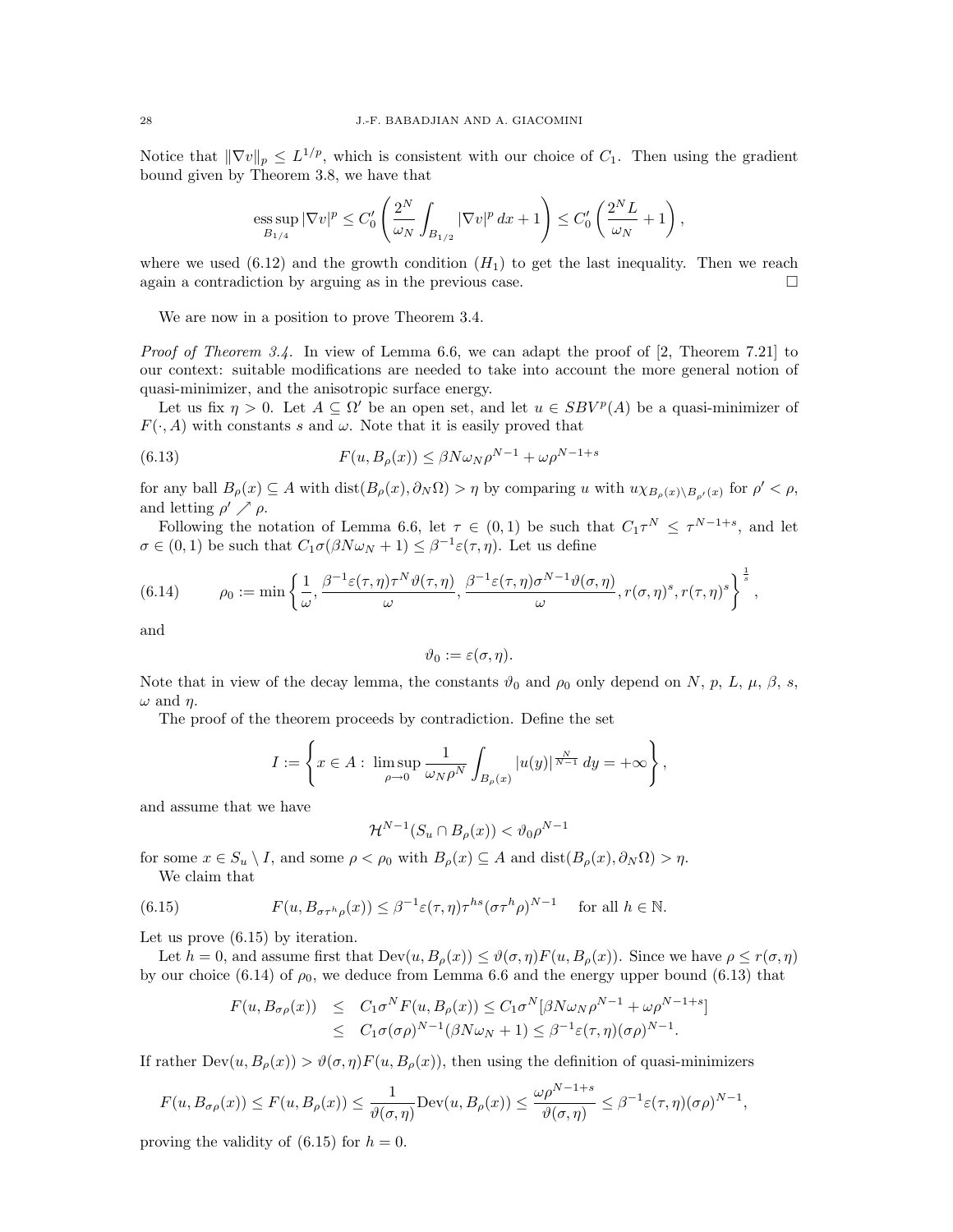Notice that $\|\nabla v\|_p \leq L^{1/p}$, which is consistent with our choice of $C_1$. Then using the gradient bound given by Theorem 3.8, we have that

$$\operatorname*{ess\,sup}_{B_{1/4}} |\nabla v|^p \leq C_0' \left( \frac{2^N}{\omega_N} \int_{B_{1/2}} |\nabla v|^p \, dx + 1 \right) \leq C_0' \left( \frac{2^N L}{\omega_N} + 1 \right),$$

where we used (6.12) and the growth condition $(H_1)$ to get the last inequality. Then we reach again a contradiction by arguing as in the previous case. $\square$

We are now in a position to prove Theorem 3.4.

*Proof of Theorem 3.4.* In view of Lemma 6.6, we can adapt the proof of [2, Theorem 7.21] to our context: suitable modifications are needed to take into account the more general notion of quasi-minimizer, and the anisotropic surface energy.

Let us fix $\eta > 0$. Let $A \subseteq \Omega'$ be an open set, and let $u \in SBV^p(A)$ be a quasi-minimizer of $F(\cdot, A)$ with constants $s$ and $\omega$. Note that it is easily proved that

$$F(u, B_\rho(x)) \leq \beta N \omega_N \rho^{N-1} + \omega \rho^{N-1+s} \tag{6.13}$$

for any ball $B_\rho(x) \subseteq A$ with $\operatorname{dist}(B_\rho(x), \partial_N \Omega) > \eta$ by comparing $u$ with $u\chi_{B_\rho(x) \setminus B_{\rho'}(x)}$ for $\rho' < \rho$, and letting $\rho' \nearrow \rho$.

Following the notation of Lemma 6.6, let $\tau \in (0,1)$ be such that $C_1 \tau^N \leq \tau^{N-1+s}$, and let $\sigma \in (0,1)$ be such that $C_1 \sigma(\beta N \omega_N + 1) \leq \beta^{-1} \varepsilon(\tau, \eta)$. Let us define

$$\rho_0 := \min \left\{ \frac{1}{\omega}, \frac{\beta^{-1}\varepsilon(\tau,\eta)\tau^N \vartheta(\tau,\eta)}{\omega}, \frac{\beta^{-1}\varepsilon(\tau,\eta)\sigma^{N-1}\vartheta(\sigma,\eta)}{\omega}, r(\sigma,\eta)^s, r(\tau,\eta)^s \right\}^{\frac{1}{s}}, \tag{6.14}$$

and

$$\vartheta_0 := \varepsilon(\sigma, \eta).$$

Note that in view of the decay lemma, the constants $\vartheta_0$ and $\rho_0$ only depend on $N$, $p$, $L$, $\mu$, $\beta$, $s$, $\omega$ and $\eta$.

The proof of the theorem proceeds by contradiction. Define the set

$$I := \left\{ x \in A : \limsup_{\rho \to 0} \frac{1}{\omega_N \rho^N} \int_{B_\rho(x)} |u(y)|^{\frac{N}{N-1}} \, dy = +\infty \right\},$$

and assume that we have

$$\mathcal{H}^{N-1}(S_u \cap B_\rho(x)) < \vartheta_0 \rho^{N-1}$$

for some $x \in S_u \setminus I$, and some $\rho < \rho_0$ with $B_\rho(x) \subseteq A$ and $\operatorname{dist}(B_\rho(x), \partial_N \Omega) > \eta$.

We claim that

$$F(u, B_{\sigma\tau^h\rho}(x)) \leq \beta^{-1}\varepsilon(\tau,\eta)\tau^{hs}(\sigma\tau^h\rho)^{N-1} \quad \text{for all } h \in \mathbb{N}. \tag{6.15}$$

Let us prove (6.15) by iteration.

Let $h = 0$, and assume first that $\operatorname{Dev}(u, B_\rho(x)) \leq \vartheta(\sigma,\eta) F(u, B_\rho(x))$. Since we have $\rho \leq r(\sigma, \eta)$ by our choice (6.14) of $\rho_0$, we deduce from Lemma 6.6 and the energy upper bound (6.13) that

$$\begin{aligned}
F(u, B_{\sigma\rho}(x)) &\leq C_1 \sigma^N F(u, B_\rho(x)) \leq C_1 \sigma^N [\beta N \omega_N \rho^{N-1} + \omega \rho^{N-1+s}] \\
&\leq C_1 \sigma (\sigma\rho)^{N-1} (\beta N \omega_N + 1) \leq \beta^{-1} \varepsilon(\tau,\eta)(\sigma\rho)^{N-1}.
\end{aligned}$$

If rather $\operatorname{Dev}(u, B_\rho(x)) > \vartheta(\sigma,\eta) F(u, B_\rho(x))$, then using the definition of quasi-minimizers

$$F(u, B_{\sigma\rho}(x)) \leq F(u, B_\rho(x)) \leq \frac{1}{\vartheta(\sigma,\eta)} \operatorname{Dev}(u, B_\rho(x)) \leq \frac{\omega \rho^{N-1+s}}{\vartheta(\sigma,\eta)} \leq \beta^{-1}\varepsilon(\tau,\eta)(\sigma\rho)^{N-1},$$

proving the validity of (6.15) for $h = 0$.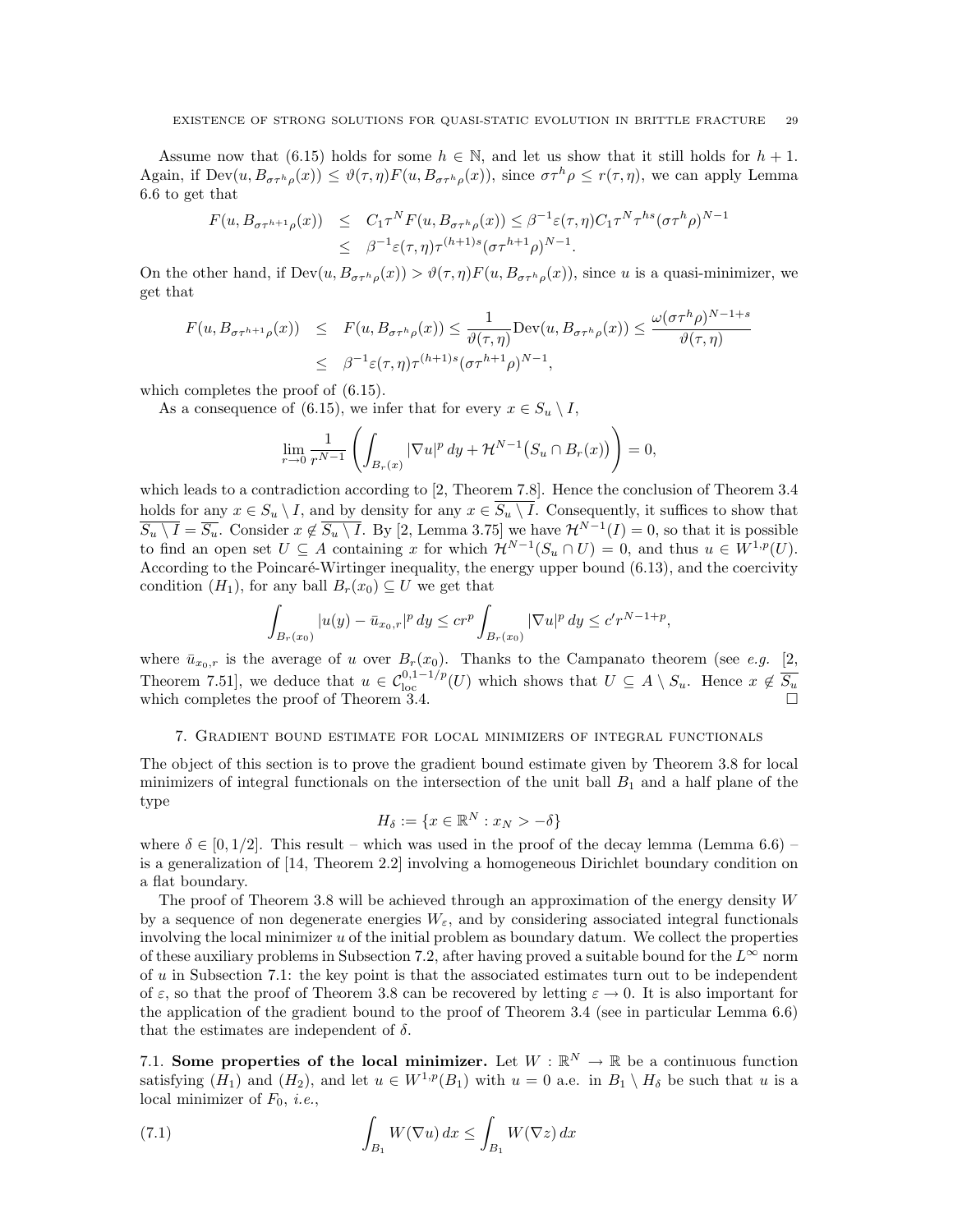Assume now that (6.15) holds for some $h \in \mathbb{N}$, and let us show that it still holds for $h+1$. Again, if $\mathrm{Dev}(u, B_{\sigma\tau^h\rho}(x)) \leq \vartheta(\tau,\eta) F(u, B_{\sigma\tau^h\rho}(x))$, since $\sigma\tau^h\rho \leq r(\tau,\eta)$, we can apply Lemma 6.6 to get that

$$
\begin{aligned}
F(u, B_{\sigma\tau^{h+1}\rho}(x)) &\leq C_1\tau^N F(u, B_{\sigma\tau^h\rho}(x)) \leq \beta^{-1}\varepsilon(\tau,\eta) C_1 \tau^N \tau^{hs} (\sigma\tau^h\rho)^{N-1} \\
&\leq \beta^{-1}\varepsilon(\tau,\eta)\tau^{(h+1)s}(\sigma\tau^{h+1}\rho)^{N-1}.
\end{aligned}
$$

On the other hand, if $\mathrm{Dev}(u, B_{\sigma\tau^h\rho}(x)) > \vartheta(\tau,\eta) F(u, B_{\sigma\tau^h\rho}(x))$, since $u$ is a quasi-minimizer, we get that

$$
\begin{aligned}
F(u, B_{\sigma\tau^{h+1}\rho}(x)) &\leq F(u, B_{\sigma\tau^h\rho}(x)) \leq \frac{1}{\vartheta(\tau,\eta)}\mathrm{Dev}(u, B_{\sigma\tau^h\rho}(x)) \leq \frac{\omega(\sigma\tau^h\rho)^{N-1+s}}{\vartheta(\tau,\eta)} \\
&\leq \beta^{-1}\varepsilon(\tau,\eta)\tau^{(h+1)s}(\sigma\tau^{h+1}\rho)^{N-1},
\end{aligned}
$$

which completes the proof of (6.15).

As a consequence of (6.15), we infer that for every $x \in S_u \setminus I$,

$$
\lim_{r\to 0}\frac{1}{r^{N-1}}\left(\int_{B_r(x)} |\nabla u|^p\,dy + \mathcal{H}^{N-1}\big(S_u \cap B_r(x)\big)\right) = 0,
$$

which leads to a contradiction according to [2, Theorem 7.8]. Hence the conclusion of Theorem 3.4 holds for any $x \in S_u \setminus I$, and by density for any $x \in \overline{S_u \setminus I}$. Consequently, it suffices to show that $\overline{S_u \setminus I} = \overline{S_u}$. Consider $x \notin \overline{S_u \setminus I}$. By [2, Lemma 3.75] we have $\mathcal{H}^{N-1}(I) = 0$, so that it is possible to find an open set $U \subseteq A$ containing $x$ for which $\mathcal{H}^{N-1}(S_u \cap U) = 0$, and thus $u \in W^{1,p}(U)$. According to the Poincaré-Wirtinger inequality, the energy upper bound (6.13), and the coercivity condition $(H_1)$, for any ball $B_r(x_0) \subseteq U$ we get that

$$
\int_{B_r(x_0)} |u(y) - \bar u_{x_0,r}|^p\,dy \leq c r^p \int_{B_r(x_0)} |\nabla u|^p\,dy \leq c' r^{N-1+p},
$$

where $\bar u_{x_0,r}$ is the average of $u$ over $B_r(x_0)$. Thanks to the Campanato theorem (see *e.g.* [2, Theorem 7.51], we deduce that $u \in \mathcal{C}^{0,1-1/p}_{\mathrm{loc}}(U)$ which shows that $U \subseteq A \setminus S_u$. Hence $x \notin \overline{S_u}$ which completes the proof of Theorem 3.4. □

## 7. Gradient bound estimate for local minimizers of integral functionals

The object of this section is to prove the gradient bound estimate given by Theorem 3.8 for local minimizers of integral functionals on the intersection of the unit ball $B_1$ and a half plane of the type

$$
H_\delta := \{x \in \mathbb{R}^N : x_N > -\delta\}
$$

where $\delta \in [0, 1/2]$. This result – which was used in the proof of the decay lemma (Lemma 6.6) – is a generalization of [14, Theorem 2.2] involving a homogeneous Dirichlet boundary condition on a flat boundary.

The proof of Theorem 3.8 will be achieved through an approximation of the energy density $W$ by a sequence of non degenerate energies $W_\varepsilon$, and by considering associated integral functionals involving the local minimizer $u$ of the initial problem as boundary datum. We collect the properties of these auxiliary problems in Subsection 7.2, after having proved a suitable bound for the $L^\infty$ norm of $u$ in Subsection 7.1: the key point is that the associated estimates turn out to be independent of $\varepsilon$, so that the proof of Theorem 3.8 can be recovered by letting $\varepsilon \to 0$. It is also important for the application of the gradient bound to the proof of Theorem 3.4 (see in particular Lemma 6.6) that the estimates are independent of $\delta$.

### 7.1. Some properties of the local minimizer.

Let $W : \mathbb{R}^N \to \mathbb{R}$ be a continuous function satisfying $(H_1)$ and $(H_2)$, and let $u \in W^{1,p}(B_1)$ with $u = 0$ a.e. in $B_1 \setminus H_\delta$ be such that $u$ is a local minimizer of $F_0$, *i.e.*,

$$
\int_{B_1} W(\nabla u)\,dx \leq \int_{B_1} W(\nabla z)\,dx \tag{7.1}
$$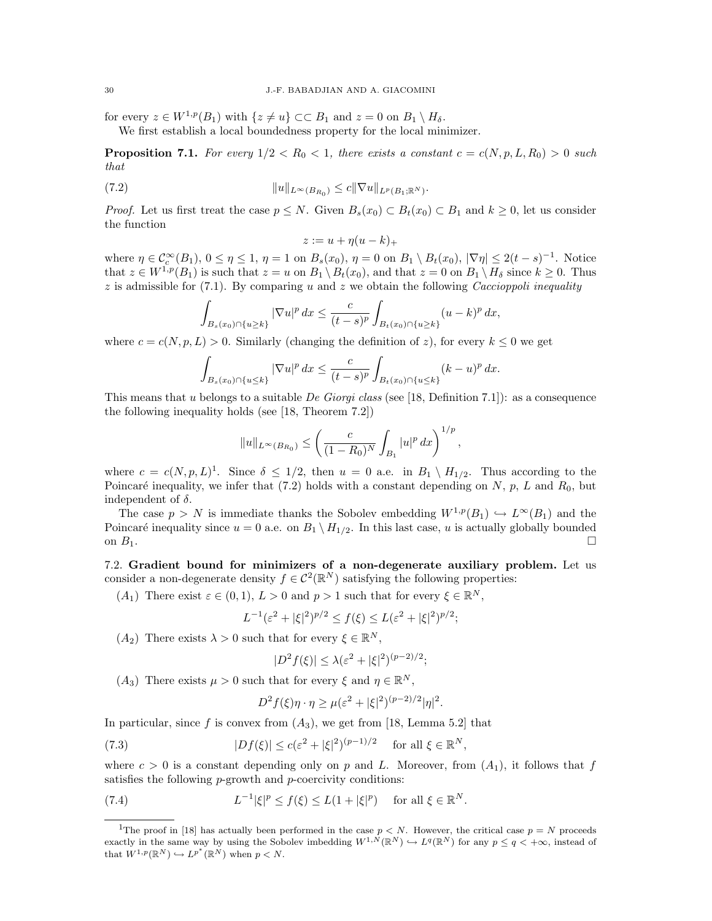for every $z \in W^{1,p}(B_1)$ with $\{z \neq u\} \subset\subset B_1$ and $z = 0$ on $B_1 \setminus H_\delta$.

We first establish a local boundedness property for the local minimizer.

**Proposition 7.1.** *For every $1/2 < R_0 < 1$, there exists a constant $c = c(N, p, L, R_0) > 0$ such that*

$$\|u\|_{L^\infty(B_{R_0})} \leq c\|\nabla u\|_{L^p(B_1;\mathbb{R}^N)}. \tag{7.2}$$

*Proof.* Let us first treat the case $p \leq N$. Given $B_s(x_0) \subset B_t(x_0) \subset B_1$ and $k \geq 0$, let us consider the function

$$z := u + \eta(u-k)_+$$

where $\eta \in \mathcal{C}_c^\infty(B_1)$, $0 \leq \eta \leq 1$, $\eta = 1$ on $B_s(x_0)$, $\eta = 0$ on $B_1 \setminus B_t(x_0)$, $|\nabla \eta| \leq 2(t-s)^{-1}$. Notice that $z \in W^{1,p}(B_1)$ is such that $z = u$ on $B_1 \setminus B_t(x_0)$, and that $z = 0$ on $B_1 \setminus H_\delta$ since $k \geq 0$. Thus $z$ is admissible for (7.1). By comparing $u$ and $z$ we obtain the following *Caccioppoli inequality*

$$\int_{B_s(x_0)\cap\{u\geq k\}} |\nabla u|^p \, dx \leq \frac{c}{(t-s)^p} \int_{B_t(x_0)\cap\{u \geq k\}} (u-k)^p \, dx,$$

where $c = c(N, p, L) > 0$. Similarly (changing the definition of $z$), for every $k \leq 0$ we get

$$\int_{B_s(x_0)\cap\{u\leq k\}} |\nabla u|^p \, dx \leq \frac{c}{(t-s)^p} \int_{B_t(x_0)\cap\{u \leq k\}} (k-u)^p \, dx.$$

This means that $u$ belongs to a suitable *De Giorgi class* (see [18, Definition 7.1]): as a consequence the following inequality holds (see [18, Theorem 7.2])

$$\|u\|_{L^\infty(B_{R_0})} \leq \left(\frac{c}{(1-R_0)^N} \int_{B_1} |u|^p \, dx\right)^{1/p},$$

where $c = c(N, p, L)$[1]. Since $\delta \leq 1/2$, then $u = 0$ a.e. in $B_1 \setminus H_{1/2}$. Thus according to the Poincaré inequality, we infer that (7.2) holds with a constant depending on $N$, $p$, $L$ and $R_0$, but independent of $\delta$.

The case $p > N$ is immediate thanks the Sobolev embedding $W^{1,p}(B_1) \hookrightarrow L^\infty(B_1)$ and the Poincaré inequality since $u = 0$ a.e. on $B_1 \setminus H_{1/2}$. In this last case, $u$ is actually globally bounded on $B_1$. $\square$

7.2. **Gradient bound for minimizers of a non-degenerate auxiliary problem.** Let us consider a non-degenerate density $f \in \mathcal{C}^2(\mathbb{R}^N)$ satisfying the following properties:

$(A_1)$ There exist $\varepsilon \in (0,1)$, $L > 0$ and $p > 1$ such that for every $\xi \in \mathbb{R}^N$,

$$L^{-1}(\varepsilon^2 + |\xi|^2)^{p/2} \leq f(\xi) \leq L(\varepsilon^2 + |\xi|^2)^{p/2};$$

$(A_2)$ There exists $\lambda > 0$ such that for every $\xi \in \mathbb{R}^N$,

$$|D^2 f(\xi)| \leq \lambda(\varepsilon^2 + |\xi|^2)^{(p-2)/2};$$

$(A_3)$ There exists $\mu > 0$ such that for every $\xi$ and $\eta \in \mathbb{R}^N$,

$$D^2 f(\xi)\eta \cdot \eta \geq \mu(\varepsilon^2 + |\xi|^2)^{(p-2)/2}|\eta|^2.$$

In particular, since $f$ is convex from $(A_3)$, we get from [18, Lemma 5.2] that

$$|Df(\xi)| \leq c(\varepsilon^2 + |\xi|^2)^{(p-1)/2} \quad \text{for all } \xi \in \mathbb{R}^N, \tag{7.3}$$

where $c > 0$ is a constant depending only on $p$ and $L$. Moreover, from $(A_1)$, it follows that $f$ satisfies the following $p$-growth and $p$-coercivity conditions:

$$L^{-1}|\xi|^p \leq f(\xi) \leq L(1 + |\xi|^p) \quad \text{for all } \xi \in \mathbb{R}^N. \tag{7.4}$$

---

[1] The proof in [18] has actually been performed in the case $p < N$. However, the critical case $p = N$ proceeds exactly in the same way by using the Sobolev imbedding $W^{1,N}(\mathbb{R}^N) \hookrightarrow L^q(\mathbb{R}^N)$ for any $p \leq q < +\infty$, instead of that $W^{1,p}(\mathbb{R}^N) \hookrightarrow L^{p^*}(\mathbb{R}^N)$ when $p < N$.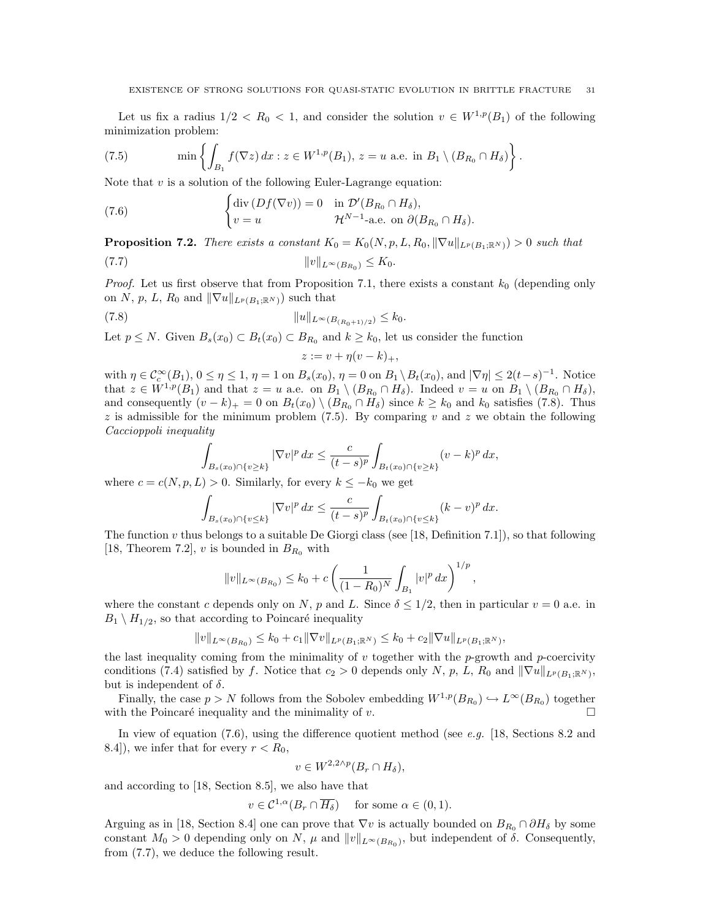Let us fix a radius $1/2 < R_0 < 1$, and consider the solution $v \in W^{1,p}(B_1)$ of the following minimization problem:

$$\min \left\{ \int_{B_1} f(\nabla z)\, dx : z \in W^{1,p}(B_1),\ z = u \text{ a.e. in } B_1 \setminus (B_{R_0} \cap H_\delta) \right\}. \tag{7.5}$$

Note that $v$ is a solution of the following Euler-Lagrange equation:

$$\begin{cases} \operatorname{div}(Df(\nabla v)) = 0 & \text{in } \mathcal{D}'(B_{R_0} \cap H_\delta), \\ v = u & \mathcal{H}^{N-1}\text{-a.e. on } \partial(B_{R_0} \cap H_\delta). \end{cases} \tag{7.6}$$

**Proposition 7.2.** *There exists a constant $K_0 = K_0(N, p, L, R_0, \|\nabla u\|_{L^p(B_1;\mathbb{R}^N)}) > 0$ such that*

$$\|v\|_{L^\infty(B_{R_0})} \leq K_0. \tag{7.7}$$

*Proof.* Let us first observe that from Proposition 7.1, there exists a constant $k_0$ (depending only on $N$, $p$, $L$, $R_0$ and $\|\nabla u\|_{L^p(B_1;\mathbb{R}^N)}$) such that

$$\|u\|_{L^\infty(B_{(R_0+1)/2})} \leq k_0. \tag{7.8}$$

Let $p \leq N$. Given $B_s(x_0) \subset B_t(x_0) \subset B_{R_0}$ and $k \geq k_0$, let us consider the function

$$z := v + \eta(v-k)_+,$$

with $\eta \in \mathcal{C}_c^\infty(B_1)$, $0 \leq \eta \leq 1$, $\eta = 1$ on $B_s(x_0)$, $\eta = 0$ on $B_1 \setminus B_t(x_0)$, and $|\nabla \eta| \leq 2(t-s)^{-1}$. Notice that $z \in W^{1,p}(B_1)$ and that $z = u$ a.e. on $B_1 \setminus (B_{R_0} \cap H_\delta)$. Indeed $v = u$ on $B_1 \setminus (B_{R_0} \cap H_\delta)$, and consequently $(v-k)_+ = 0$ on $B_t(x_0) \setminus (B_{R_0} \cap H_\delta)$ since $k \geq k_0$ and $k_0$ satisfies (7.8). Thus $z$ is admissible for the minimum problem (7.5). By comparing $v$ and $z$ we obtain the following *Caccioppoli inequality*

$$\int_{B_s(x_0) \cap \{v \geq k\}} |\nabla v|^p\, dx \leq \frac{c}{(t-s)^p} \int_{B_t(x_0) \cap \{v \geq k\}} (v-k)^p\, dx,$$

where $c = c(N, p, L) > 0$. Similarly, for every $k \leq -k_0$ we get

$$\int_{B_s(x_0) \cap \{v \leq k\}} |\nabla v|^p\, dx \leq \frac{c}{(t-s)^p} \int_{B_t(x_0) \cap \{v \leq k\}} (k-v)^p\, dx.$$

The function $v$ thus belongs to a suitable De Giorgi class (see [18, Definition 7.1]), so that following [18, Theorem 7.2], $v$ is bounded in $B_{R_0}$ with

$$\|v\|_{L^\infty(B_{R_0})} \leq k_0 + c\left( \frac{1}{(1-R_0)^N} \int_{B_1} |v|^p\, dx \right)^{1/p},$$

where the constant $c$ depends only on $N$, $p$ and $L$. Since $\delta \leq 1/2$, then in particular $v = 0$ a.e. in $B_1 \setminus H_{1/2}$, so that according to Poincaré inequality

$$\|v\|_{L^\infty(B_{R_0})} \leq k_0 + c_1 \|\nabla v\|_{L^p(B_1;\mathbb{R}^N)} \leq k_0 + c_2 \|\nabla u\|_{L^p(B_1;\mathbb{R}^N)},$$

the last inequality coming from the minimality of $v$ together with the $p$-growth and $p$-coercivity conditions (7.4) satisfied by $f$. Notice that $c_2 > 0$ depends only $N$, $p$, $L$, $R_0$ and $\|\nabla u\|_{L^p(B_1;\mathbb{R}^N)}$, but is independent of $\delta$.

Finally, the case $p > N$ follows from the Sobolev embedding $W^{1,p}(B_{R_0}) \hookrightarrow L^\infty(B_{R_0})$ together with the Poincaré inequality and the minimality of $v$. $\square$

In view of equation (7.6), using the difference quotient method (see *e.g.* [18, Sections 8.2 and 8.4]), we infer that for every $r < R_0$,

$$v \in W^{2,2\wedge p}(B_r \cap H_\delta),$$

and according to [18, Section 8.5], we also have that

$$v \in \mathcal{C}^{1,\alpha}(B_r \cap \overline{H_\delta}) \quad \text{for some } \alpha \in (0,1).$$

Arguing as in [18, Section 8.4] one can prove that $\nabla v$ is actually bounded on $B_{R_0} \cap \partial H_\delta$ by some constant $M_0 > 0$ depending only on $N$, $\mu$ and $\|v\|_{L^\infty(B_{R_0})}$, but independent of $\delta$. Consequently, from (7.7), we deduce the following result.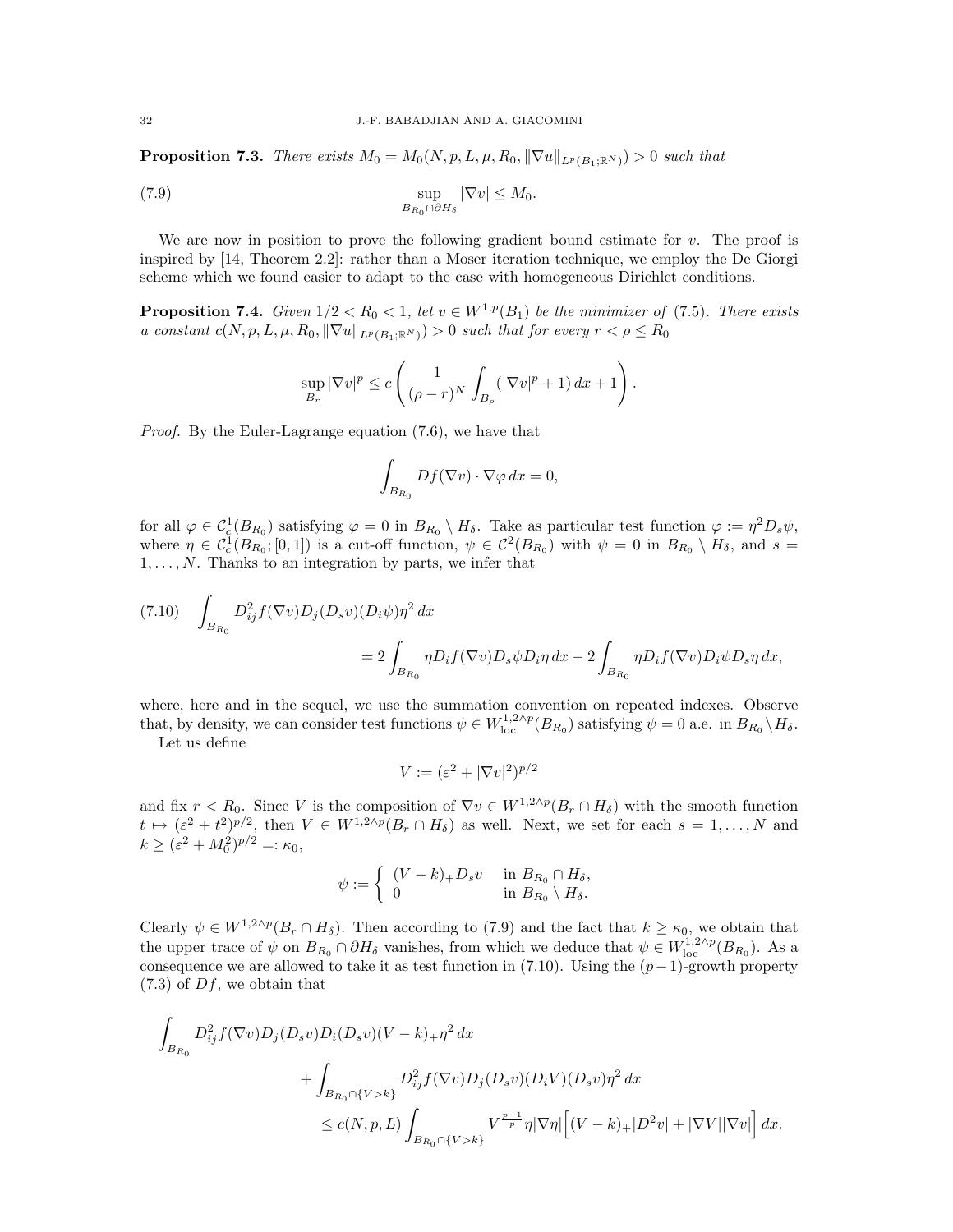**Proposition 7.3.** *There exists $M_0 = M_0(N, p, L, \mu, R_0, \|\nabla u\|_{L^p(B_1;\mathbb{R}^N)}) > 0$ such that*

$$\sup_{B_{R_0}\cap\partial H_\delta} |\nabla v| \le M_0. \tag{7.9}$$

We are now in position to prove the following gradient bound estimate for $v$. The proof is inspired by [14, Theorem 2.2]: rather than a Moser iteration technique, we employ the De Giorgi scheme which we found easier to adapt to the case with homogeneous Dirichlet conditions.

**Proposition 7.4.** *Given $1/2 < R_0 < 1$, let $v \in W^{1,p}(B_1)$ be the minimizer of (7.5). There exists a constant $c(N, p, L, \mu, R_0, \|\nabla u\|_{L^p(B_1;\mathbb{R}^N)}) > 0$ such that for every $r < \rho \le R_0$*

$$\sup_{B_r} |\nabla v|^p \le c\left(\frac{1}{(\rho - r)^N}\int_{B_\rho} (|\nabla v|^p + 1)\,dx + 1\right).$$

*Proof.* By the Euler-Lagrange equation (7.6), we have that

$$\int_{B_{R_0}} Df(\nabla v)\cdot\nabla\varphi\,dx = 0,$$

for all $\varphi \in \mathcal{C}^1_c(B_{R_0})$ satisfying $\varphi = 0$ in $B_{R_0}\setminus H_\delta$. Take as particular test function $\varphi := \eta^2 D_s\psi$, where $\eta \in \mathcal{C}^1_c(B_{R_0};[0,1])$ is a cut-off function, $\psi \in \mathcal{C}^2(B_{R_0})$ with $\psi = 0$ in $B_{R_0}\setminus H_\delta$, and $s = 1, \dots, N$. Thanks to an integration by parts, we infer that

$$\begin{aligned}\int_{B_{R_0}} D^2_{ij} f(\nabla v) D_j(D_s v)(D_i\psi)\eta^2\,dx \\ = 2\int_{B_{R_0}} \eta D_i f(\nabla v) D_s\psi D_i\eta\,dx - 2\int_{B_{R_0}} \eta D_i f(\nabla v) D_i\psi D_s\eta\,dx,\end{aligned} \tag{7.10}$$

where, here and in the sequel, we use the summation convention on repeated indexes. Observe that, by density, we can consider test functions $\psi \in W^{1,2\wedge p}_{\rm loc}(B_{R_0})$ satisfying $\psi = 0$ a.e. in $B_{R_0}\setminus H_\delta$.

Let us define

$$V := (\varepsilon^2 + |\nabla v|^2)^{p/2}$$

and fix $r < R_0$. Since $V$ is the composition of $\nabla v \in W^{1,2\wedge p}(B_r\cap H_\delta)$ with the smooth function $t \mapsto (\varepsilon^2 + t^2)^{p/2}$, then $V \in W^{1,2\wedge p}(B_r \cap H_\delta)$ as well. Next, we set for each $s = 1, \dots, N$ and $k \ge (\varepsilon^2 + M_0^2)^{p/2} =: \kappa_0$,

$$\psi := \begin{cases} (V-k)_+ D_s v & \text{in } B_{R_0}\cap H_\delta,\\ 0 & \text{in } B_{R_0}\setminus H_\delta.\end{cases}$$

Clearly $\psi \in W^{1,2\wedge p}(B_r\cap H_\delta)$. Then according to (7.9) and the fact that $k \ge \kappa_0$, we obtain that the upper trace of $\psi$ on $B_{R_0}\cap\partial H_\delta$ vanishes, from which we deduce that $\psi \in W^{1,2\wedge p}_{\rm loc}(B_{R_0})$. As a consequence we are allowed to take it as test function in (7.10). Using the $(p-1)$-growth property (7.3) of $Df$, we obtain that

$$\begin{aligned}\int_{B_{R_0}} D^2_{ij} f(\nabla v) D_j(D_s v) D_i(D_s v)(V-k)_+\eta^2\,dx \\ + \int_{B_{R_0}\cap\{V>k\}} D^2_{ij} f(\nabla v) D_j(D_s v)(D_i V)(D_s v)\eta^2\,dx \\ \le c(N,p,L)\int_{B_{R_0}\cap\{V>k\}} V^{\frac{p-1}{p}}\eta|\nabla\eta|\Big[(V-k)_+|D^2 v| + |\nabla V||\nabla v|\Big]\,dx.\end{aligned}$$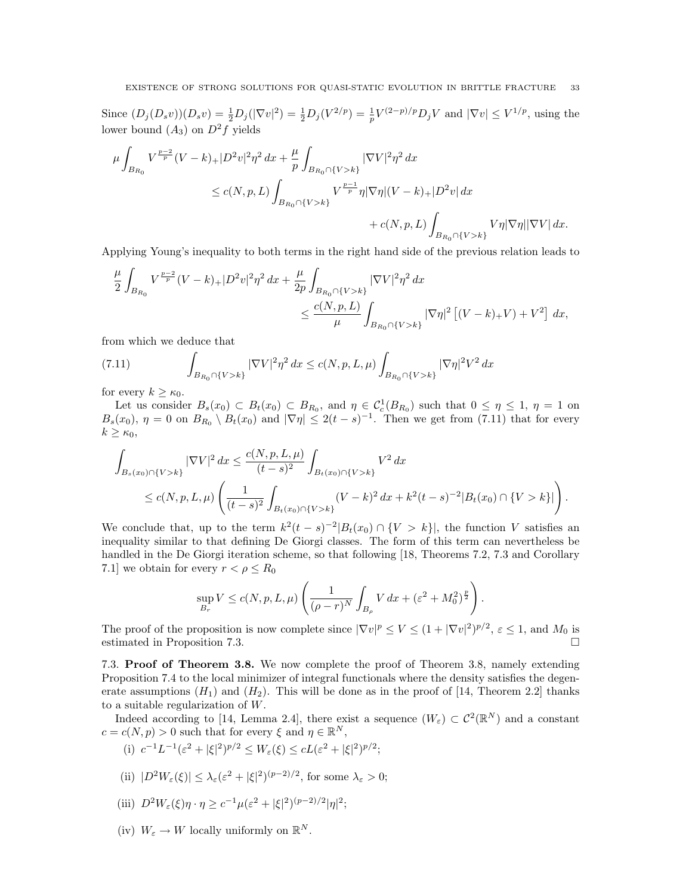Since $(D_j(D_s v))(D_s v) = \frac{1}{2}D_j(|\nabla v|^2) = \frac{1}{2}D_j(V^{2/p}) = \frac{1}{p}V^{(2-p)/p}D_j V$ and $|\nabla v| \le V^{1/p}$, using the lower bound $(A_3)$ on $D^2 f$ yields

$$
\begin{aligned}
\mu \int_{B_{R_0}} V^{\frac{p-2}{p}}(V-k)_+ |D^2 v|^2 \eta^2 \, dx + \frac{\mu}{p}\int_{B_{R_0}\cap\{V>k\}} |\nabla V|^2 \eta^2 \, dx \\
\le c(N,p,L)\int_{B_{R_0}\cap\{V>k\}} V^{\frac{p-1}{p}} \eta |\nabla \eta| (V-k)_+ |D^2 v| \, dx \\
+ c(N,p,L)\int_{B_{R_0}\cap\{V>k\}} V\eta|\nabla\eta||\nabla V| \, dx.
\end{aligned}
$$

Applying Young's inequality to both terms in the right hand side of the previous relation leads to

$$
\begin{aligned}
\frac{\mu}{2}\int_{B_{R_0}} V^{\frac{p-2}{p}}(V-k)_+ |D^2 v|^2 \eta^2 \, dx + \frac{\mu}{2p}\int_{B_{R_0}\cap\{V>k\}} |\nabla V|^2 \eta^2 \, dx \\
\le \frac{c(N,p,L)}{\mu}\int_{B_{R_0}\cap\{V>k\}} |\nabla\eta|^2 \left[(V-k)_+ V) + V^2\right] \, dx,
\end{aligned}
$$

from which we deduce that

$$
\int_{B_{R_0}\cap\{V>k\}} |\nabla V|^2 \eta^2 \, dx \le c(N,p,L,\mu)\int_{B_{R_0}\cap\{V>k\}} |\nabla\eta|^2 V^2 \, dx \tag{7.11}
$$

for every $k \ge \kappa_0$.

Let us consider $B_s(x_0) \subset B_t(x_0) \subset B_{R_0}$, and $\eta \in \mathcal{C}^1_c(B_{R_0})$ such that $0 \le \eta \le 1$, $\eta = 1$ on $B_s(x_0)$, $\eta = 0$ on $B_{R_0} \setminus B_t(x_0)$ and $|\nabla \eta| \le 2(t-s)^{-1}$. Then we get from (7.11) that for every $k \ge \kappa_0$,

$$
\begin{aligned}
\int_{B_s(x_0)\cap\{V>k\}} |\nabla V|^2 \, dx &\le \frac{c(N,p,L,\mu)}{(t-s)^2}\int_{B_t(x_0)\cap\{V>k\}} V^2 \, dx \\
&\le c(N,p,L,\mu)\left(\frac{1}{(t-s)^2}\int_{B_t(x_0)\cap\{V>k\}} (V-k)^2 \, dx + k^2(t-s)^{-2}|B_t(x_0)\cap\{V>k\}|\right).
\end{aligned}
$$

We conclude that, up to the term $k^2(t-s)^{-2}|B_t(x_0)\cap\{V>k\}|$, the function $V$ satisfies an inequality similar to that defining De Giorgi classes. The form of this term can nevertheless be handled in the De Giorgi iteration scheme, so that following [18, Theorems 7.2, 7.3 and Corollary 7.1] we obtain for every $r < \rho \le R_0$

$$
\sup_{B_r} V \le c(N,p,L,\mu)\left(\frac{1}{(\rho-r)^N}\int_{B_\rho} V \, dx + (\varepsilon^2 + M_0^2)^{\frac{p}{2}}\right).
$$

The proof of the proposition is now complete since $|\nabla v|^p \le V \le (1+|\nabla v|^2)^{p/2}$, $\varepsilon \le 1$, and $M_0$ is estimated in Proposition 7.3. $\square$

7.3. **Proof of Theorem 3.8.** We now complete the proof of Theorem 3.8, namely extending Proposition 7.4 to the local minimizer of integral functionals where the density satisfies the degenerate assumptions $(H_1)$ and $(H_2)$. This will be done as in the proof of [14, Theorem 2.2] thanks to a suitable regularization of $W$.

Indeed according to [14, Lemma 2.4], there exist a sequence $(W_\varepsilon) \subset \mathcal{C}^2(\mathbb{R}^N)$ and a constant $c = c(N,p) > 0$ such that for every $\xi$ and $\eta \in \mathbb{R}^N$,

(i) $c^{-1}L^{-1}(\varepsilon^2 + |\xi|^2)^{p/2} \le W_\varepsilon(\xi) \le cL(\varepsilon^2 + |\xi|^2)^{p/2}$;

(ii) $|D^2 W_\varepsilon(\xi)| \le \lambda_\varepsilon(\varepsilon^2 + |\xi|^2)^{(p-2)/2}$, for some $\lambda_\varepsilon > 0$;

(iii) $D^2 W_\varepsilon(\xi)\eta \cdot \eta \ge c^{-1}\mu(\varepsilon^2 + |\xi|^2)^{(p-2)/2}|\eta|^2$;

(iv) $W_\varepsilon \to W$ locally uniformly on $\mathbb{R}^N$.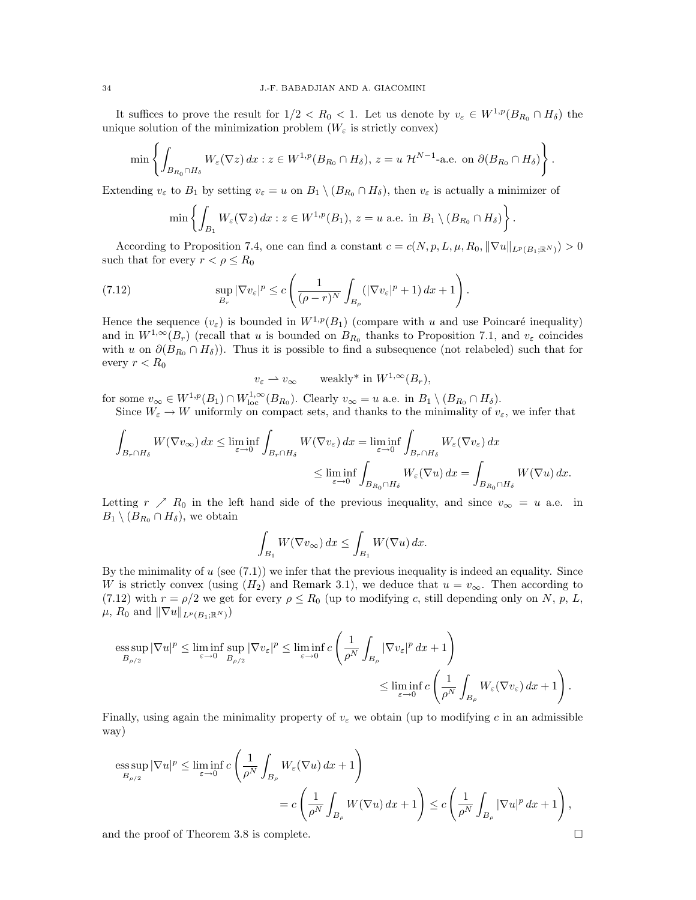It suffices to prove the result for $1/2 < R_0 < 1$. Let us denote by $v_\varepsilon \in W^{1,p}(B_{R_0} \cap H_\delta)$ the unique solution of the minimization problem ($W_\varepsilon$ is strictly convex)

$$\min \left\{ \int_{B_{R_0} \cap H_\delta} W_\varepsilon(\nabla z)\, dx : z \in W^{1,p}(B_{R_0} \cap H_\delta),\ z = u\ \mathcal{H}^{N-1}\text{-a.e. on } \partial(B_{R_0} \cap H_\delta) \right\}.$$

Extending $v_\varepsilon$ to $B_1$ by setting $v_\varepsilon = u$ on $B_1 \setminus (B_{R_0} \cap H_\delta)$, then $v_\varepsilon$ is actually a minimizer of

$$\min \left\{ \int_{B_1} W_\varepsilon(\nabla z)\, dx : z \in W^{1,p}(B_1),\ z = u \text{ a.e. in } B_1 \setminus (B_{R_0} \cap H_\delta) \right\}.$$

According to Proposition 7.4, one can find a constant $c = c(N, p, L, \mu, R_0, \|\nabla u\|_{L^p(B_1;\mathbb{R}^N)}) > 0$ such that for every $r < \rho \leq R_0$

$$\sup_{B_r} |\nabla v_\varepsilon|^p \leq c \left( \frac{1}{(\rho - r)^N} \int_{B_\rho} (|\nabla v_\varepsilon|^p + 1)\, dx + 1 \right). \tag{7.12}$$

Hence the sequence $(v_\varepsilon)$ is bounded in $W^{1,p}(B_1)$ (compare with $u$ and use Poincaré inequality) and in $W^{1,\infty}(B_r)$ (recall that $u$ is bounded on $B_{R_0}$ thanks to Proposition 7.1, and $v_\varepsilon$ coincides with $u$ on $\partial(B_{R_0} \cap H_\delta)$). Thus it is possible to find a subsequence (not relabeled) such that for every $r < R_0$

$$v_\varepsilon \rightharpoonup v_\infty \qquad \text{weakly* in } W^{1,\infty}(B_r),$$

for some $v_\infty \in W^{1,p}(B_1) \cap W^{1,\infty}_{\rm loc}(B_{R_0})$. Clearly $v_\infty = u$ a.e. in $B_1 \setminus (B_{R_0} \cap H_\delta)$.

Since $W_\varepsilon \to W$ uniformly on compact sets, and thanks to the minimality of $v_\varepsilon$, we infer that

$$\begin{aligned}
\int_{B_r \cap H_\delta} W(\nabla v_\infty)\, dx \leq \liminf_{\varepsilon \to 0} \int_{B_r \cap H_\delta} W(\nabla v_\varepsilon)\, dx &= \liminf_{\varepsilon \to 0} \int_{B_r \cap H_\delta} W_\varepsilon(\nabla v_\varepsilon)\, dx \\
&\leq \liminf_{\varepsilon \to 0} \int_{B_{R_0} \cap H_\delta} W_\varepsilon(\nabla u)\, dx = \int_{B_{R_0} \cap H_\delta} W(\nabla u)\, dx.
\end{aligned}$$

Letting $r \nearrow R_0$ in the left hand side of the previous inequality, and since $v_\infty = u$ a.e. in $B_1 \setminus (B_{R_0} \cap H_\delta)$, we obtain

$$\int_{B_1} W(\nabla v_\infty)\, dx \leq \int_{B_1} W(\nabla u)\, dx.$$

By the minimality of $u$ (see (7.1)) we infer that the previous inequality is indeed an equality. Since $W$ is strictly convex (using $(H_2)$ and Remark 3.1), we deduce that $u = v_\infty$. Then according to (7.12) with $r = \rho/2$ we get for every $\rho \leq R_0$ (up to modifying $c$, still depending only on $N$, $p$, $L$, $\mu$, $R_0$ and $\|\nabla u\|_{L^p(B_1;\mathbb{R}^N)}$)

$$\begin{aligned}
\operatorname*{ess\,sup}_{B_{\rho/2}} |\nabla u|^p \leq \liminf_{\varepsilon \to 0} \sup_{B_{\rho/2}} |\nabla v_\varepsilon|^p &\leq \liminf_{\varepsilon \to 0} c \left( \frac{1}{\rho^N} \int_{B_\rho} |\nabla v_\varepsilon|^p\, dx + 1 \right) \\
&\leq \liminf_{\varepsilon \to 0} c \left( \frac{1}{\rho^N} \int_{B_\rho} W_\varepsilon(\nabla v_\varepsilon)\, dx + 1 \right).
\end{aligned}$$

Finally, using again the minimality property of $v_\varepsilon$ we obtain (up to modifying $c$ in an admissible way)

$$\begin{aligned}
\operatorname*{ess\,sup}_{B_{\rho/2}} |\nabla u|^p &\leq \liminf_{\varepsilon \to 0} c \left( \frac{1}{\rho^N} \int_{B_\rho} W_\varepsilon(\nabla u)\, dx + 1 \right) \\
&= c \left( \frac{1}{\rho^N} \int_{B_\rho} W(\nabla u)\, dx + 1 \right) \leq c \left( \frac{1}{\rho^N} \int_{B_\rho} |\nabla u|^p\, dx + 1 \right),
\end{aligned}$$

and the proof of Theorem 3.8 is complete. $\square$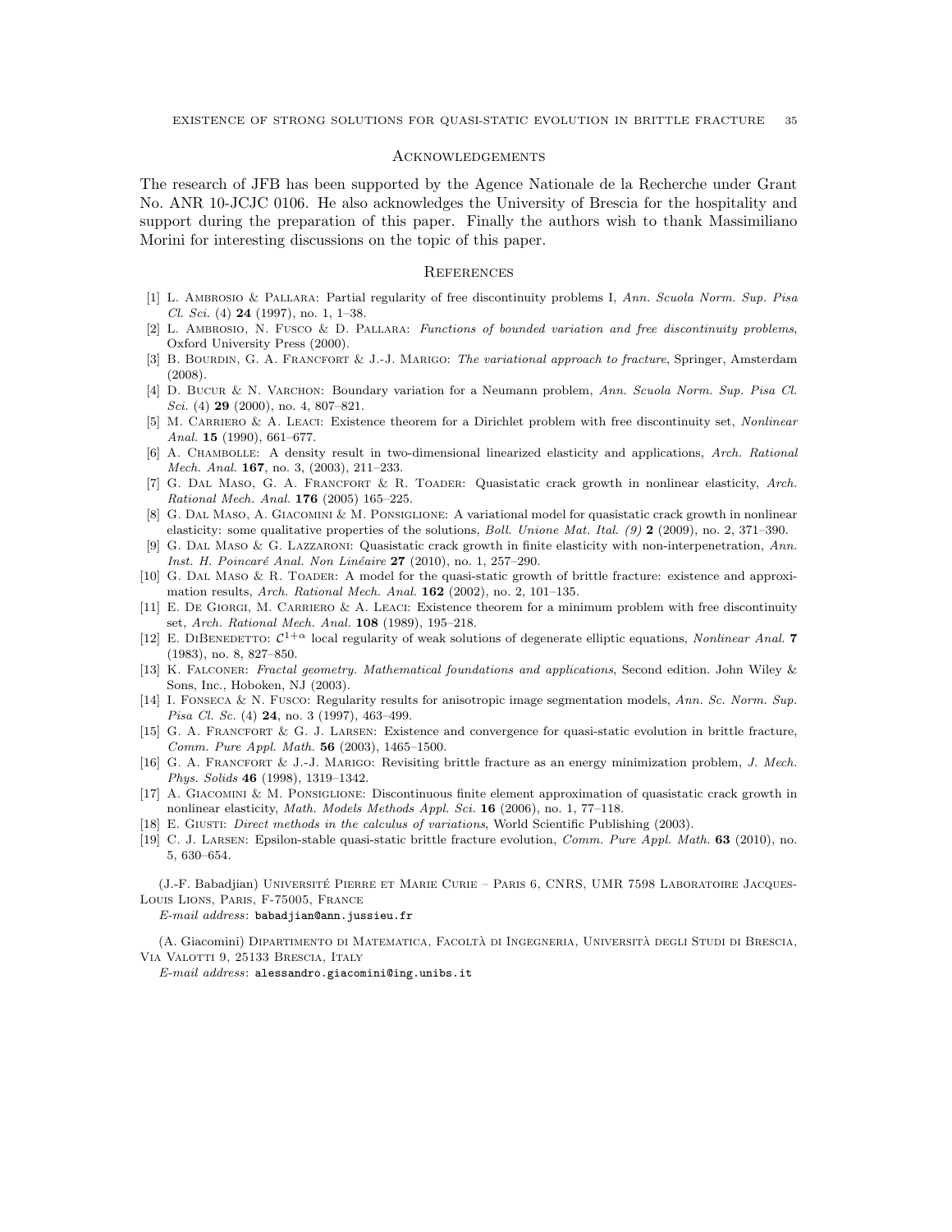## Acknowledgements

The research of JFB has been supported by the Agence Nationale de la Recherche under Grant No. ANR 10-JCJC 0106. He also acknowledges the University of Brescia for the hospitality and support during the preparation of this paper. Finally the authors wish to thank Massimiliano Morini for interesting discussions on the topic of this paper.

## References

[1] L. Ambrosio & Pallara: Partial regularity of free discontinuity problems I, *Ann. Scuola Norm. Sup. Pisa Cl. Sci.* (4) **24** (1997), no. 1, 1–38.

[2] L. Ambrosio, N. Fusco & D. Pallara: *Functions of bounded variation and free discontinuity problems*, Oxford University Press (2000).

[3] B. Bourdin, G. A. Francfort & J.-J. Marigo: *The variational approach to fracture*, Springer, Amsterdam (2008).

[4] D. Bucur & N. Varchon: Boundary variation for a Neumann problem, *Ann. Scuola Norm. Sup. Pisa Cl. Sci.* (4) **29** (2000), no. 4, 807–821.

[5] M. Carriero & A. Leaci: Existence theorem for a Dirichlet problem with free discontinuity set, *Nonlinear Anal.* **15** (1990), 661–677.

[6] A. Chambolle: A density result in two-dimensional linearized elasticity and applications, *Arch. Rational Mech. Anal.* **167**, no. 3, (2003), 211–233.

[7] G. Dal Maso, G. A. Francfort & R. Toader: Quasistatic crack growth in nonlinear elasticity, *Arch. Rational Mech. Anal.* **176** (2005) 165–225.

[8] G. Dal Maso, A. Giacomini & M. Ponsiglione: A variational model for quasistatic crack growth in nonlinear elasticity: some qualitative properties of the solutions, *Boll. Unione Mat. Ital. (9)* **2** (2009), no. 2, 371–390.

[9] G. Dal Maso & G. Lazzaroni: Quasistatic crack growth in finite elasticity with non-interpenetration, *Ann. Inst. H. Poincaré Anal. Non Linéaire* **27** (2010), no. 1, 257–290.

[10] G. Dal Maso & R. Toader: A model for the quasi-static growth of brittle fracture: existence and approximation results, *Arch. Rational Mech. Anal.* **162** (2002), no. 2, 101–135.

[11] E. De Giorgi, M. Carriero & A. Leaci: Existence theorem for a minimum problem with free discontinuity set, *Arch. Rational Mech. Anal.* **108** (1989), 195–218.

[12] E. DiBenedetto: $\mathcal{C}^{1+\alpha}$ local regularity of weak solutions of degenerate elliptic equations, *Nonlinear Anal.* **7** (1983), no. 8, 827–850.

[13] K. Falconer: *Fractal geometry. Mathematical foundations and applications*, Second edition. John Wiley & Sons, Inc., Hoboken, NJ (2003).

[14] I. Fonseca & N. Fusco: Regularity results for anisotropic image segmentation models, *Ann. Sc. Norm. Sup. Pisa Cl. Sc.* (4) **24**, no. 3 (1997), 463–499.

[15] G. A. Francfort & G. J. Larsen: Existence and convergence for quasi-static evolution in brittle fracture, *Comm. Pure Appl. Math.* **56** (2003), 1465–1500.

[16] G. A. Francfort & J.-J. Marigo: Revisiting brittle fracture as an energy minimization problem, *J. Mech. Phys. Solids* **46** (1998), 1319–1342.

[17] A. Giacomini & M. Ponsiglione: Discontinuous finite element approximation of quasistatic crack growth in nonlinear elasticity, *Math. Models Methods Appl. Sci.* **16** (2006), no. 1, 77–118.

[18] E. Giusti: *Direct methods in the calculus of variations*, World Scientific Publishing (2003).

[19] C. J. Larsen: Epsilon-stable quasi-static brittle fracture evolution, *Comm. Pure Appl. Math.* **63** (2010), no. 5, 630–654.

(J.-F. Babadjian) Université Pierre et Marie Curie – Paris 6, CNRS, UMR 7598 Laboratoire Jacques-Louis Lions, Paris, F-75005, France

*E-mail address*: babadjian@ann.jussieu.fr

(A. Giacomini) Dipartimento di Matematica, Facoltà di Ingegneria, Università degli Studi di Brescia, Via Valotti 9, 25133 Brescia, Italy

*E-mail address*: alessandro.giacomini@ing.unibs.it